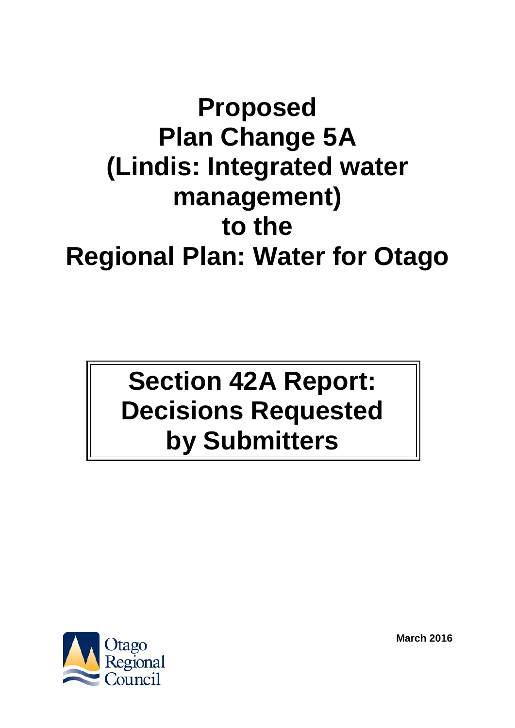# Proposed Plan Change 5A (Lindis: Integrated water management) to the Regional Plan: Water for Otago

## Section 42A Report: Decisions Requested by Submitters

Otago Regional Council

March 2016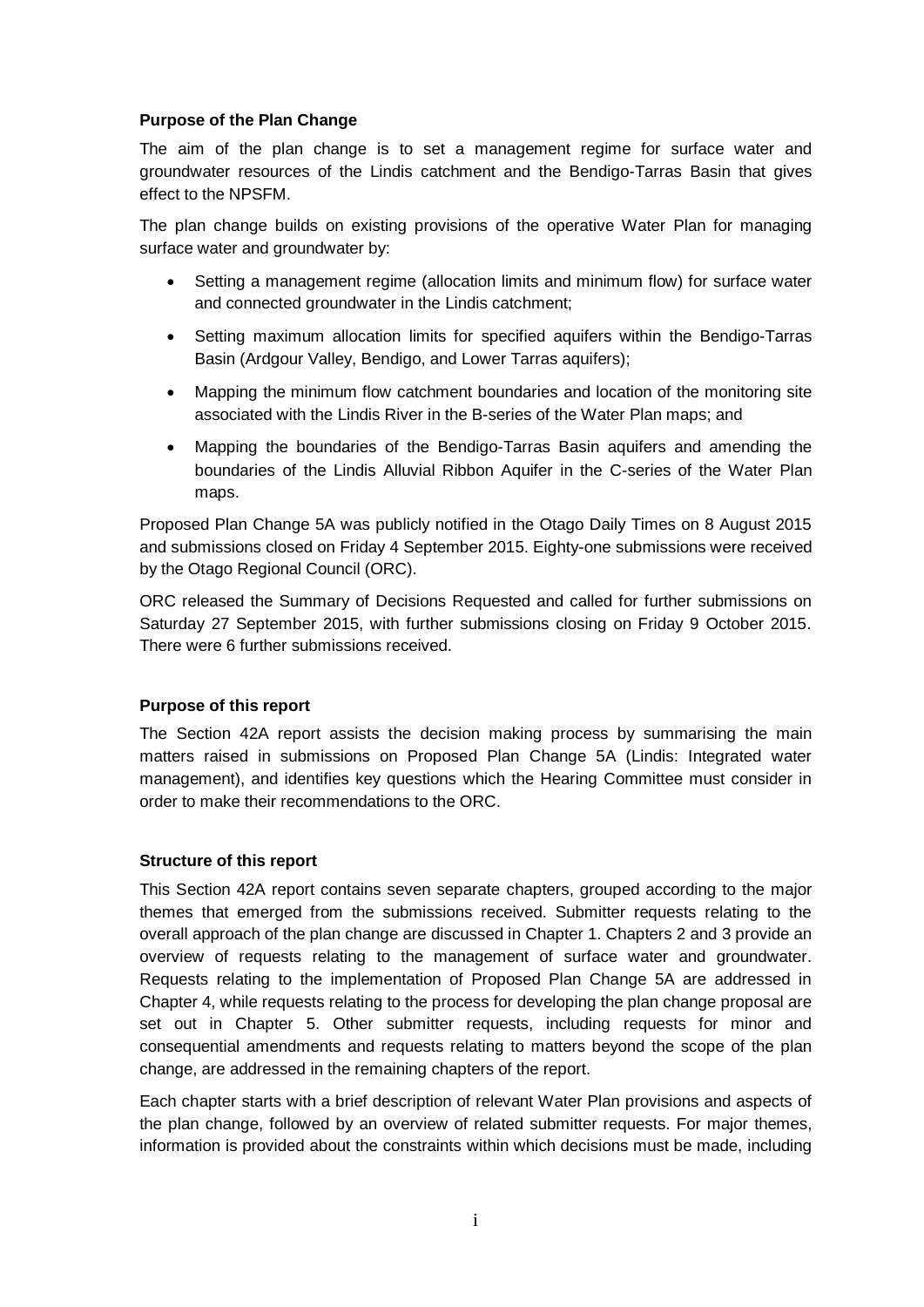**Purpose of the Plan Change**

The aim of the plan change is to set a management regime for surface water and groundwater resources of the Lindis catchment and the Bendigo-Tarras Basin that gives effect to the NPSFM.

The plan change builds on existing provisions of the operative Water Plan for managing surface water and groundwater by:

- Setting a management regime (allocation limits and minimum flow) for surface water and connected groundwater in the Lindis catchment;
- Setting maximum allocation limits for specified aquifers within the Bendigo-Tarras Basin (Ardgour Valley, Bendigo, and Lower Tarras aquifers);
- Mapping the minimum flow catchment boundaries and location of the monitoring site associated with the Lindis River in the B-series of the Water Plan maps; and
- Mapping the boundaries of the Bendigo-Tarras Basin aquifers and amending the boundaries of the Lindis Alluvial Ribbon Aquifer in the C-series of the Water Plan maps.

Proposed Plan Change 5A was publicly notified in the Otago Daily Times on 8 August 2015 and submissions closed on Friday 4 September 2015. Eighty-one submissions were received by the Otago Regional Council (ORC).

ORC released the Summary of Decisions Requested and called for further submissions on Saturday 27 September 2015, with further submissions closing on Friday 9 October 2015. There were 6 further submissions received.

**Purpose of this report**

The Section 42A report assists the decision making process by summarising the main matters raised in submissions on Proposed Plan Change 5A (Lindis: Integrated water management), and identifies key questions which the Hearing Committee must consider in order to make their recommendations to the ORC.

**Structure of this report**

This Section 42A report contains seven separate chapters, grouped according to the major themes that emerged from the submissions received. Submitter requests relating to the overall approach of the plan change are discussed in Chapter 1. Chapters 2 and 3 provide an overview of requests relating to the management of surface water and groundwater. Requests relating to the implementation of Proposed Plan Change 5A are addressed in Chapter 4, while requests relating to the process for developing the plan change proposal are set out in Chapter 5. Other submitter requests, including requests for minor and consequential amendments and requests relating to matters beyond the scope of the plan change, are addressed in the remaining chapters of the report.

Each chapter starts with a brief description of relevant Water Plan provisions and aspects of the plan change, followed by an overview of related submitter requests. For major themes, information is provided about the constraints within which decisions must be made, including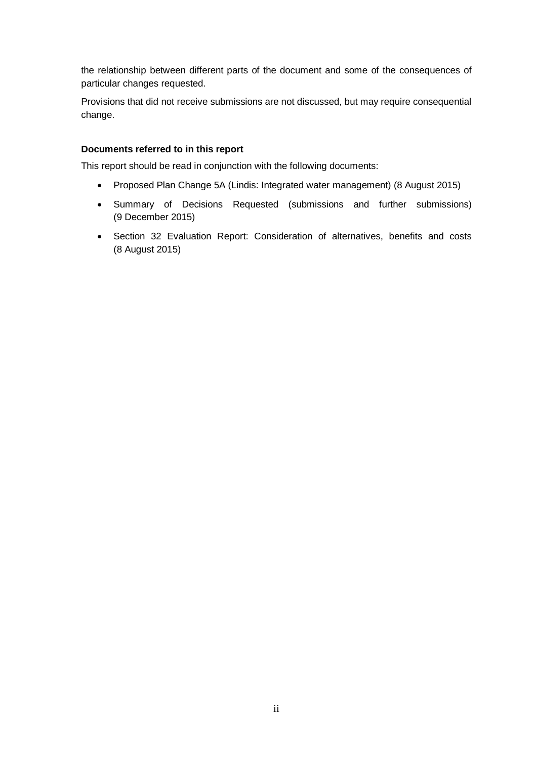the relationship between different parts of the document and some of the consequences of particular changes requested.

Provisions that did not receive submissions are not discussed, but may require consequential change.

**Documents referred to in this report**

This report should be read in conjunction with the following documents:

- Proposed Plan Change 5A (Lindis: Integrated water management) (8 August 2015)
- Summary of Decisions Requested (submissions and further submissions) (9 December 2015)
- Section 32 Evaluation Report: Consideration of alternatives, benefits and costs (8 August 2015)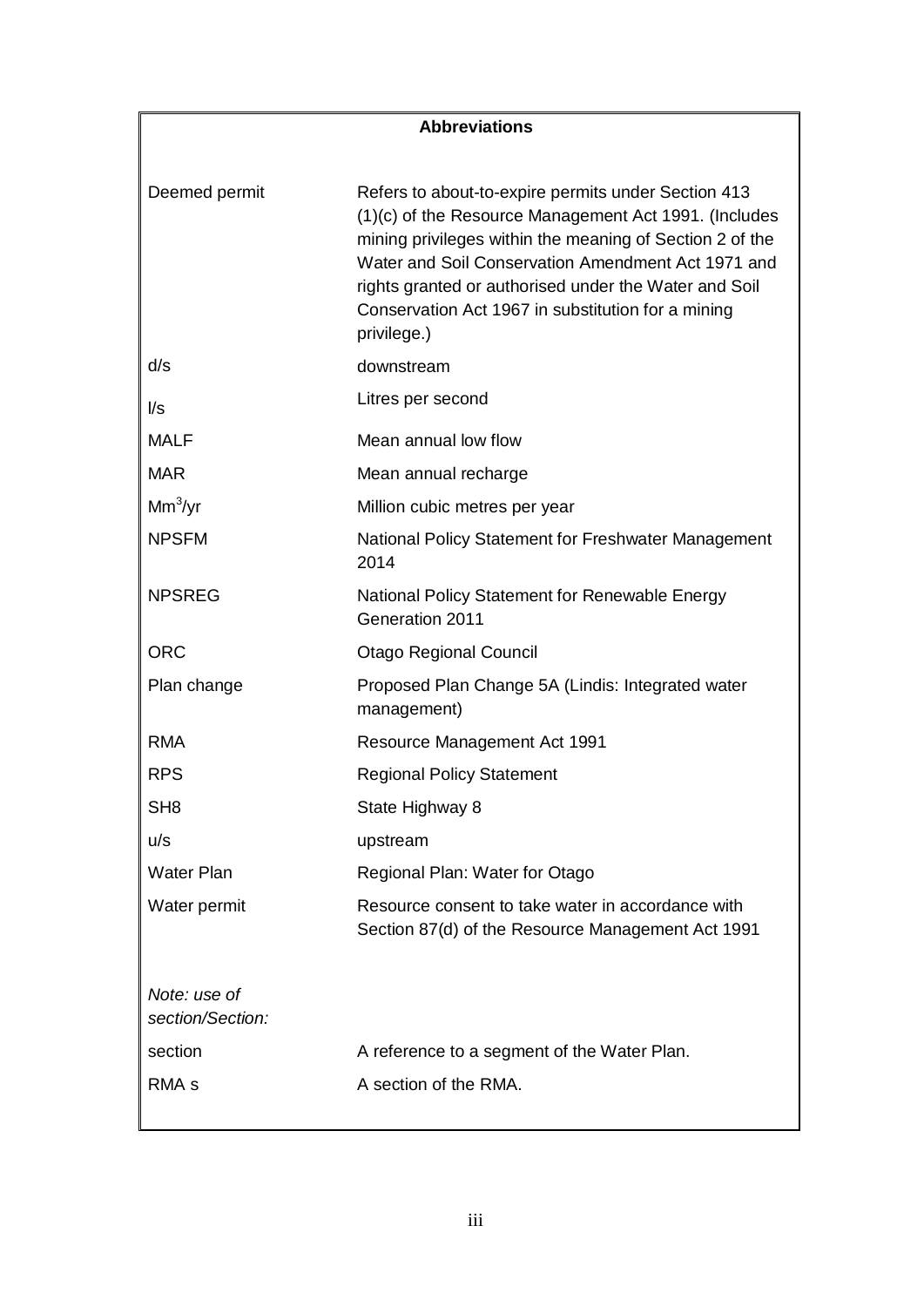## Abbreviations

| | |
|---|---|
| Deemed permit | Refers to about-to-expire permits under Section 413 (1)(c) of the Resource Management Act 1991. (Includes mining privileges within the meaning of Section 2 of the Water and Soil Conservation Amendment Act 1971 and rights granted or authorised under the Water and Soil Conservation Act 1967 in substitution for a mining privilege.) |
| d/s | downstream |
| l/s | Litres per second |
| MALF | Mean annual low flow |
| MAR | Mean annual recharge |
| $Mm^3$/yr | Million cubic metres per year |
| NPSFM | National Policy Statement for Freshwater Management 2014 |
| NPSREG | National Policy Statement for Renewable Energy Generation 2011 |
| ORC | Otago Regional Council |
| Plan change | Proposed Plan Change 5A (Lindis: Integrated water management) |
| RMA | Resource Management Act 1991 |
| RPS | Regional Policy Statement |
| SH8 | State Highway 8 |
| u/s | upstream |
| Water Plan | Regional Plan: Water for Otago |
| Water permit | Resource consent to take water in accordance with Section 87(d) of the Resource Management Act 1991 |
| *Note: use of section/Section:* | |
| section | A reference to a segment of the Water Plan. |
| RMA s | A section of the RMA. |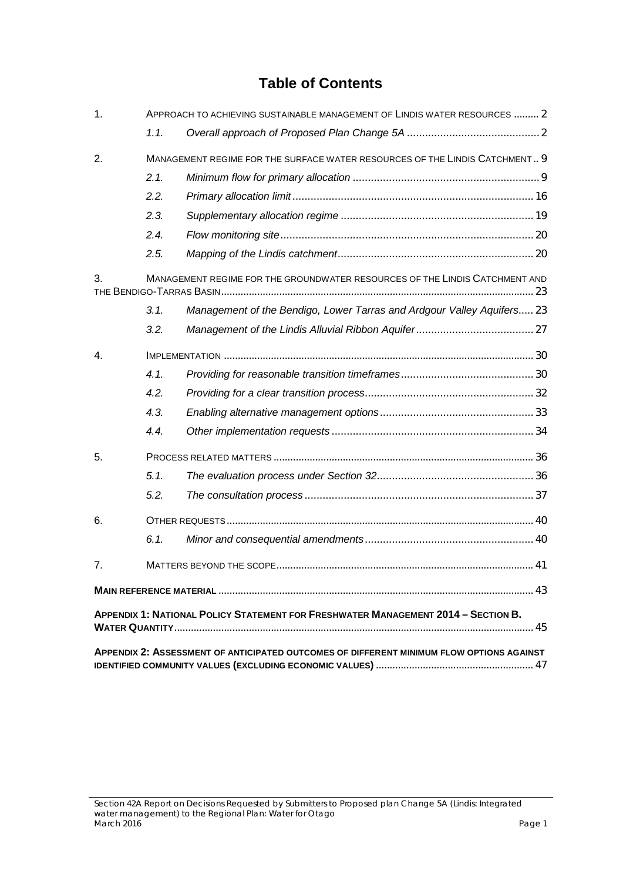# Table of Contents

1. APPROACH TO ACHIEVING SUSTAINABLE MANAGEMENT OF LINDIS WATER RESOURCES ......... 2
   - *1.1. Overall approach of Proposed Plan Change 5A* ............................................ 2
2. MANAGEMENT REGIME FOR THE SURFACE WATER RESOURCES OF THE LINDIS CATCHMENT .. 9
   - *2.1. Minimum flow for primary allocation* .............................................................. 9
   - *2.2. Primary allocation limit* ............................................................................... 16
   - *2.3. Supplementary allocation regime* ............................................................... 19
   - *2.4. Flow monitoring site* ................................................................................... 20
   - *2.5. Mapping of the Lindis catchment* ................................................................ 20
3. MANAGEMENT REGIME FOR THE GROUNDWATER RESOURCES OF THE LINDIS CATCHMENT AND THE BENDIGO-TARRAS BASIN ................................................................................................................ 23
   - *3.1. Management of the Bendigo, Lower Tarras and Ardgour Valley Aquifers* ..... 23
   - *3.2. Management of the Lindis Alluvial Ribbon Aquifer* ....................................... 27
4. IMPLEMENTATION ............................................................................................................ 30
   - *4.1. Providing for reasonable transition timeframes* ............................................ 30
   - *4.2. Providing for a clear transition process* ........................................................ 32
   - *4.3. Enabling alternative management options* ................................................... 33
   - *4.4. Other implementation requests* ................................................................... 34
5. PROCESS RELATED MATTERS .......................................................................................... 36
   - *5.1. The evaluation process under Section 32* .................................................... 36
   - *5.2. The consultation process* ............................................................................ 37
6. OTHER REQUESTS ............................................................................................................ 40
   - *6.1. Minor and consequential amendments* ........................................................ 40
7. MATTERS BEYOND THE SCOPE .......................................................................................... 41

**MAIN REFERENCE MATERIAL** ................................................................................................ 43

**APPENDIX 1: NATIONAL POLICY STATEMENT FOR FRESHWATER MANAGEMENT 2014 – SECTION B. WATER QUANTITY** ................................................................................................................ 45

**APPENDIX 2: ASSESSMENT OF ANTICIPATED OUTCOMES OF DIFFERENT MINIMUM FLOW OPTIONS AGAINST IDENTIFIED COMMUNITY VALUES (EXCLUDING ECONOMIC VALUES)** ....................................................... 47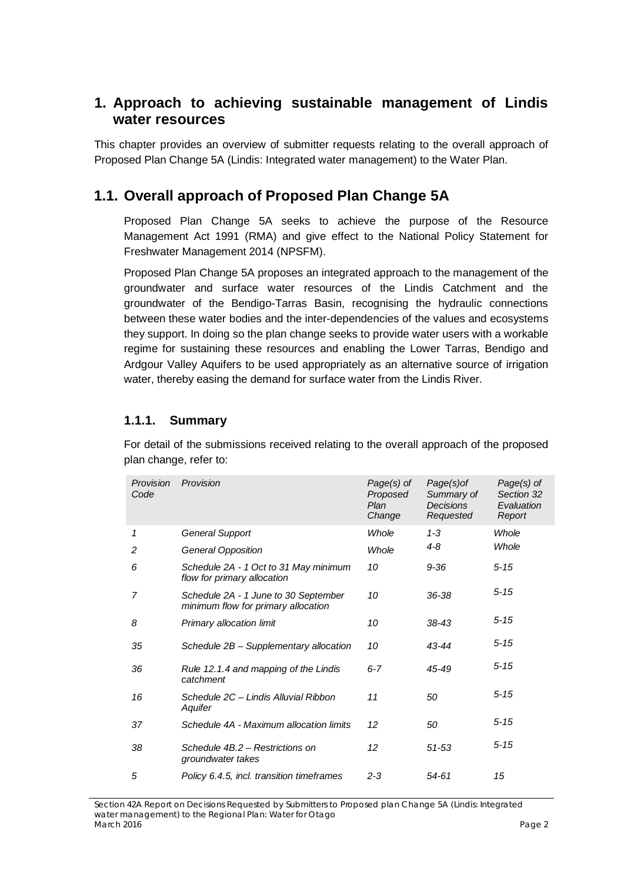# 1. Approach to achieving sustainable management of Lindis water resources

This chapter provides an overview of submitter requests relating to the overall approach of Proposed Plan Change 5A (Lindis: Integrated water management) to the Water Plan.

## 1.1. Overall approach of Proposed Plan Change 5A

Proposed Plan Change 5A seeks to achieve the purpose of the Resource Management Act 1991 (RMA) and give effect to the National Policy Statement for Freshwater Management 2014 (NPSFM).

Proposed Plan Change 5A proposes an integrated approach to the management of the groundwater and surface water resources of the Lindis Catchment and the groundwater of the Bendigo-Tarras Basin, recognising the hydraulic connections between these water bodies and the inter-dependencies of the values and ecosystems they support. In doing so the plan change seeks to provide water users with a workable regime for sustaining these resources and enabling the Lower Tarras, Bendigo and Ardgour Valley Aquifers to be used appropriately as an alternative source of irrigation water, thereby easing the demand for surface water from the Lindis River.

### 1.1.1. Summary

For detail of the submissions received relating to the overall approach of the proposed plan change, refer to:

| *Provision Code* | *Provision* | *Page(s) of Proposed Plan Change* | *Page(s)of Summary of Decisions Requested* | *Page(s) of Section 32 Evaluation Report* |
|---|---|---|---|---|
| *1* | *General Support* | *Whole* | *1-3* | *Whole* |
| *2* | *General Opposition* | *Whole* | *4-8* | *Whole* |
| *6* | *Schedule 2A - 1 Oct to 31 May minimum flow for primary allocation* | *10* | *9-36* | *5-15* |
| *7* | *Schedule 2A - 1 June to 30 September minimum flow for primary allocation* | *10* | *36-38* | *5-15* |
| *8* | *Primary allocation limit* | *10* | *38-43* | *5-15* |
| *35* | *Schedule 2B – Supplementary allocation* | *10* | *43-44* | *5-15* |
| *36* | *Rule 12.1.4 and mapping of the Lindis catchment* | *6-7* | *45-49* | *5-15* |
| *16* | *Schedule 2C – Lindis Alluvial Ribbon Aquifer* | *11* | *50* | *5-15* |
| *37* | *Schedule 4A - Maximum allocation limits* | *12* | *50* | *5-15* |
| *38* | *Schedule 4B.2 – Restrictions on groundwater takes* | *12* | *51-53* | *5-15* |
| *5* | *Policy 6.4.5, incl. transition timeframes* | *2-3* | *54-61* | *15* |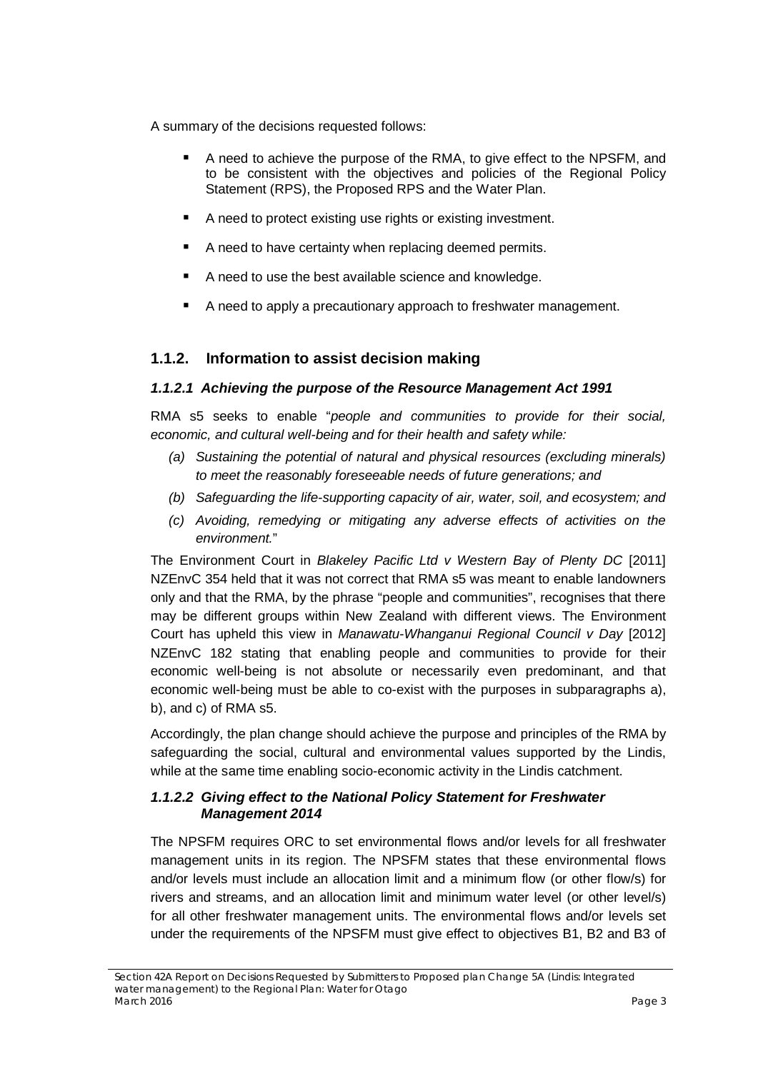A summary of the decisions requested follows:

- A need to achieve the purpose of the RMA, to give effect to the NPSFM, and to be consistent with the objectives and policies of the Regional Policy Statement (RPS), the Proposed RPS and the Water Plan.
- A need to protect existing use rights or existing investment.
- A need to have certainty when replacing deemed permits.
- A need to use the best available science and knowledge.
- A need to apply a precautionary approach to freshwater management.

### 1.1.2. Information to assist decision making

#### *1.1.2.1 Achieving the purpose of the Resource Management Act 1991*

RMA s5 seeks to enable "*people and communities to provide for their social, economic, and cultural well-being and for their health and safety while:*

*(a) Sustaining the potential of natural and physical resources (excluding minerals) to meet the reasonably foreseeable needs of future generations; and*

*(b) Safeguarding the life-supporting capacity of air, water, soil, and ecosystem; and*

*(c) Avoiding, remedying or mitigating any adverse effects of activities on the environment.*"

The Environment Court in *Blakeley Pacific Ltd v Western Bay of Plenty DC* [2011] NZEnvC 354 held that it was not correct that RMA s5 was meant to enable landowners only and that the RMA, by the phrase "people and communities", recognises that there may be different groups within New Zealand with different views. The Environment Court has upheld this view in *Manawatu-Whanganui Regional Council v Day* [2012] NZEnvC 182 stating that enabling people and communities to provide for their economic well-being is not absolute or necessarily even predominant, and that economic well-being must be able to co-exist with the purposes in subparagraphs a), b), and c) of RMA s5.

Accordingly, the plan change should achieve the purpose and principles of the RMA by safeguarding the social, cultural and environmental values supported by the Lindis, while at the same time enabling socio-economic activity in the Lindis catchment.

#### *1.1.2.2 Giving effect to the National Policy Statement for Freshwater Management 2014*

The NPSFM requires ORC to set environmental flows and/or levels for all freshwater management units in its region. The NPSFM states that these environmental flows and/or levels must include an allocation limit and a minimum flow (or other flow/s) for rivers and streams, and an allocation limit and minimum water level (or other level/s) for all other freshwater management units. The environmental flows and/or levels set under the requirements of the NPSFM must give effect to objectives B1, B2 and B3 of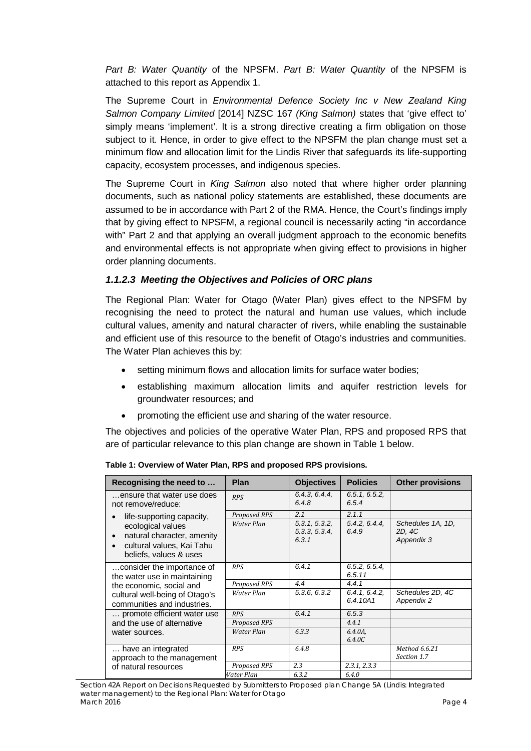*Part B: Water Quantity* of the NPSFM. *Part B: Water Quantity* of the NPSFM is attached to this report as Appendix 1.

The Supreme Court in *Environmental Defence Society Inc v New Zealand King Salmon Company Limited* [2014] NZSC 167 *(King Salmon)* states that 'give effect to' simply means 'implement'. It is a strong directive creating a firm obligation on those subject to it. Hence, in order to give effect to the NPSFM the plan change must set a minimum flow and allocation limit for the Lindis River that safeguards its life-supporting capacity, ecosystem processes, and indigenous species.

The Supreme Court in *King Salmon* also noted that where higher order planning documents, such as national policy statements are established, these documents are assumed to be in accordance with Part 2 of the RMA. Hence, the Court's findings imply that by giving effect to NPSFM, a regional council is necessarily acting "in accordance with" Part 2 and that applying an overall judgment approach to the economic benefits and environmental effects is not appropriate when giving effect to provisions in higher order planning documents.

### *1.1.2.3 Meeting the Objectives and Policies of ORC plans*

The Regional Plan: Water for Otago (Water Plan) gives effect to the NPSFM by recognising the need to protect the natural and human use values, which include cultural values, amenity and natural character of rivers, while enabling the sustainable and efficient use of this resource to the benefit of Otago's industries and communities. The Water Plan achieves this by:

- setting minimum flows and allocation limits for surface water bodies;
- establishing maximum allocation limits and aquifer restriction levels for groundwater resources; and
- promoting the efficient use and sharing of the water resource.

The objectives and policies of the operative Water Plan, RPS and proposed RPS that are of particular relevance to this plan change are shown in Table 1 below.

**Table 1: Overview of Water Plan, RPS and proposed RPS provisions.**

| Recognising the need to … | Plan | Objectives | Policies | Other provisions |
|---|---|---|---|---|
| …ensure that water use does not remove/reduce: | *RPS* | *6.4.3, 6.4.4, 6.4.8* | *6.5.1, 6.5.2, 6.5.4* | |
| • life-supporting capacity, ecological values | *Proposed RPS* | *2.1* | *2.1.1* | |
| • natural character, amenity<br>• cultural values, Kai Tahu beliefs, values & uses | *Water Plan* | *5.3.1, 5.3.2, 5.3.3, 5.3.4, 6.3.1* | *5.4.2, 6.4.4, 6.4.9* | *Schedules 1A, 1D, 2D, 4C Appendix 3* |
| …consider the importance of the water use in maintaining | *RPS* | *6.4.1* | *6.5.2, 6.5.4, 6.5.11* | |
| the economic, social and | *Proposed RPS* | *4.4* | *4.4.1* | |
| cultural well-being of Otago's communities and industries. | *Water Plan* | *5.3.6, 6.3.2* | *6.4.1, 6.4.2, 6.4.10A1* | *Schedules 2D, 4C Appendix 2* |
| … promote efficient water use | *RPS* | *6.4.1* | *6.5.3* | |
| and the use of alternative | *Proposed RPS* | | *4.4.1* | |
| water sources. | *Water Plan* | *6.3.3* | *6.4.0A, 6.4.0C* | |
| … have an integrated approach to the management | *RPS* | *6.4.8* | | *Method 6.6.21 Section 1.7* |
| of natural resources | *Proposed RPS* | *2.3* | *2.3.1, 2.3.3* | |
| | *Water Plan* | *6.3.2* | *6.4.0* | |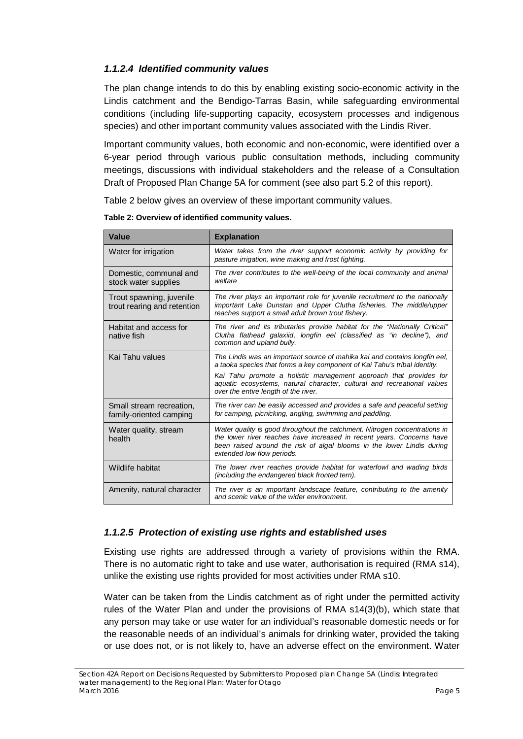#### *1.1.2.4 Identified community values*

The plan change intends to do this by enabling existing socio-economic activity in the Lindis catchment and the Bendigo-Tarras Basin, while safeguarding environmental conditions (including life-supporting capacity, ecosystem processes and indigenous species) and other important community values associated with the Lindis River.

Important community values, both economic and non-economic, were identified over a 6-year period through various public consultation methods, including community meetings, discussions with individual stakeholders and the release of a Consultation Draft of Proposed Plan Change 5A for comment (see also part 5.2 of this report).

Table 2 below gives an overview of these important community values.

**Table 2: Overview of identified community values.**

| Value | Explanation |
|---|---|
| Water for irrigation | *Water takes from the river support economic activity by providing for pasture irrigation, wine making and frost fighting.* |
| Domestic, communal and stock water supplies | *The river contributes to the well-being of the local community and animal welfare* |
| Trout spawning, juvenile trout rearing and retention | *The river plays an important role for juvenile recruitment to the nationally important Lake Dunstan and Upper Clutha fisheries. The middle/upper reaches support a small adult brown trout fishery.* |
| Habitat and access for native fish | *The river and its tributaries provide habitat for the "Nationally Critical" Clutha flathead galaxiid, longfin eel (classified as "in decline"), and common and upland bully.* |
| Kai Tahu values | *The Lindis was an important source of mahika kai and contains longfin eel, a taoka species that forms a key component of Kai Tahu's tribal identity.* <br> *Kai Tahu promote a holistic management approach that provides for aquatic ecosystems, natural character, cultural and recreational values over the entire length of the river.* |
| Small stream recreation, family-oriented camping | *The river can be easily accessed and provides a safe and peaceful setting for camping, picnicking, angling, swimming and paddling.* |
| Water quality, stream health | *Water quality is good throughout the catchment. Nitrogen concentrations in the lower river reaches have increased in recent years. Concerns have been raised around the risk of algal blooms in the lower Lindis during extended low flow periods.* |
| Wildlife habitat | *The lower river reaches provide habitat for waterfowl and wading birds (including the endangered black fronted tern).* |
| Amenity, natural character | *The river is an important landscape feature, contributing to the amenity and scenic value of the wider environment.* |

#### *1.1.2.5 Protection of existing use rights and established uses*

Existing use rights are addressed through a variety of provisions within the RMA. There is no automatic right to take and use water, authorisation is required (RMA s14), unlike the existing use rights provided for most activities under RMA s10.

Water can be taken from the Lindis catchment as of right under the permitted activity rules of the Water Plan and under the provisions of RMA s14(3)(b), which state that any person may take or use water for an individual's reasonable domestic needs or for the reasonable needs of an individual's animals for drinking water, provided the taking or use does not, or is not likely to, have an adverse effect on the environment. Water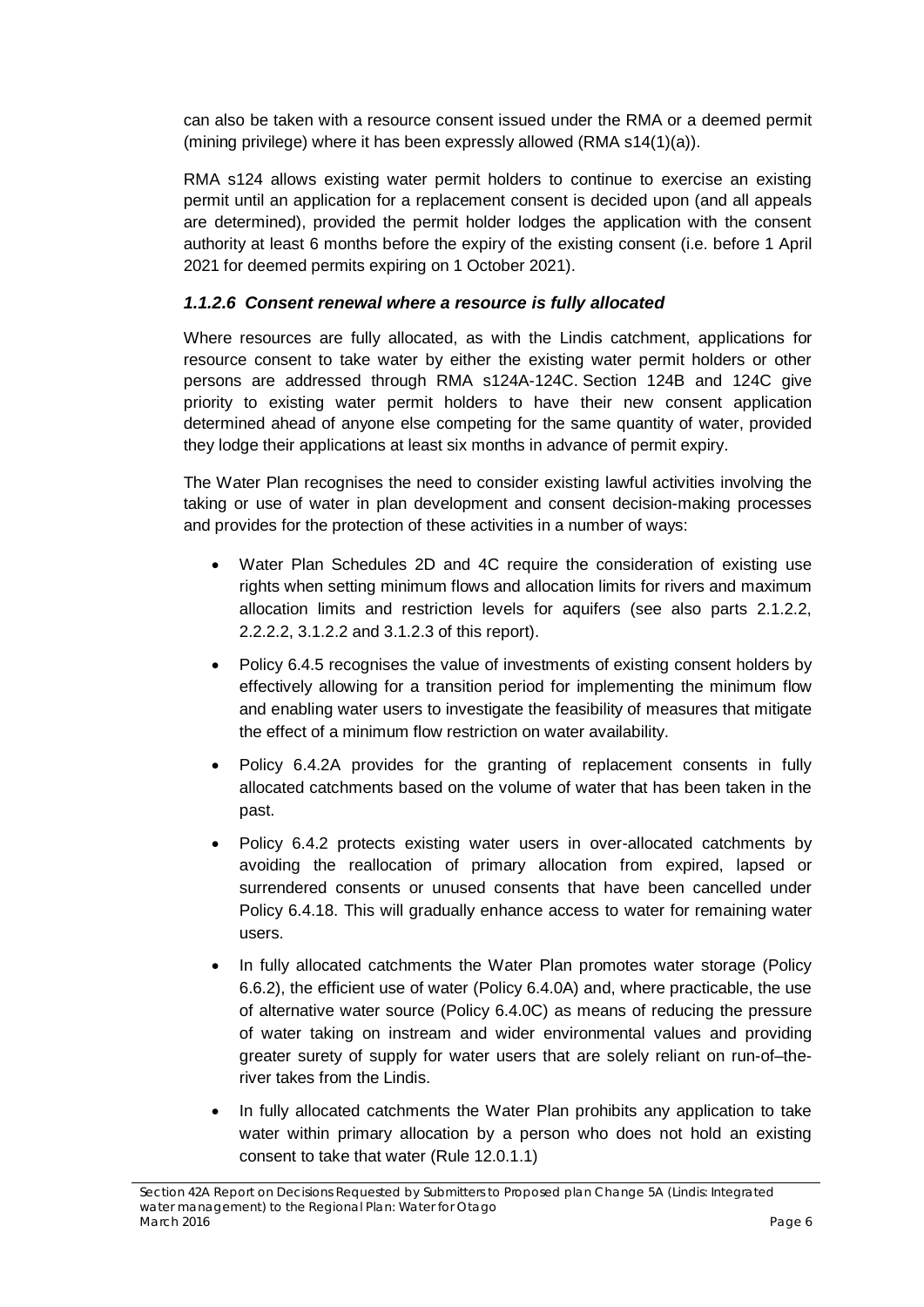can also be taken with a resource consent issued under the RMA or a deemed permit (mining privilege) where it has been expressly allowed (RMA s14(1)(a)).

RMA s124 allows existing water permit holders to continue to exercise an existing permit until an application for a replacement consent is decided upon (and all appeals are determined), provided the permit holder lodges the application with the consent authority at least 6 months before the expiry of the existing consent (i.e. before 1 April 2021 for deemed permits expiring on 1 October 2021).

#### *1.1.2.6 Consent renewal where a resource is fully allocated*

Where resources are fully allocated, as with the Lindis catchment, applications for resource consent to take water by either the existing water permit holders or other persons are addressed through RMA s124A-124C. Section 124B and 124C give priority to existing water permit holders to have their new consent application determined ahead of anyone else competing for the same quantity of water, provided they lodge their applications at least six months in advance of permit expiry.

The Water Plan recognises the need to consider existing lawful activities involving the taking or use of water in plan development and consent decision-making processes and provides for the protection of these activities in a number of ways:

- Water Plan Schedules 2D and 4C require the consideration of existing use rights when setting minimum flows and allocation limits for rivers and maximum allocation limits and restriction levels for aquifers (see also parts 2.1.2.2, 2.2.2.2, 3.1.2.2 and 3.1.2.3 of this report).
- Policy 6.4.5 recognises the value of investments of existing consent holders by effectively allowing for a transition period for implementing the minimum flow and enabling water users to investigate the feasibility of measures that mitigate the effect of a minimum flow restriction on water availability.
- Policy 6.4.2A provides for the granting of replacement consents in fully allocated catchments based on the volume of water that has been taken in the past.
- Policy 6.4.2 protects existing water users in over-allocated catchments by avoiding the reallocation of primary allocation from expired, lapsed or surrendered consents or unused consents that have been cancelled under Policy 6.4.18. This will gradually enhance access to water for remaining water users.
- In fully allocated catchments the Water Plan promotes water storage (Policy 6.6.2), the efficient use of water (Policy 6.4.0A) and, where practicable, the use of alternative water source (Policy 6.4.0C) as means of reducing the pressure of water taking on instream and wider environmental values and providing greater surety of supply for water users that are solely reliant on run-of–the-river takes from the Lindis.
- In fully allocated catchments the Water Plan prohibits any application to take water within primary allocation by a person who does not hold an existing consent to take that water (Rule 12.0.1.1)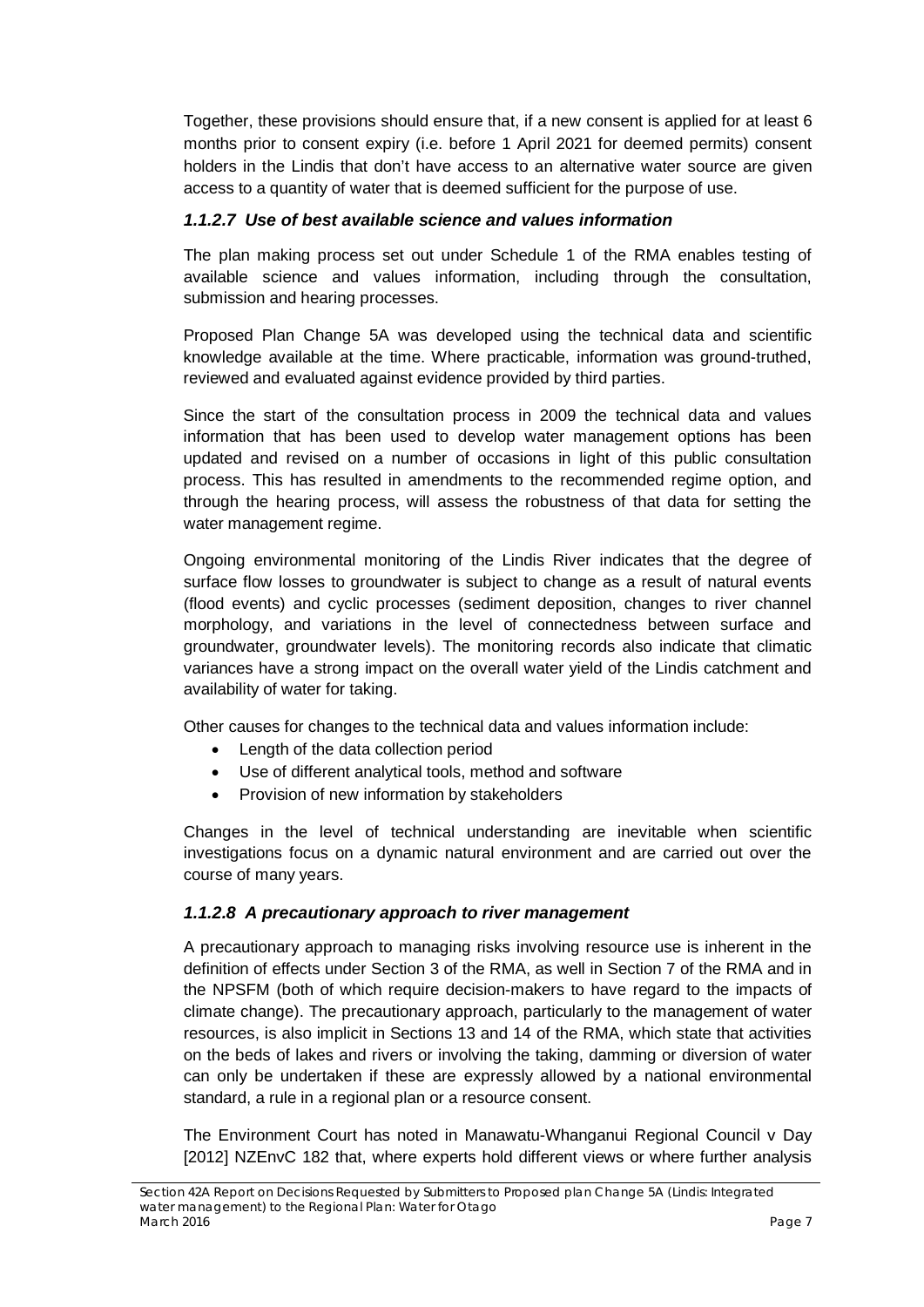Together, these provisions should ensure that, if a new consent is applied for at least 6 months prior to consent expiry (i.e. before 1 April 2021 for deemed permits) consent holders in the Lindis that don't have access to an alternative water source are given access to a quantity of water that is deemed sufficient for the purpose of use.

#### *1.1.2.7 Use of best available science and values information*

The plan making process set out under Schedule 1 of the RMA enables testing of available science and values information, including through the consultation, submission and hearing processes.

Proposed Plan Change 5A was developed using the technical data and scientific knowledge available at the time. Where practicable, information was ground-truthed, reviewed and evaluated against evidence provided by third parties.

Since the start of the consultation process in 2009 the technical data and values information that has been used to develop water management options has been updated and revised on a number of occasions in light of this public consultation process. This has resulted in amendments to the recommended regime option, and through the hearing process, will assess the robustness of that data for setting the water management regime.

Ongoing environmental monitoring of the Lindis River indicates that the degree of surface flow losses to groundwater is subject to change as a result of natural events (flood events) and cyclic processes (sediment deposition, changes to river channel morphology, and variations in the level of connectedness between surface and groundwater, groundwater levels). The monitoring records also indicate that climatic variances have a strong impact on the overall water yield of the Lindis catchment and availability of water for taking.

Other causes for changes to the technical data and values information include:

- Length of the data collection period
- Use of different analytical tools, method and software
- Provision of new information by stakeholders

Changes in the level of technical understanding are inevitable when scientific investigations focus on a dynamic natural environment and are carried out over the course of many years.

#### *1.1.2.8 A precautionary approach to river management*

A precautionary approach to managing risks involving resource use is inherent in the definition of effects under Section 3 of the RMA, as well in Section 7 of the RMA and in the NPSFM (both of which require decision-makers to have regard to the impacts of climate change). The precautionary approach, particularly to the management of water resources, is also implicit in Sections 13 and 14 of the RMA, which state that activities on the beds of lakes and rivers or involving the taking, damming or diversion of water can only be undertaken if these are expressly allowed by a national environmental standard, a rule in a regional plan or a resource consent.

The Environment Court has noted in Manawatu-Whanganui Regional Council v Day [2012] NZEnvC 182 that, where experts hold different views or where further analysis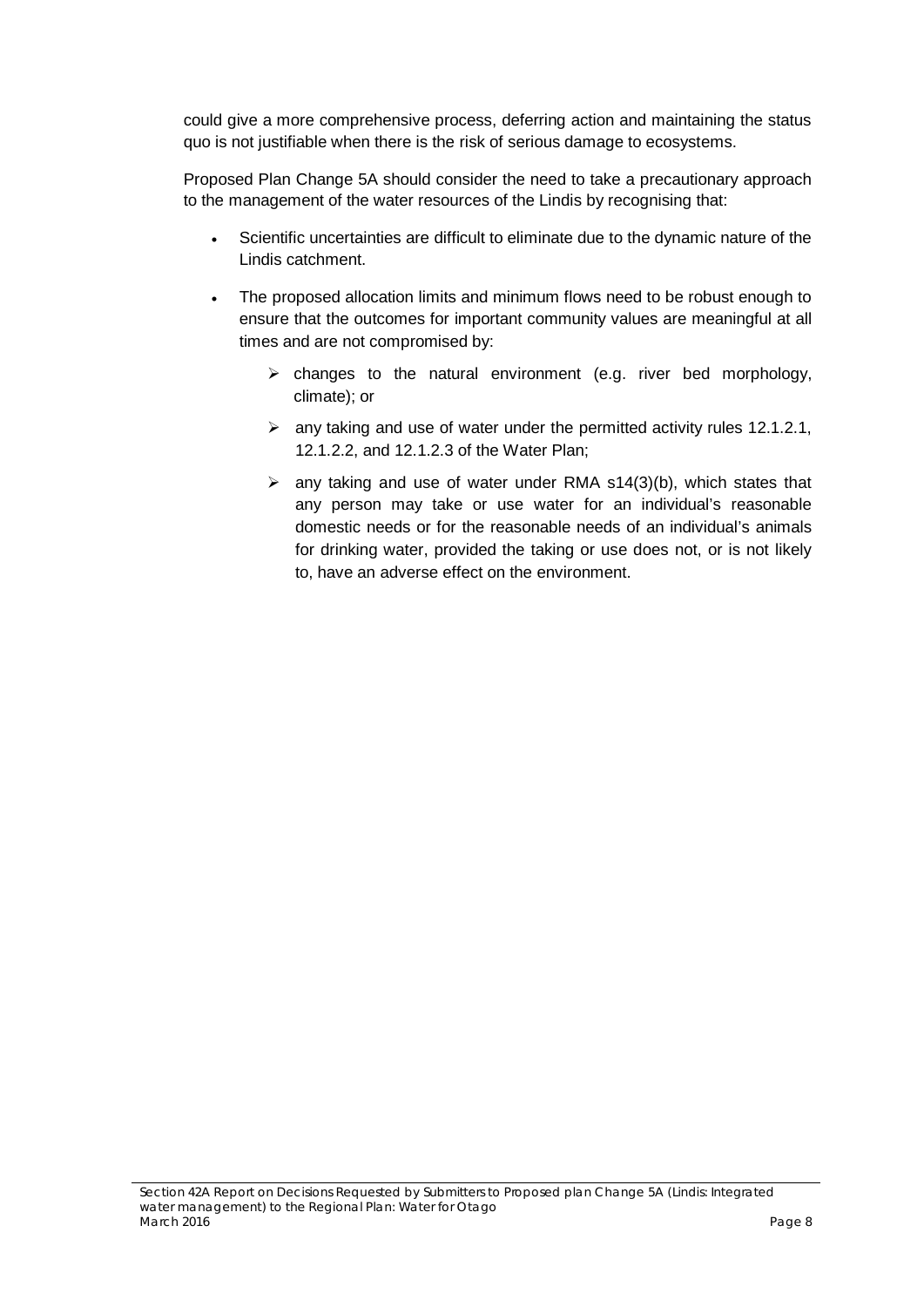could give a more comprehensive process, deferring action and maintaining the status quo is not justifiable when there is the risk of serious damage to ecosystems.

Proposed Plan Change 5A should consider the need to take a precautionary approach to the management of the water resources of the Lindis by recognising that:

- Scientific uncertainties are difficult to eliminate due to the dynamic nature of the Lindis catchment.
- The proposed allocation limits and minimum flows need to be robust enough to ensure that the outcomes for important community values are meaningful at all times and are not compromised by:
    - changes to the natural environment (e.g. river bed morphology, climate); or
    - any taking and use of water under the permitted activity rules 12.1.2.1, 12.1.2.2, and 12.1.2.3 of the Water Plan;
    - any taking and use of water under RMA s14(3)(b), which states that any person may take or use water for an individual's reasonable domestic needs or for the reasonable needs of an individual's animals for drinking water, provided the taking or use does not, or is not likely to, have an adverse effect on the environment.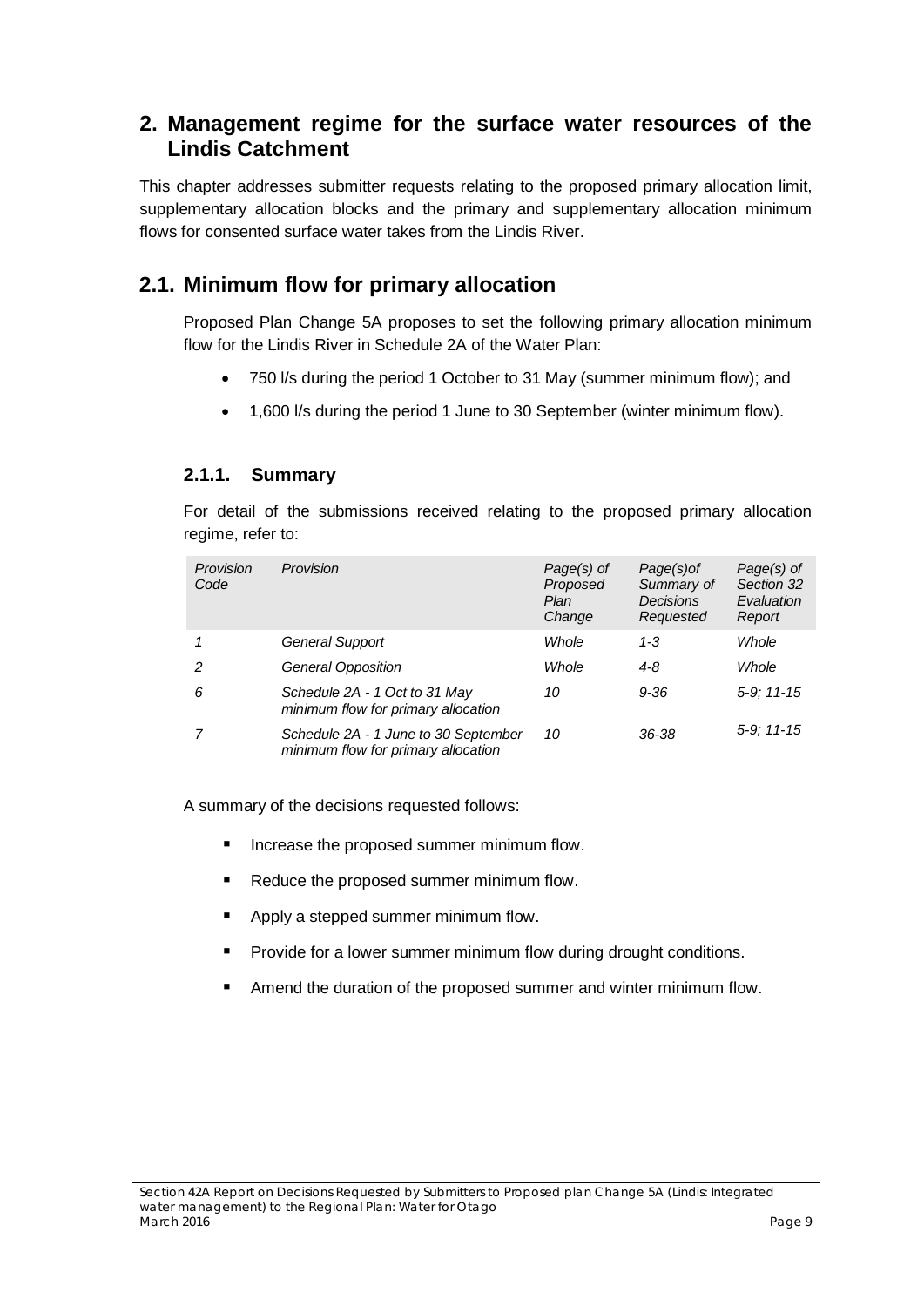# 2. Management regime for the surface water resources of the Lindis Catchment

This chapter addresses submitter requests relating to the proposed primary allocation limit, supplementary allocation blocks and the primary and supplementary allocation minimum flows for consented surface water takes from the Lindis River.

## 2.1. Minimum flow for primary allocation

Proposed Plan Change 5A proposes to set the following primary allocation minimum flow for the Lindis River in Schedule 2A of the Water Plan:

- 750 l/s during the period 1 October to 31 May (summer minimum flow); and
- 1,600 l/s during the period 1 June to 30 September (winter minimum flow).

### 2.1.1. Summary

For detail of the submissions received relating to the proposed primary allocation regime, refer to:

| *Provision Code* | *Provision* | *Page(s) of Proposed Plan Change* | *Page(s)of Summary of Decisions Requested* | *Page(s) of Section 32 Evaluation Report* |
|---|---|---|---|---|
| *1* | *General Support* | *Whole* | *1-3* | *Whole* |
| *2* | *General Opposition* | *Whole* | *4-8* | *Whole* |
| *6* | *Schedule 2A - 1 Oct to 31 May minimum flow for primary allocation* | *10* | *9-36* | *5-9; 11-15* |
| *7* | *Schedule 2A - 1 June to 30 September minimum flow for primary allocation* | *10* | *36-38* | *5-9; 11-15* |

A summary of the decisions requested follows:

- Increase the proposed summer minimum flow.
- Reduce the proposed summer minimum flow.
- Apply a stepped summer minimum flow.
- Provide for a lower summer minimum flow during drought conditions.
- Amend the duration of the proposed summer and winter minimum flow.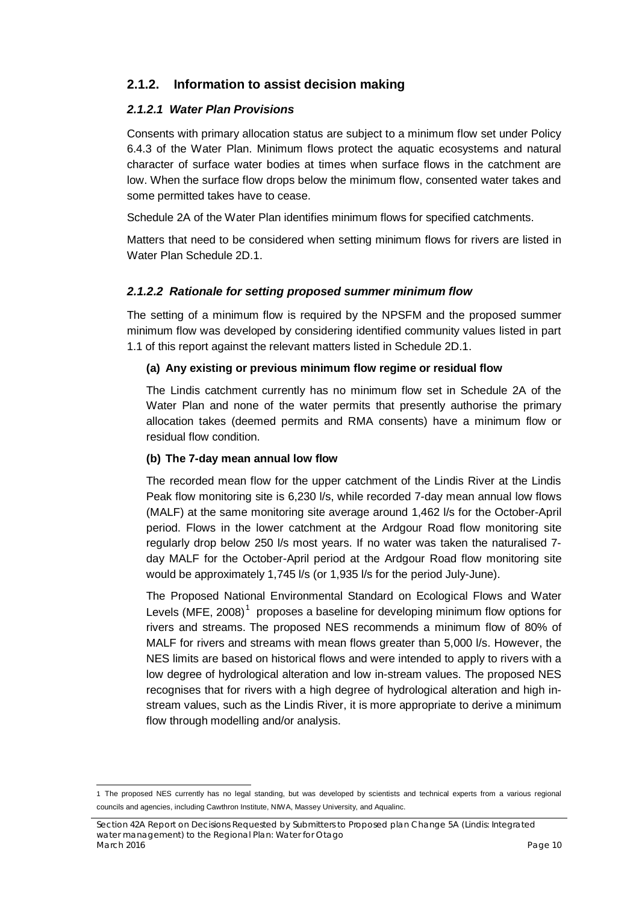### 2.1.2. Information to assist decision making

#### *2.1.2.1 Water Plan Provisions*

Consents with primary allocation status are subject to a minimum flow set under Policy 6.4.3 of the Water Plan. Minimum flows protect the aquatic ecosystems and natural character of surface water bodies at times when surface flows in the catchment are low. When the surface flow drops below the minimum flow, consented water takes and some permitted takes have to cease.

Schedule 2A of the Water Plan identifies minimum flows for specified catchments.

Matters that need to be considered when setting minimum flows for rivers are listed in Water Plan Schedule 2D.1.

#### *2.1.2.2 Rationale for setting proposed summer minimum flow*

The setting of a minimum flow is required by the NPSFM and the proposed summer minimum flow was developed by considering identified community values listed in part 1.1 of this report against the relevant matters listed in Schedule 2D.1.

**(a) Any existing or previous minimum flow regime or residual flow**

The Lindis catchment currently has no minimum flow set in Schedule 2A of the Water Plan and none of the water permits that presently authorise the primary allocation takes (deemed permits and RMA consents) have a minimum flow or residual flow condition.

**(b) The 7-day mean annual low flow**

The recorded mean flow for the upper catchment of the Lindis River at the Lindis Peak flow monitoring site is 6,230 l/s, while recorded 7-day mean annual low flows (MALF) at the same monitoring site average around 1,462 l/s for the October-April period. Flows in the lower catchment at the Ardgour Road flow monitoring site regularly drop below 250 l/s most years. If no water was taken the naturalised 7-day MALF for the October-April period at the Ardgour Road flow monitoring site would be approximately 1,745 l/s (or 1,935 l/s for the period July-June).

The Proposed National Environmental Standard on Ecological Flows and Water Levels (MFE, 2008)[1] proposes a baseline for developing minimum flow options for rivers and streams. The proposed NES recommends a minimum flow of 80% of MALF for rivers and streams with mean flows greater than 5,000 l/s. However, the NES limits are based on historical flows and were intended to apply to rivers with a low degree of hydrological alteration and low in-stream values. The proposed NES recognises that for rivers with a high degree of hydrological alteration and high in-stream values, such as the Lindis River, it is more appropriate to derive a minimum flow through modelling and/or analysis.

[1] The proposed NES currently has no legal standing, but was developed by scientists and technical experts from a various regional councils and agencies, including Cawthron Institute, NIWA, Massey University, and Aqualinc.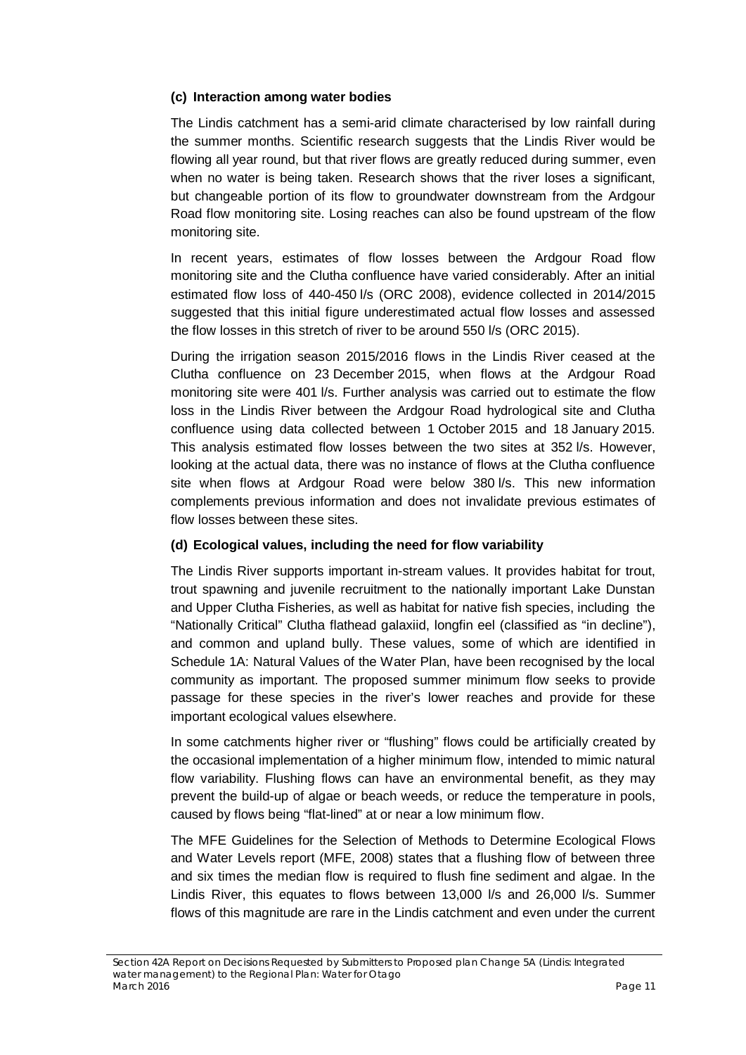### (c) Interaction among water bodies

The Lindis catchment has a semi-arid climate characterised by low rainfall during the summer months. Scientific research suggests that the Lindis River would be flowing all year round, but that river flows are greatly reduced during summer, even when no water is being taken. Research shows that the river loses a significant, but changeable portion of its flow to groundwater downstream from the Ardgour Road flow monitoring site. Losing reaches can also be found upstream of the flow monitoring site.

In recent years, estimates of flow losses between the Ardgour Road flow monitoring site and the Clutha confluence have varied considerably. After an initial estimated flow loss of 440-450 l/s (ORC 2008), evidence collected in 2014/2015 suggested that this initial figure underestimated actual flow losses and assessed the flow losses in this stretch of river to be around 550 l/s (ORC 2015).

During the irrigation season 2015/2016 flows in the Lindis River ceased at the Clutha confluence on 23 December 2015, when flows at the Ardgour Road monitoring site were 401 l/s. Further analysis was carried out to estimate the flow loss in the Lindis River between the Ardgour Road hydrological site and Clutha confluence using data collected between 1 October 2015 and 18 January 2015. This analysis estimated flow losses between the two sites at 352 l/s. However, looking at the actual data, there was no instance of flows at the Clutha confluence site when flows at Ardgour Road were below 380 l/s. This new information complements previous information and does not invalidate previous estimates of flow losses between these sites.

### (d) Ecological values, including the need for flow variability

The Lindis River supports important in-stream values. It provides habitat for trout, trout spawning and juvenile recruitment to the nationally important Lake Dunstan and Upper Clutha Fisheries, as well as habitat for native fish species, including the "Nationally Critical" Clutha flathead galaxiid, longfin eel (classified as "in decline"), and common and upland bully. These values, some of which are identified in Schedule 1A: Natural Values of the Water Plan, have been recognised by the local community as important. The proposed summer minimum flow seeks to provide passage for these species in the river's lower reaches and provide for these important ecological values elsewhere.

In some catchments higher river or "flushing" flows could be artificially created by the occasional implementation of a higher minimum flow, intended to mimic natural flow variability. Flushing flows can have an environmental benefit, as they may prevent the build-up of algae or beach weeds, or reduce the temperature in pools, caused by flows being "flat-lined" at or near a low minimum flow.

The MFE Guidelines for the Selection of Methods to Determine Ecological Flows and Water Levels report (MFE, 2008) states that a flushing flow of between three and six times the median flow is required to flush fine sediment and algae. In the Lindis River, this equates to flows between 13,000 l/s and 26,000 l/s. Summer flows of this magnitude are rare in the Lindis catchment and even under the current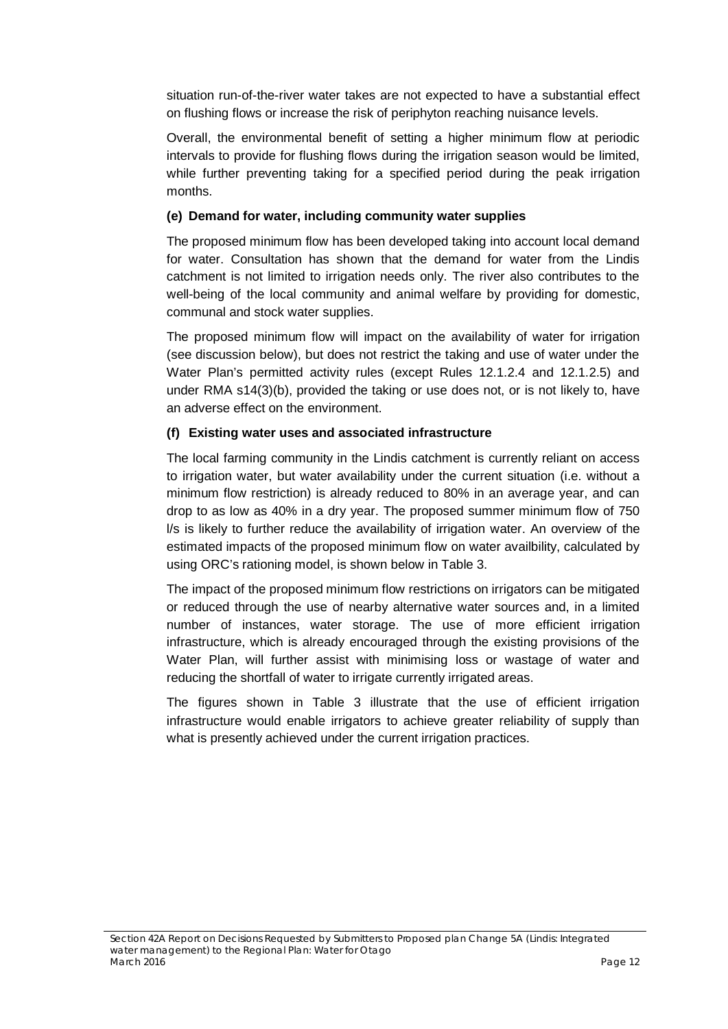situation run-of-the-river water takes are not expected to have a substantial effect on flushing flows or increase the risk of periphyton reaching nuisance levels.

Overall, the environmental benefit of setting a higher minimum flow at periodic intervals to provide for flushing flows during the irrigation season would be limited, while further preventing taking for a specified period during the peak irrigation months.

**(e) Demand for water, including community water supplies**

The proposed minimum flow has been developed taking into account local demand for water. Consultation has shown that the demand for water from the Lindis catchment is not limited to irrigation needs only. The river also contributes to the well-being of the local community and animal welfare by providing for domestic, communal and stock water supplies.

The proposed minimum flow will impact on the availability of water for irrigation (see discussion below), but does not restrict the taking and use of water under the Water Plan's permitted activity rules (except Rules 12.1.2.4 and 12.1.2.5) and under RMA s14(3)(b), provided the taking or use does not, or is not likely to, have an adverse effect on the environment.

**(f) Existing water uses and associated infrastructure**

The local farming community in the Lindis catchment is currently reliant on access to irrigation water, but water availability under the current situation (i.e. without a minimum flow restriction) is already reduced to 80% in an average year, and can drop to as low as 40% in a dry year. The proposed summer minimum flow of 750 l/s is likely to further reduce the availability of irrigation water. An overview of the estimated impacts of the proposed minimum flow on water availbility, calculated by using ORC's rationing model, is shown below in Table 3.

The impact of the proposed minimum flow restrictions on irrigators can be mitigated or reduced through the use of nearby alternative water sources and, in a limited number of instances, water storage. The use of more efficient irrigation infrastructure, which is already encouraged through the existing provisions of the Water Plan, will further assist with minimising loss or wastage of water and reducing the shortfall of water to irrigate currently irrigated areas.

The figures shown in Table 3 illustrate that the use of efficient irrigation infrastructure would enable irrigators to achieve greater reliability of supply than what is presently achieved under the current irrigation practices.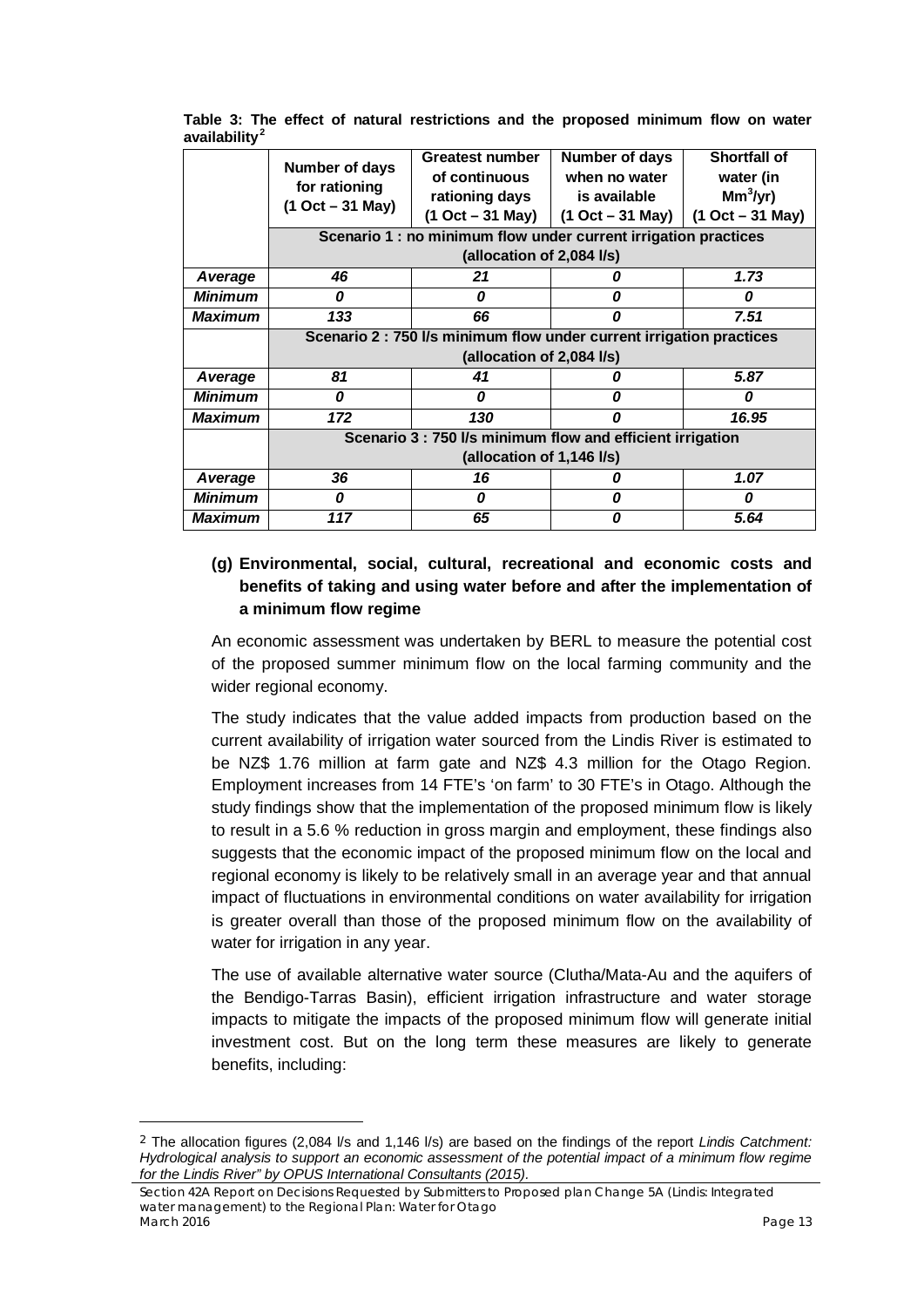**Table 3: The effect of natural restrictions and the proposed minimum flow on water availability[2]**

| | Number of days for rationing (1 Oct – 31 May) | Greatest number of continuous rationing days (1 Oct – 31 May) | Number of days when no water is available (1 Oct – 31 May) | Shortfall of water (in $Mm^3/yr$) (1 Oct – 31 May) |
|---|---|---|---|---|
| | **Scenario 1 : no minimum flow under current irrigation practices (allocation of 2,084 l/s)** | | | |
| ***Average*** | ***46*** | ***21*** | ***0*** | ***1.73*** |
| ***Minimum*** | ***0*** | ***0*** | ***0*** | ***0*** |
| ***Maximum*** | ***133*** | ***66*** | ***0*** | ***7.51*** |
| | **Scenario 2 : 750 l/s minimum flow under current irrigation practices (allocation of 2,084 l/s)** | | | |
| ***Average*** | ***81*** | ***41*** | ***0*** | ***5.87*** |
| ***Minimum*** | ***0*** | ***0*** | ***0*** | ***0*** |
| ***Maximum*** | ***172*** | ***130*** | ***0*** | ***16.95*** |
| | **Scenario 3 : 750 l/s minimum flow and efficient irrigation (allocation of 1,146 l/s)** | | | |
| ***Average*** | ***36*** | ***16*** | ***0*** | ***1.07*** |
| ***Minimum*** | ***0*** | ***0*** | ***0*** | ***0*** |
| ***Maximum*** | ***117*** | ***65*** | ***0*** | ***5.64*** |

### (g) Environmental, social, cultural, recreational and economic costs and benefits of taking and using water before and after the implementation of a minimum flow regime

An economic assessment was undertaken by BERL to measure the potential cost of the proposed summer minimum flow on the local farming community and the wider regional economy.

The study indicates that the value added impacts from production based on the current availability of irrigation water sourced from the Lindis River is estimated to be NZ$ 1.76 million at farm gate and NZ$ 4.3 million for the Otago Region. Employment increases from 14 FTE's 'on farm' to 30 FTE's in Otago. Although the study findings show that the implementation of the proposed minimum flow is likely to result in a 5.6 % reduction in gross margin and employment, these findings also suggests that the economic impact of the proposed minimum flow on the local and regional economy is likely to be relatively small in an average year and that annual impact of fluctuations in environmental conditions on water availability for irrigation is greater overall than those of the proposed minimum flow on the availability of water for irrigation in any year.

The use of available alternative water source (Clutha/Mata-Au and the aquifers of the Bendigo-Tarras Basin), efficient irrigation infrastructure and water storage impacts to mitigate the impacts of the proposed minimum flow will generate initial investment cost. But on the long term these measures are likely to generate benefits, including:

---

[2] The allocation figures (2,084 l/s and 1,146 l/s) are based on the findings of the report *Lindis Catchment: Hydrological analysis to support an economic assessment of the potential impact of a minimum flow regime for the Lindis River" by OPUS International Consultants (2015).*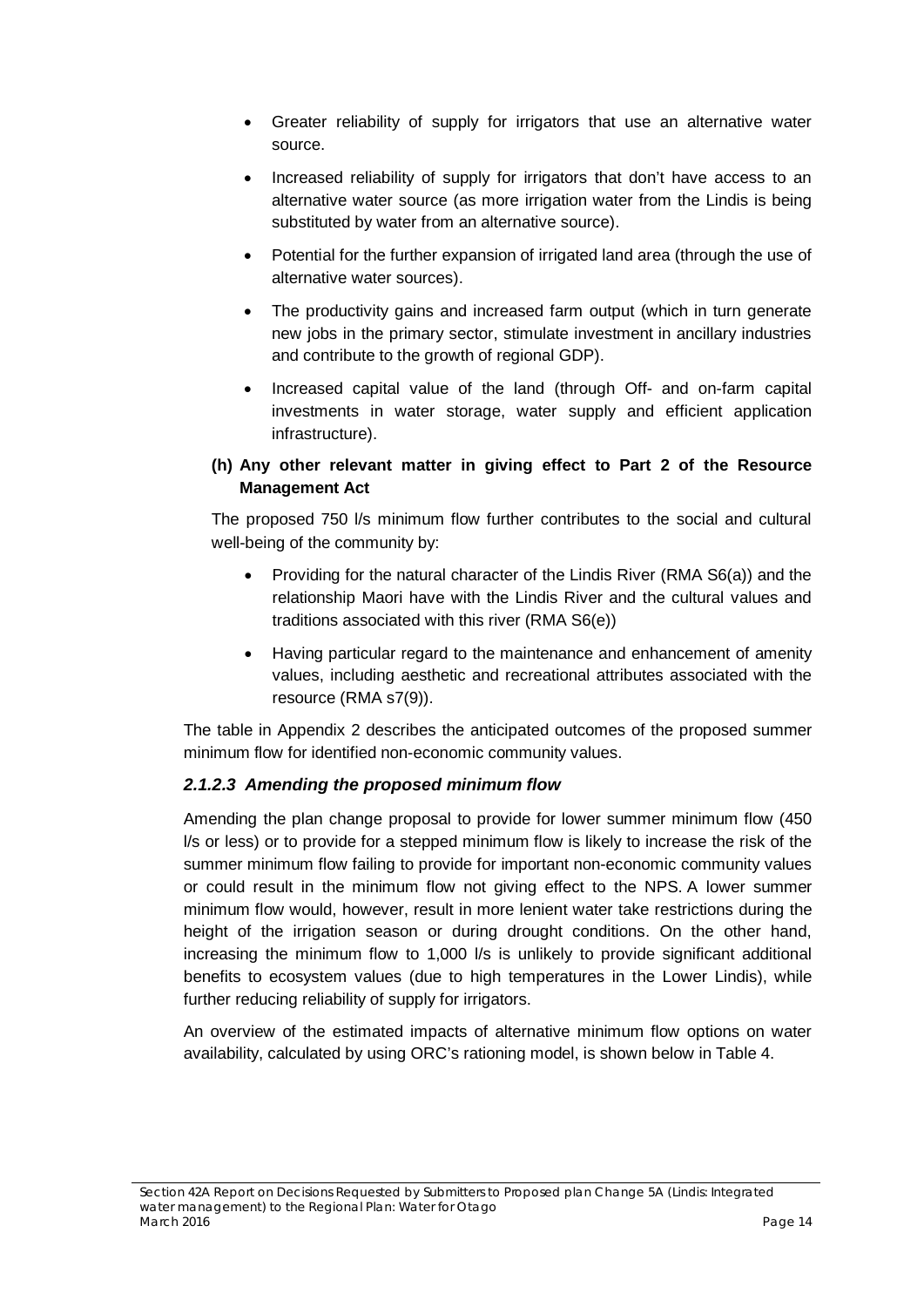- Greater reliability of supply for irrigators that use an alternative water source.
- Increased reliability of supply for irrigators that don't have access to an alternative water source (as more irrigation water from the Lindis is being substituted by water from an alternative source).
- Potential for the further expansion of irrigated land area (through the use of alternative water sources).
- The productivity gains and increased farm output (which in turn generate new jobs in the primary sector, stimulate investment in ancillary industries and contribute to the growth of regional GDP).
- Increased capital value of the land (through Off- and on-farm capital investments in water storage, water supply and efficient application infrastructure).

**(h) Any other relevant matter in giving effect to Part 2 of the Resource Management Act**

The proposed 750 l/s minimum flow further contributes to the social and cultural well-being of the community by:

- Providing for the natural character of the Lindis River (RMA S6(a)) and the relationship Maori have with the Lindis River and the cultural values and traditions associated with this river (RMA S6(e))
- Having particular regard to the maintenance and enhancement of amenity values, including aesthetic and recreational attributes associated with the resource (RMA s7(9)).

The table in Appendix 2 describes the anticipated outcomes of the proposed summer minimum flow for identified non-economic community values.

### *2.1.2.3 Amending the proposed minimum flow*

Amending the plan change proposal to provide for lower summer minimum flow (450 l/s or less) or to provide for a stepped minimum flow is likely to increase the risk of the summer minimum flow failing to provide for important non-economic community values or could result in the minimum flow not giving effect to the NPS. A lower summer minimum flow would, however, result in more lenient water take restrictions during the height of the irrigation season or during drought conditions. On the other hand, increasing the minimum flow to 1,000 l/s is unlikely to provide significant additional benefits to ecosystem values (due to high temperatures in the Lower Lindis), while further reducing reliability of supply for irrigators.

An overview of the estimated impacts of alternative minimum flow options on water availability, calculated by using ORC's rationing model, is shown below in Table 4.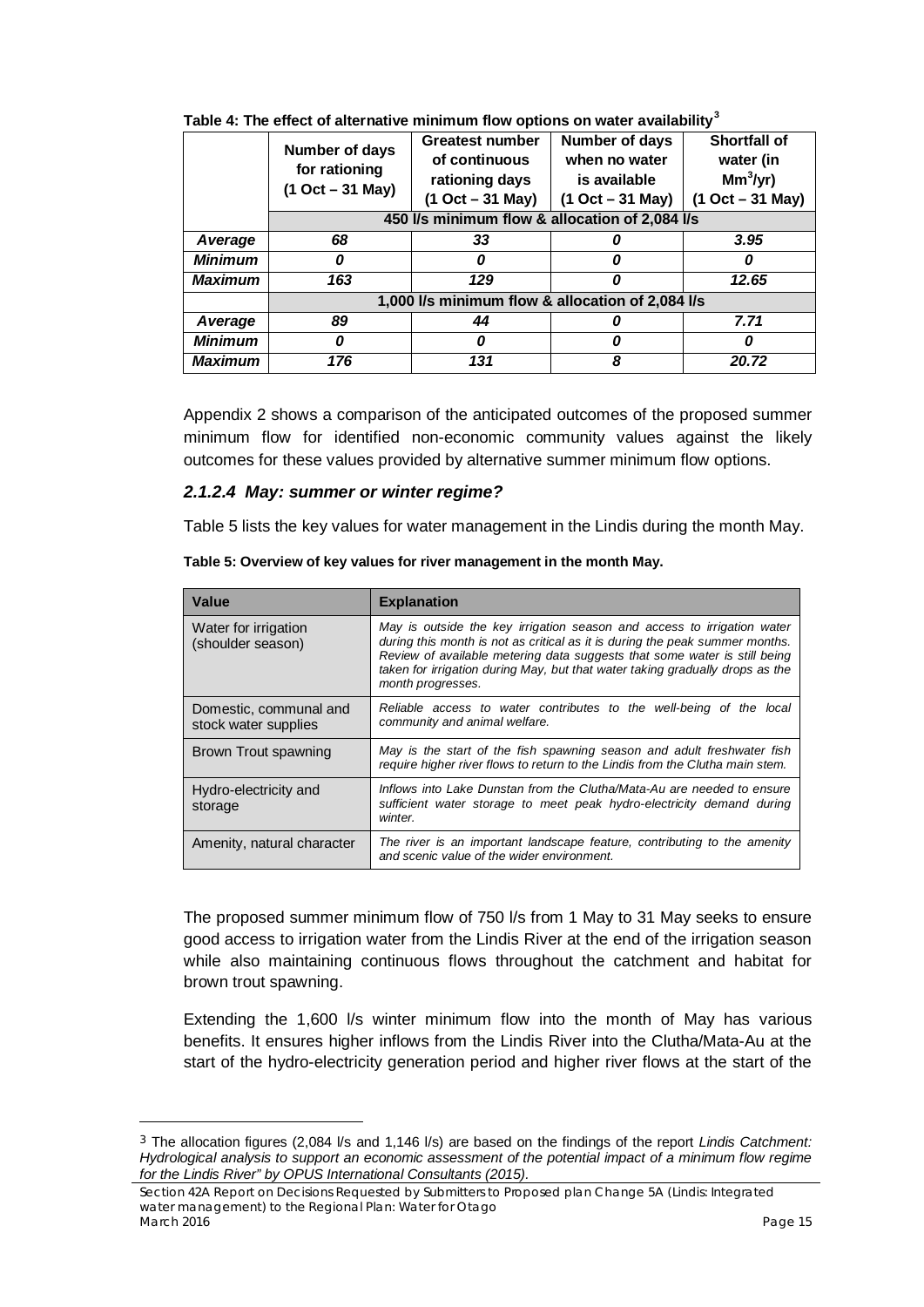**Table 4: The effect of alternative minimum flow options on water availability**[3]

| | Number of days for rationing (1 Oct – 31 May) | Greatest number of continuous rationing days (1 Oct – 31 May) | Number of days when no water is available (1 Oct – 31 May) | Shortfall of water (in $Mm^3$/yr) (1 Oct – 31 May) |
|---|---|---|---|---|
| | **450 l/s minimum flow & allocation of 2,084 l/s** | | | |
| ***Average*** | ***68*** | ***33*** | ***0*** | ***3.95*** |
| ***Minimum*** | ***0*** | ***0*** | ***0*** | ***0*** |
| ***Maximum*** | ***163*** | ***129*** | ***0*** | ***12.65*** |
| | **1,000 l/s minimum flow & allocation of 2,084 l/s** | | | |
| ***Average*** | ***89*** | ***44*** | ***0*** | ***7.71*** |
| ***Minimum*** | ***0*** | ***0*** | ***0*** | ***0*** |
| ***Maximum*** | ***176*** | ***131*** | ***8*** | ***20.72*** |

Appendix 2 shows a comparison of the anticipated outcomes of the proposed summer minimum flow for identified non-economic community values against the likely outcomes for these values provided by alternative summer minimum flow options.

#### *2.1.2.4 May: summer or winter regime?*

Table 5 lists the key values for water management in the Lindis during the month May.

**Table 5: Overview of key values for river management in the month May.**

| Value | Explanation |
|---|---|
| Water for irrigation (shoulder season) | *May is outside the key irrigation season and access to irrigation water during this month is not as critical as it is during the peak summer months. Review of available metering data suggests that some water is still being taken for irrigation during May, but that water taking gradually drops as the month progresses.* |
| Domestic, communal and stock water supplies | *Reliable access to water contributes to the well-being of the local community and animal welfare.* |
| Brown Trout spawning | *May is the start of the fish spawning season and adult freshwater fish require higher river flows to return to the Lindis from the Clutha main stem.* |
| Hydro-electricity and storage | *Inflows into Lake Dunstan from the Clutha/Mata-Au are needed to ensure sufficient water storage to meet peak hydro-electricity demand during winter.* |
| Amenity, natural character | *The river is an important landscape feature, contributing to the amenity and scenic value of the wider environment.* |

The proposed summer minimum flow of 750 l/s from 1 May to 31 May seeks to ensure good access to irrigation water from the Lindis River at the end of the irrigation season while also maintaining continuous flows throughout the catchment and habitat for brown trout spawning.

Extending the 1,600 l/s winter minimum flow into the month of May has various benefits. It ensures higher inflows from the Lindis River into the Clutha/Mata-Au at the start of the hydro-electricity generation period and higher river flows at the start of the

[3] The allocation figures (2,084 l/s and 1,146 l/s) are based on the findings of the report *Lindis Catchment: Hydrological analysis to support an economic assessment of the potential impact of a minimum flow regime for the Lindis River" by OPUS International Consultants (2015).*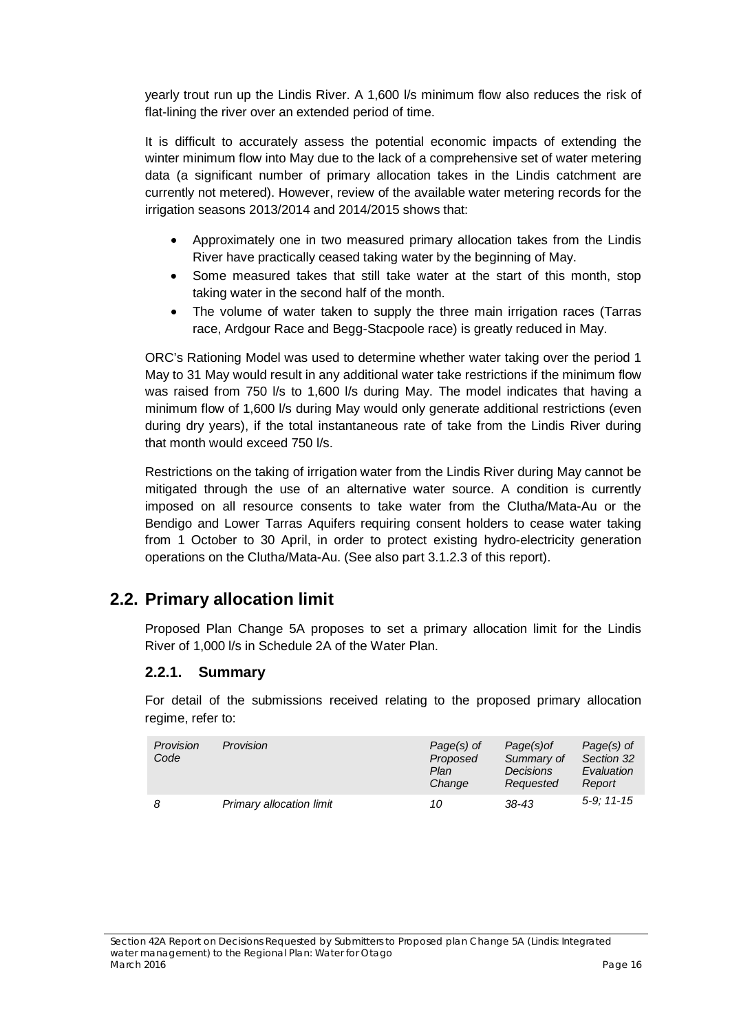yearly trout run up the Lindis River. A 1,600 l/s minimum flow also reduces the risk of flat-lining the river over an extended period of time.

It is difficult to accurately assess the potential economic impacts of extending the winter minimum flow into May due to the lack of a comprehensive set of water metering data (a significant number of primary allocation takes in the Lindis catchment are currently not metered). However, review of the available water metering records for the irrigation seasons 2013/2014 and 2014/2015 shows that:

- Approximately one in two measured primary allocation takes from the Lindis River have practically ceased taking water by the beginning of May.
- Some measured takes that still take water at the start of this month, stop taking water in the second half of the month.
- The volume of water taken to supply the three main irrigation races (Tarras race, Ardgour Race and Begg-Stacpoole race) is greatly reduced in May.

ORC's Rationing Model was used to determine whether water taking over the period 1 May to 31 May would result in any additional water take restrictions if the minimum flow was raised from 750 l/s to 1,600 l/s during May. The model indicates that having a minimum flow of 1,600 l/s during May would only generate additional restrictions (even during dry years), if the total instantaneous rate of take from the Lindis River during that month would exceed 750 l/s.

Restrictions on the taking of irrigation water from the Lindis River during May cannot be mitigated through the use of an alternative water source. A condition is currently imposed on all resource consents to take water from the Clutha/Mata-Au or the Bendigo and Lower Tarras Aquifers requiring consent holders to cease water taking from 1 October to 30 April, in order to protect existing hydro-electricity generation operations on the Clutha/Mata-Au. (See also part 3.1.2.3 of this report).

## 2.2. Primary allocation limit

Proposed Plan Change 5A proposes to set a primary allocation limit for the Lindis River of 1,000 l/s in Schedule 2A of the Water Plan.

### 2.2.1. Summary

For detail of the submissions received relating to the proposed primary allocation regime, refer to:

| *Provision Code* | *Provision* | *Page(s) of Proposed Plan Change* | *Page(s)of Summary of Decisions Requested* | *Page(s) of Section 32 Evaluation Report* |
|---|---|---|---|---|
| *8* | *Primary allocation limit* | *10* | *38-43* | *5-9; 11-15* |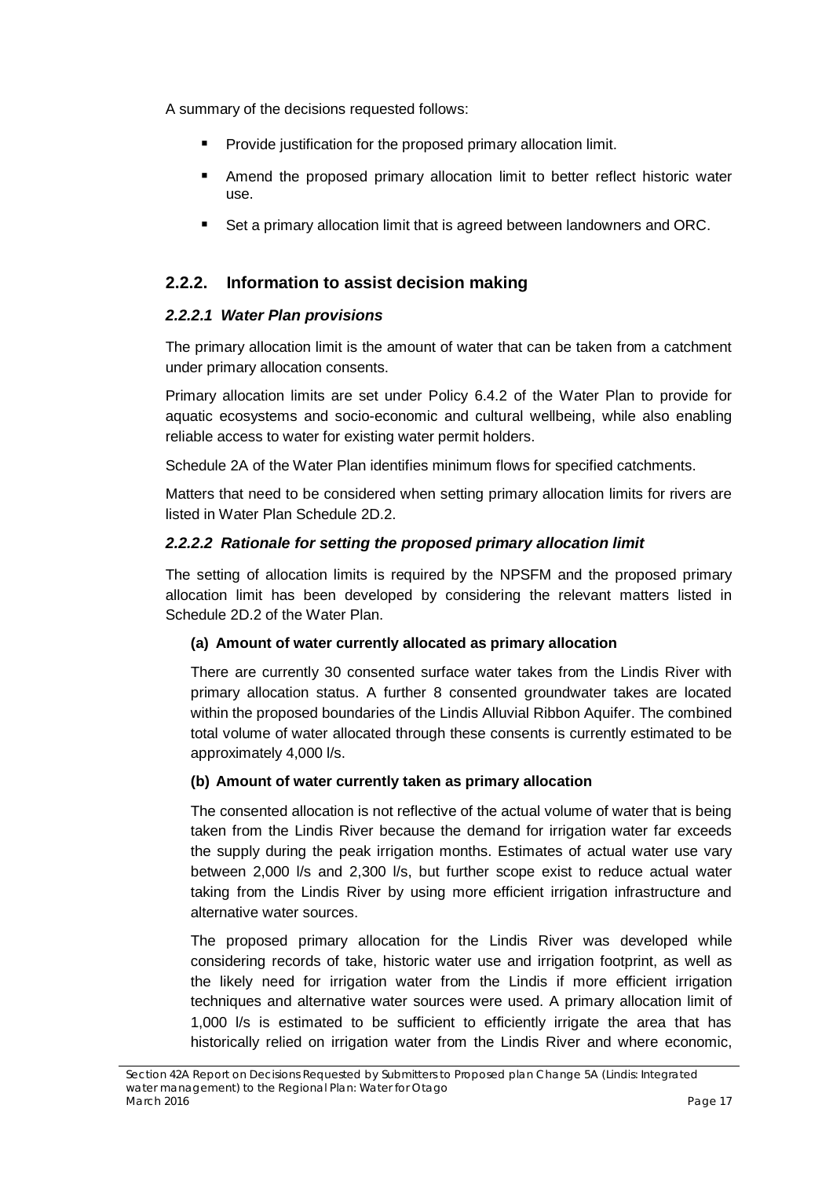A summary of the decisions requested follows:

- Provide justification for the proposed primary allocation limit.
- Amend the proposed primary allocation limit to better reflect historic water use.
- Set a primary allocation limit that is agreed between landowners and ORC.

### 2.2.2. Information to assist decision making

#### *2.2.2.1 Water Plan provisions*

The primary allocation limit is the amount of water that can be taken from a catchment under primary allocation consents.

Primary allocation limits are set under Policy 6.4.2 of the Water Plan to provide for aquatic ecosystems and socio-economic and cultural wellbeing, while also enabling reliable access to water for existing water permit holders.

Schedule 2A of the Water Plan identifies minimum flows for specified catchments.

Matters that need to be considered when setting primary allocation limits for rivers are listed in Water Plan Schedule 2D.2.

#### *2.2.2.2 Rationale for setting the proposed primary allocation limit*

The setting of allocation limits is required by the NPSFM and the proposed primary allocation limit has been developed by considering the relevant matters listed in Schedule 2D.2 of the Water Plan.

**(a) Amount of water currently allocated as primary allocation**

There are currently 30 consented surface water takes from the Lindis River with primary allocation status. A further 8 consented groundwater takes are located within the proposed boundaries of the Lindis Alluvial Ribbon Aquifer. The combined total volume of water allocated through these consents is currently estimated to be approximately 4,000 l/s.

**(b) Amount of water currently taken as primary allocation**

The consented allocation is not reflective of the actual volume of water that is being taken from the Lindis River because the demand for irrigation water far exceeds the supply during the peak irrigation months. Estimates of actual water use vary between 2,000 l/s and 2,300 l/s, but further scope exist to reduce actual water taking from the Lindis River by using more efficient irrigation infrastructure and alternative water sources.

The proposed primary allocation for the Lindis River was developed while considering records of take, historic water use and irrigation footprint, as well as the likely need for irrigation water from the Lindis if more efficient irrigation techniques and alternative water sources were used. A primary allocation limit of 1,000 l/s is estimated to be sufficient to efficiently irrigate the area that has historically relied on irrigation water from the Lindis River and where economic,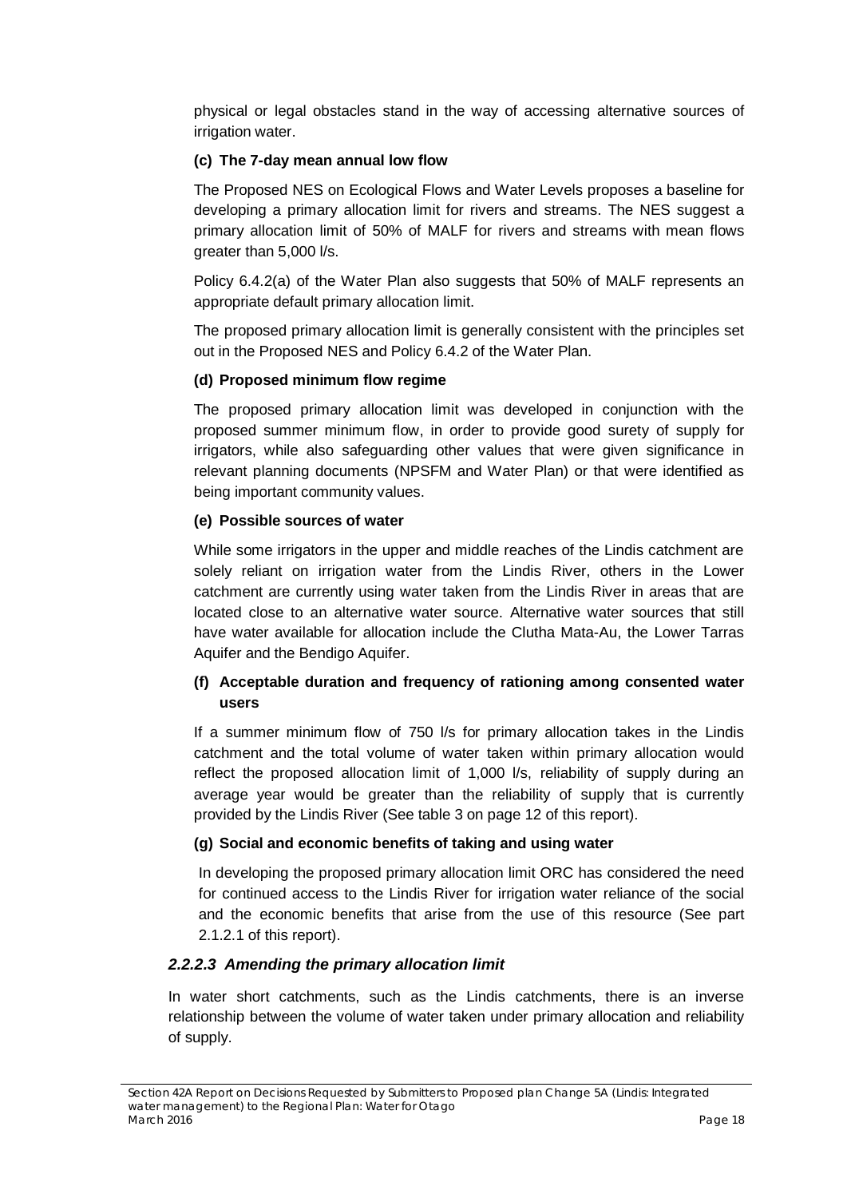physical or legal obstacles stand in the way of accessing alternative sources of irrigation water.

**(c) The 7-day mean annual low flow**

The Proposed NES on Ecological Flows and Water Levels proposes a baseline for developing a primary allocation limit for rivers and streams. The NES suggest a primary allocation limit of 50% of MALF for rivers and streams with mean flows greater than 5,000 l/s.

Policy 6.4.2(a) of the Water Plan also suggests that 50% of MALF represents an appropriate default primary allocation limit.

The proposed primary allocation limit is generally consistent with the principles set out in the Proposed NES and Policy 6.4.2 of the Water Plan.

**(d) Proposed minimum flow regime**

The proposed primary allocation limit was developed in conjunction with the proposed summer minimum flow, in order to provide good surety of supply for irrigators, while also safeguarding other values that were given significance in relevant planning documents (NPSFM and Water Plan) or that were identified as being important community values.

**(e) Possible sources of water**

While some irrigators in the upper and middle reaches of the Lindis catchment are solely reliant on irrigation water from the Lindis River, others in the Lower catchment are currently using water taken from the Lindis River in areas that are located close to an alternative water source. Alternative water sources that still have water available for allocation include the Clutha Mata-Au, the Lower Tarras Aquifer and the Bendigo Aquifer.

**(f) Acceptable duration and frequency of rationing among consented water users**

If a summer minimum flow of 750 l/s for primary allocation takes in the Lindis catchment and the total volume of water taken within primary allocation would reflect the proposed allocation limit of 1,000 l/s, reliability of supply during an average year would be greater than the reliability of supply that is currently provided by the Lindis River (See table 3 on page 12 of this report).

**(g) Social and economic benefits of taking and using water**

In developing the proposed primary allocation limit ORC has considered the need for continued access to the Lindis River for irrigation water reliance of the social and the economic benefits that arise from the use of this resource (See part 2.1.2.1 of this report).

### *2.2.2.3 Amending the primary allocation limit*

In water short catchments, such as the Lindis catchments, there is an inverse relationship between the volume of water taken under primary allocation and reliability of supply.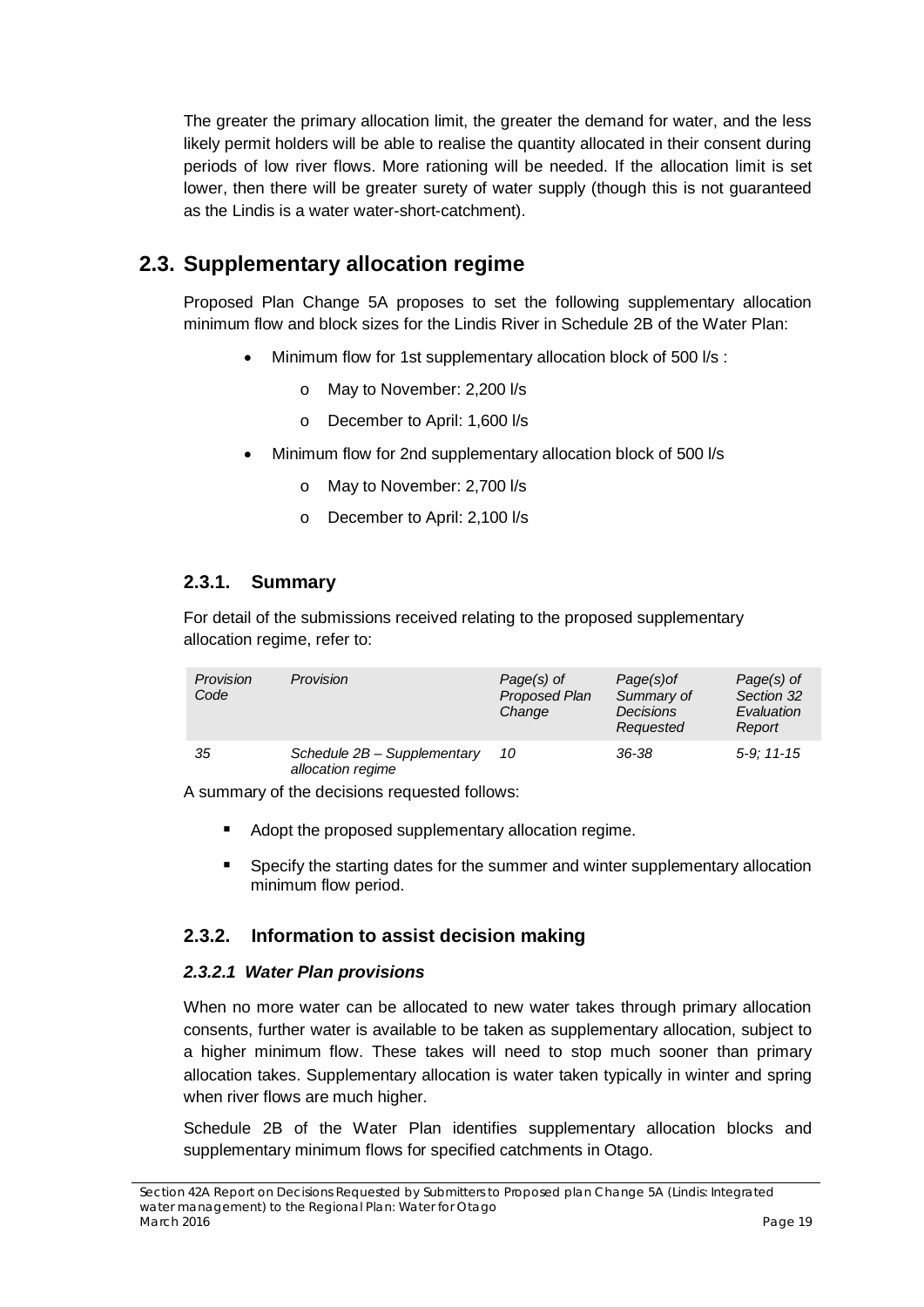The greater the primary allocation limit, the greater the demand for water, and the less likely permit holders will be able to realise the quantity allocated in their consent during periods of low river flows. More rationing will be needed. If the allocation limit is set lower, then there will be greater surety of water supply (though this is not guaranteed as the Lindis is a water water-short-catchment).

## 2.3. Supplementary allocation regime

Proposed Plan Change 5A proposes to set the following supplementary allocation minimum flow and block sizes for the Lindis River in Schedule 2B of the Water Plan:

- Minimum flow for 1st supplementary allocation block of 500 l/s :
  - May to November: 2,200 l/s
  - December to April: 1,600 l/s
- Minimum flow for 2nd supplementary allocation block of 500 l/s
  - May to November: 2,700 l/s
  - December to April: 2,100 l/s

### 2.3.1. Summary

For detail of the submissions received relating to the proposed supplementary allocation regime, refer to:

| *Provision Code* | *Provision* | *Page(s) of Proposed Plan Change* | *Page(s)of Summary of Decisions Requested* | *Page(s) of Section 32 Evaluation Report* |
|---|---|---|---|---|
| *35* | *Schedule 2B – Supplementary allocation regime* | *10* | *36-38* | *5-9; 11-15* |

A summary of the decisions requested follows:

- Adopt the proposed supplementary allocation regime.
- Specify the starting dates for the summer and winter supplementary allocation minimum flow period.

### 2.3.2. Information to assist decision making

#### *2.3.2.1 Water Plan provisions*

When no more water can be allocated to new water takes through primary allocation consents, further water is available to be taken as supplementary allocation, subject to a higher minimum flow. These takes will need to stop much sooner than primary allocation takes. Supplementary allocation is water taken typically in winter and spring when river flows are much higher.

Schedule 2B of the Water Plan identifies supplementary allocation blocks and supplementary minimum flows for specified catchments in Otago.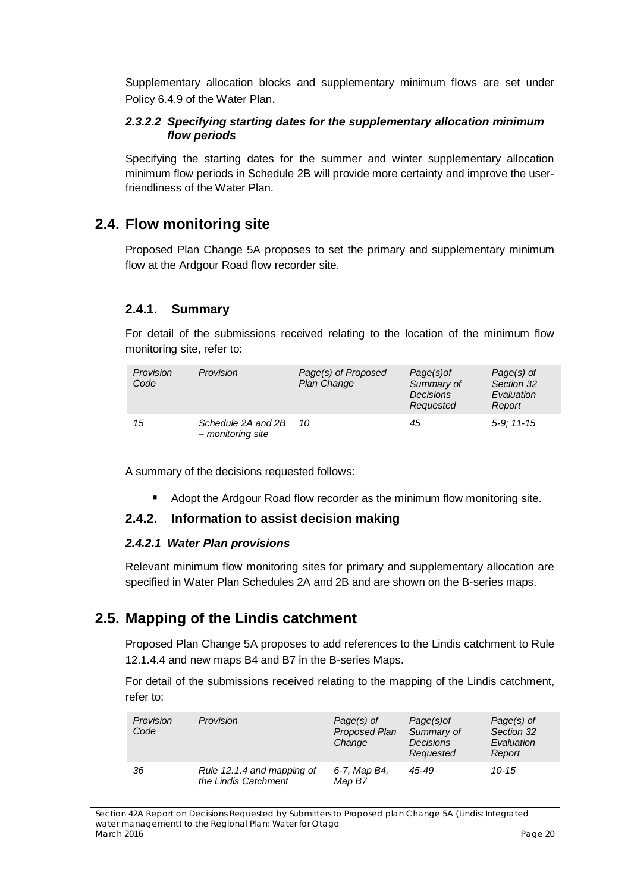Supplementary allocation blocks and supplementary minimum flows are set under Policy 6.4.9 of the Water Plan.

#### *2.3.2.2 Specifying starting dates for the supplementary allocation minimum flow periods*

Specifying the starting dates for the summer and winter supplementary allocation minimum flow periods in Schedule 2B will provide more certainty and improve the user-friendliness of the Water Plan.

## 2.4. Flow monitoring site

Proposed Plan Change 5A proposes to set the primary and supplementary minimum flow at the Ardgour Road flow recorder site.

### 2.4.1. Summary

For detail of the submissions received relating to the location of the minimum flow monitoring site, refer to:

| *Provision Code* | *Provision* | *Page(s) of Proposed Plan Change* | *Page(s)of Summary of Decisions Requested* | *Page(s) of Section 32 Evaluation Report* |
|---|---|---|---|---|
| *15* | *Schedule 2A and 2B – monitoring site* | *10* | *45* | *5-9; 11-15* |

A summary of the decisions requested follows:

- Adopt the Ardgour Road flow recorder as the minimum flow monitoring site.

### 2.4.2. Information to assist decision making

#### *2.4.2.1 Water Plan provisions*

Relevant minimum flow monitoring sites for primary and supplementary allocation are specified in Water Plan Schedules 2A and 2B and are shown on the B-series maps.

## 2.5. Mapping of the Lindis catchment

Proposed Plan Change 5A proposes to add references to the Lindis catchment to Rule 12.1.4.4 and new maps B4 and B7 in the B-series Maps.

For detail of the submissions received relating to the mapping of the Lindis catchment, refer to:

| *Provision Code* | *Provision* | *Page(s) of Proposed Plan Change* | *Page(s)of Summary of Decisions Requested* | *Page(s) of Section 32 Evaluation Report* |
|---|---|---|---|---|
| *36* | *Rule 12.1.4 and mapping of the Lindis Catchment* | *6-7, Map B4, Map B7* | *45-49* | *10-15* |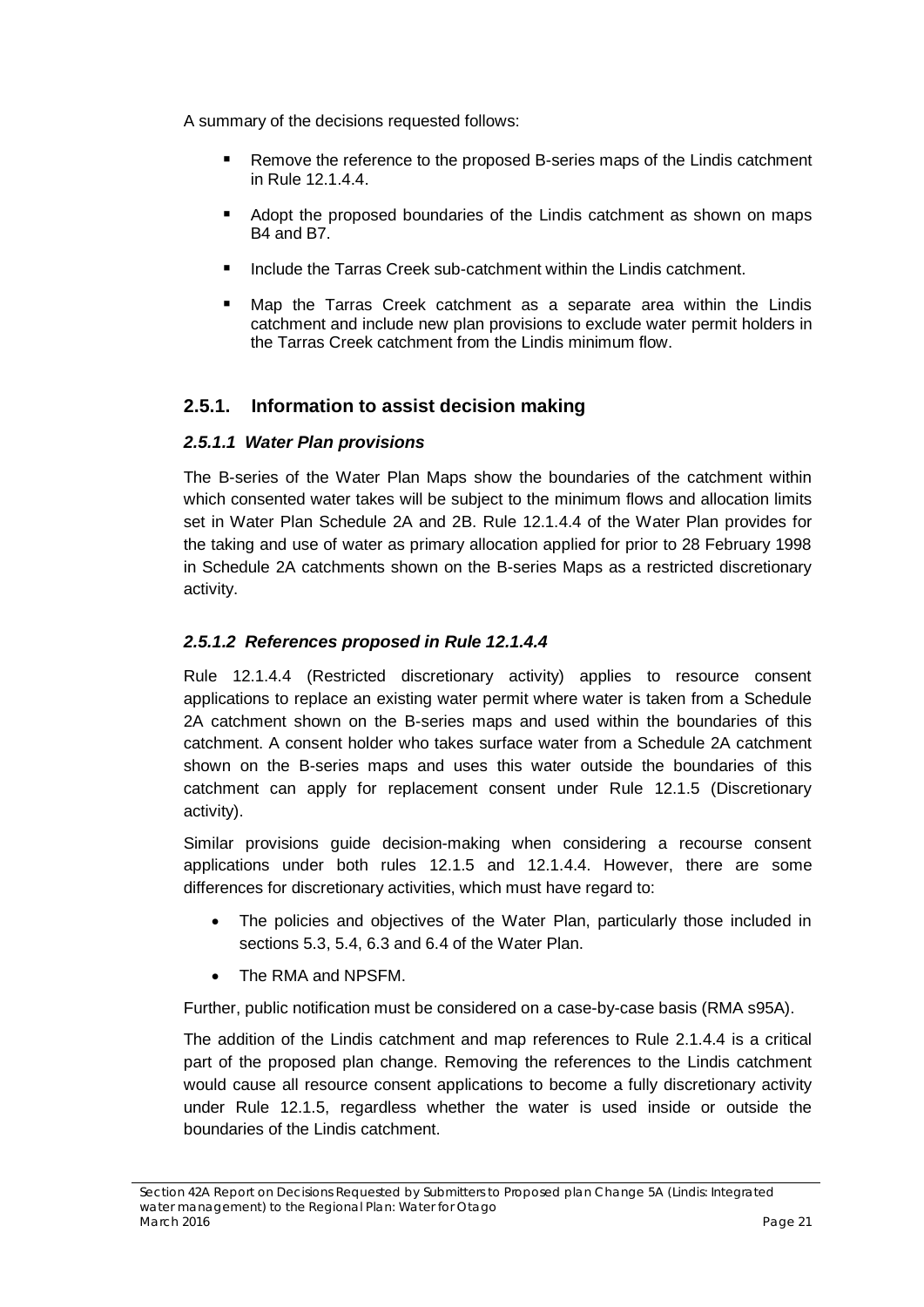A summary of the decisions requested follows:

- Remove the reference to the proposed B-series maps of the Lindis catchment in Rule 12.1.4.4.
- Adopt the proposed boundaries of the Lindis catchment as shown on maps B4 and B7.
- Include the Tarras Creek sub-catchment within the Lindis catchment.
- Map the Tarras Creek catchment as a separate area within the Lindis catchment and include new plan provisions to exclude water permit holders in the Tarras Creek catchment from the Lindis minimum flow.

## 2.5.1. Information to assist decision making

### *2.5.1.1 Water Plan provisions*

The B-series of the Water Plan Maps show the boundaries of the catchment within which consented water takes will be subject to the minimum flows and allocation limits set in Water Plan Schedule 2A and 2B. Rule 12.1.4.4 of the Water Plan provides for the taking and use of water as primary allocation applied for prior to 28 February 1998 in Schedule 2A catchments shown on the B-series Maps as a restricted discretionary activity.

### *2.5.1.2 References proposed in Rule 12.1.4.4*

Rule 12.1.4.4 (Restricted discretionary activity) applies to resource consent applications to replace an existing water permit where water is taken from a Schedule 2A catchment shown on the B-series maps and used within the boundaries of this catchment. A consent holder who takes surface water from a Schedule 2A catchment shown on the B-series maps and uses this water outside the boundaries of this catchment can apply for replacement consent under Rule 12.1.5 (Discretionary activity).

Similar provisions guide decision-making when considering a recourse consent applications under both rules 12.1.5 and 12.1.4.4. However, there are some differences for discretionary activities, which must have regard to:

- The policies and objectives of the Water Plan, particularly those included in sections 5.3, 5.4, 6.3 and 6.4 of the Water Plan.
- The RMA and NPSFM.

Further, public notification must be considered on a case-by-case basis (RMA s95A).

The addition of the Lindis catchment and map references to Rule 2.1.4.4 is a critical part of the proposed plan change. Removing the references to the Lindis catchment would cause all resource consent applications to become a fully discretionary activity under Rule 12.1.5, regardless whether the water is used inside or outside the boundaries of the Lindis catchment.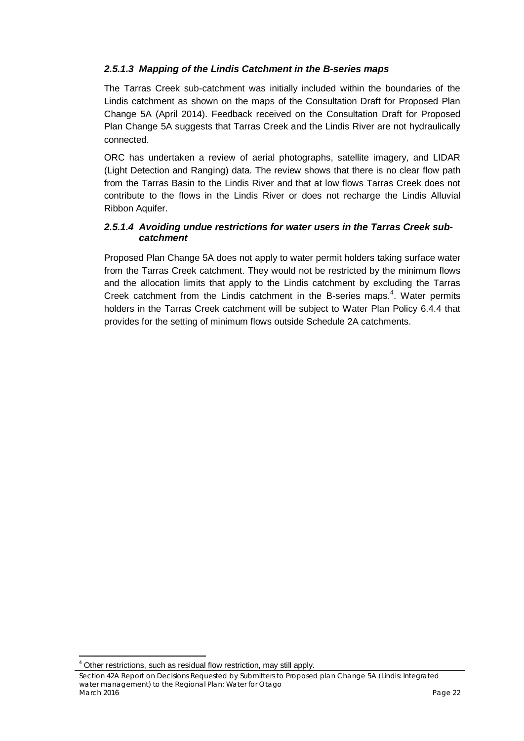#### *2.5.1.3 Mapping of the Lindis Catchment in the B-series maps*

The Tarras Creek sub-catchment was initially included within the boundaries of the Lindis catchment as shown on the maps of the Consultation Draft for Proposed Plan Change 5A (April 2014). Feedback received on the Consultation Draft for Proposed Plan Change 5A suggests that Tarras Creek and the Lindis River are not hydraulically connected.

ORC has undertaken a review of aerial photographs, satellite imagery, and LIDAR (Light Detection and Ranging) data. The review shows that there is no clear flow path from the Tarras Basin to the Lindis River and that at low flows Tarras Creek does not contribute to the flows in the Lindis River or does not recharge the Lindis Alluvial Ribbon Aquifer.

#### *2.5.1.4 Avoiding undue restrictions for water users in the Tarras Creek sub-catchment*

Proposed Plan Change 5A does not apply to water permit holders taking surface water from the Tarras Creek catchment. They would not be restricted by the minimum flows and the allocation limits that apply to the Lindis catchment by excluding the Tarras Creek catchment from the Lindis catchment in the B-series maps.[4]. Water permits holders in the Tarras Creek catchment will be subject to Water Plan Policy 6.4.4 that provides for the setting of minimum flows outside Schedule 2A catchments.

---

[4] Other restrictions, such as residual flow restriction, may still apply.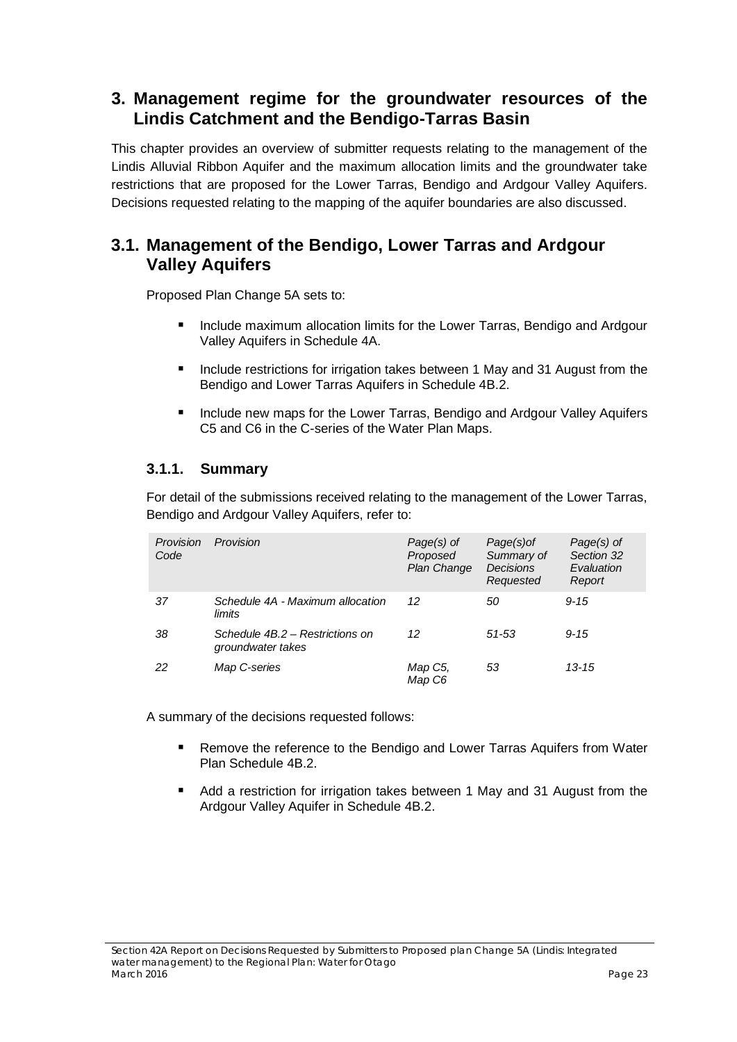# 3. Management regime for the groundwater resources of the Lindis Catchment and the Bendigo-Tarras Basin

This chapter provides an overview of submitter requests relating to the management of the Lindis Alluvial Ribbon Aquifer and the maximum allocation limits and the groundwater take restrictions that are proposed for the Lower Tarras, Bendigo and Ardgour Valley Aquifers. Decisions requested relating to the mapping of the aquifer boundaries are also discussed.

## 3.1. Management of the Bendigo, Lower Tarras and Ardgour Valley Aquifers

Proposed Plan Change 5A sets to:

- Include maximum allocation limits for the Lower Tarras, Bendigo and Ardgour Valley Aquifers in Schedule 4A.
- Include restrictions for irrigation takes between 1 May and 31 August from the Bendigo and Lower Tarras Aquifers in Schedule 4B.2.
- Include new maps for the Lower Tarras, Bendigo and Ardgour Valley Aquifers C5 and C6 in the C-series of the Water Plan Maps.

### 3.1.1. Summary

For detail of the submissions received relating to the management of the Lower Tarras, Bendigo and Ardgour Valley Aquifers, refer to:

| *Provision Code* | *Provision* | *Page(s) of Proposed Plan Change* | *Page(s)of Summary of Decisions Requested* | *Page(s) of Section 32 Evaluation Report* |
|---|---|---|---|---|
| *37* | *Schedule 4A - Maximum allocation limits* | *12* | *50* | *9-15* |
| *38* | *Schedule 4B.2 – Restrictions on groundwater takes* | *12* | *51-53* | *9-15* |
| *22* | *Map C-series* | *Map C5, Map C6* | *53* | *13-15* |

A summary of the decisions requested follows:

- Remove the reference to the Bendigo and Lower Tarras Aquifers from Water Plan Schedule 4B.2.
- Add a restriction for irrigation takes between 1 May and 31 August from the Ardgour Valley Aquifer in Schedule 4B.2.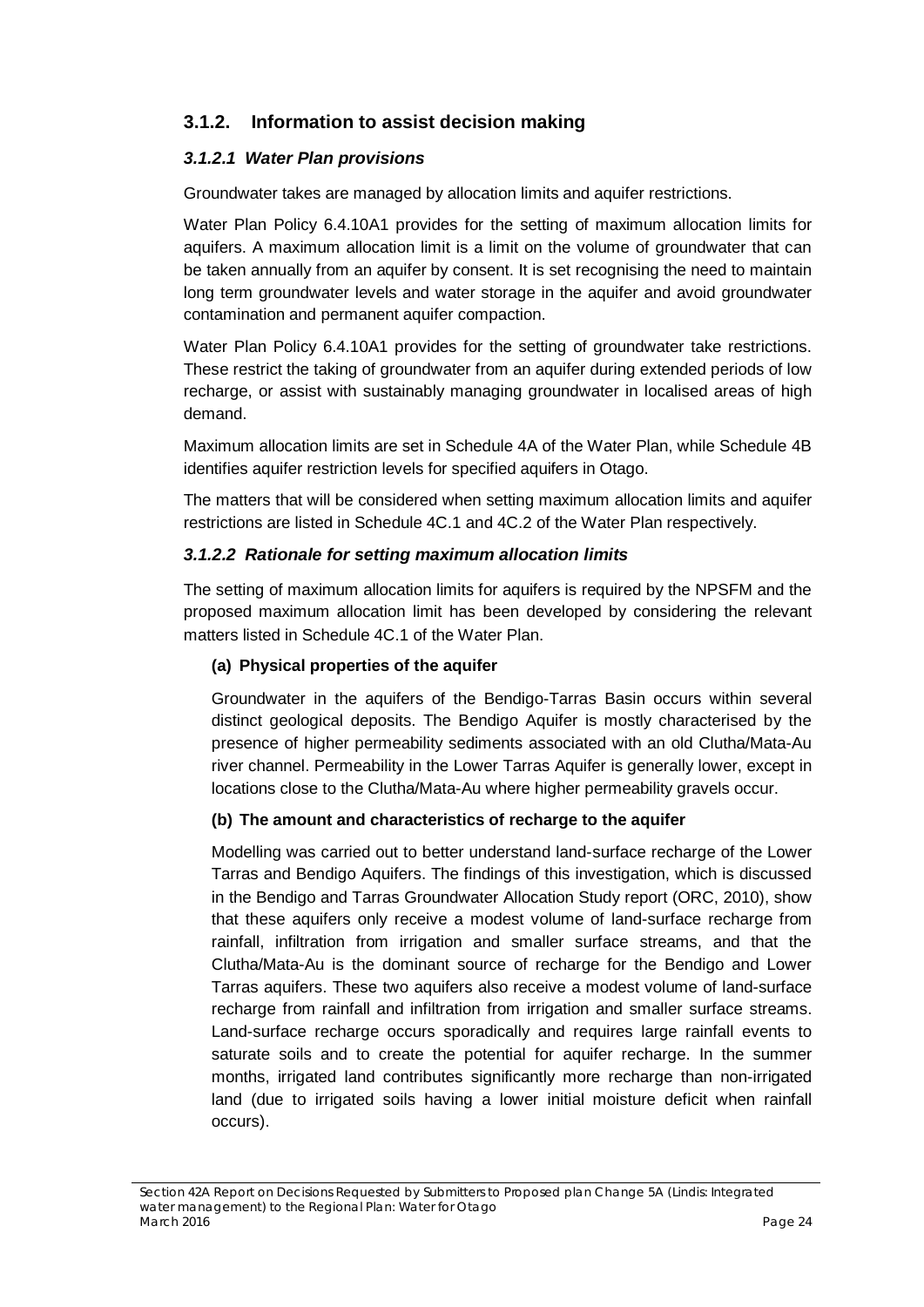### 3.1.2. Information to assist decision making

#### *3.1.2.1 Water Plan provisions*

Groundwater takes are managed by allocation limits and aquifer restrictions.

Water Plan Policy 6.4.10A1 provides for the setting of maximum allocation limits for aquifers. A maximum allocation limit is a limit on the volume of groundwater that can be taken annually from an aquifer by consent. It is set recognising the need to maintain long term groundwater levels and water storage in the aquifer and avoid groundwater contamination and permanent aquifer compaction.

Water Plan Policy 6.4.10A1 provides for the setting of groundwater take restrictions. These restrict the taking of groundwater from an aquifer during extended periods of low recharge, or assist with sustainably managing groundwater in localised areas of high demand.

Maximum allocation limits are set in Schedule 4A of the Water Plan, while Schedule 4B identifies aquifer restriction levels for specified aquifers in Otago.

The matters that will be considered when setting maximum allocation limits and aquifer restrictions are listed in Schedule 4C.1 and 4C.2 of the Water Plan respectively.

#### *3.1.2.2 Rationale for setting maximum allocation limits*

The setting of maximum allocation limits for aquifers is required by the NPSFM and the proposed maximum allocation limit has been developed by considering the relevant matters listed in Schedule 4C.1 of the Water Plan.

**(a) Physical properties of the aquifer**

Groundwater in the aquifers of the Bendigo-Tarras Basin occurs within several distinct geological deposits. The Bendigo Aquifer is mostly characterised by the presence of higher permeability sediments associated with an old Clutha/Mata-Au river channel. Permeability in the Lower Tarras Aquifer is generally lower, except in locations close to the Clutha/Mata-Au where higher permeability gravels occur.

**(b) The amount and characteristics of recharge to the aquifer**

Modelling was carried out to better understand land-surface recharge of the Lower Tarras and Bendigo Aquifers. The findings of this investigation, which is discussed in the Bendigo and Tarras Groundwater Allocation Study report (ORC, 2010), show that these aquifers only receive a modest volume of land-surface recharge from rainfall, infiltration from irrigation and smaller surface streams, and that the Clutha/Mata-Au is the dominant source of recharge for the Bendigo and Lower Tarras aquifers. These two aquifers also receive a modest volume of land-surface recharge from rainfall and infiltration from irrigation and smaller surface streams. Land-surface recharge occurs sporadically and requires large rainfall events to saturate soils and to create the potential for aquifer recharge. In the summer months, irrigated land contributes significantly more recharge than non-irrigated land (due to irrigated soils having a lower initial moisture deficit when rainfall occurs).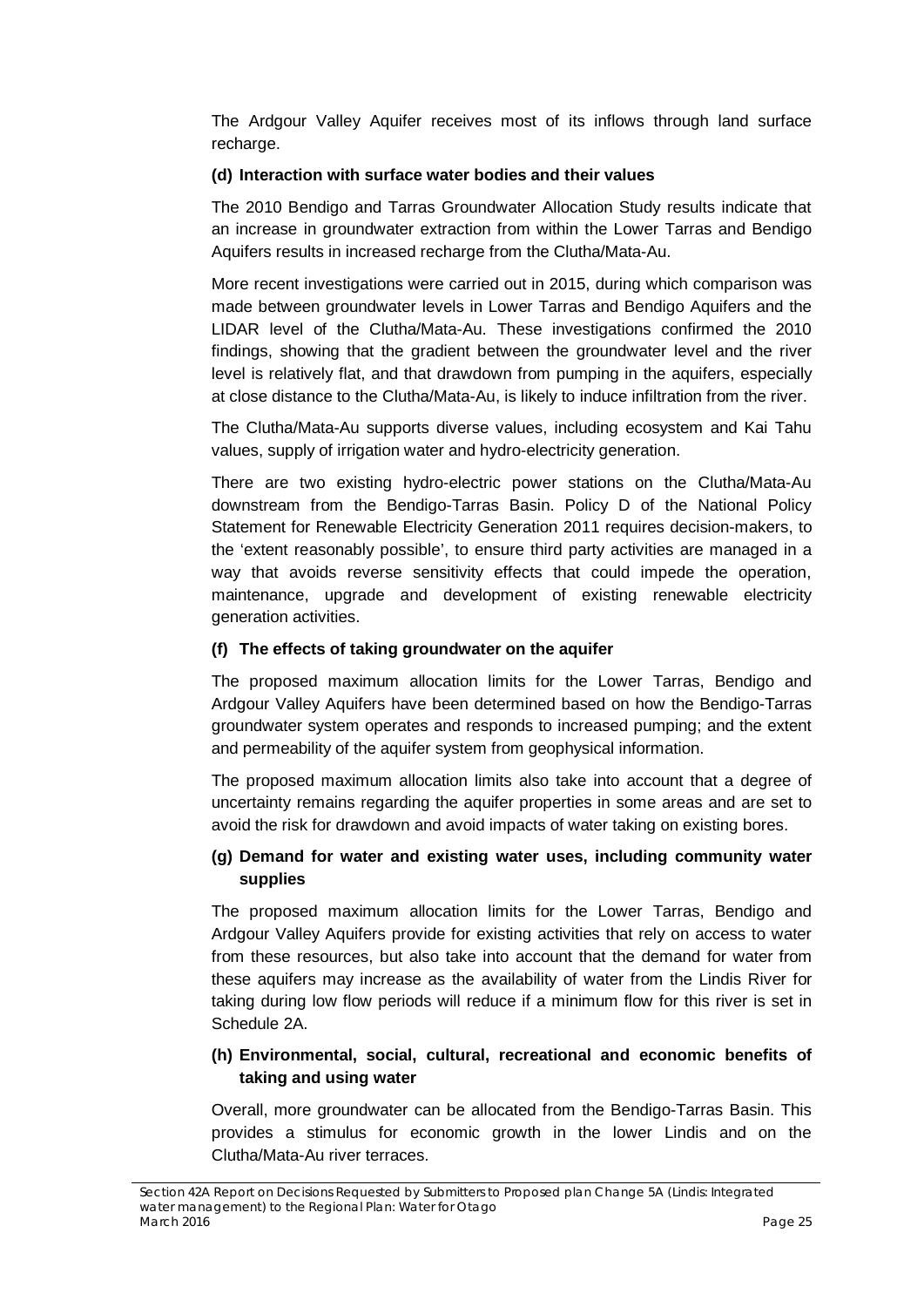The Ardgour Valley Aquifer receives most of its inflows through land surface recharge.

**(d) Interaction with surface water bodies and their values**

The 2010 Bendigo and Tarras Groundwater Allocation Study results indicate that an increase in groundwater extraction from within the Lower Tarras and Bendigo Aquifers results in increased recharge from the Clutha/Mata-Au.

More recent investigations were carried out in 2015, during which comparison was made between groundwater levels in Lower Tarras and Bendigo Aquifers and the LIDAR level of the Clutha/Mata-Au. These investigations confirmed the 2010 findings, showing that the gradient between the groundwater level and the river level is relatively flat, and that drawdown from pumping in the aquifers, especially at close distance to the Clutha/Mata-Au, is likely to induce infiltration from the river.

The Clutha/Mata-Au supports diverse values, including ecosystem and Kai Tahu values, supply of irrigation water and hydro-electricity generation.

There are two existing hydro-electric power stations on the Clutha/Mata-Au downstream from the Bendigo-Tarras Basin. Policy D of the National Policy Statement for Renewable Electricity Generation 2011 requires decision-makers, to the 'extent reasonably possible', to ensure third party activities are managed in a way that avoids reverse sensitivity effects that could impede the operation, maintenance, upgrade and development of existing renewable electricity generation activities.

**(f) The effects of taking groundwater on the aquifer**

The proposed maximum allocation limits for the Lower Tarras, Bendigo and Ardgour Valley Aquifers have been determined based on how the Bendigo-Tarras groundwater system operates and responds to increased pumping; and the extent and permeability of the aquifer system from geophysical information.

The proposed maximum allocation limits also take into account that a degree of uncertainty remains regarding the aquifer properties in some areas and are set to avoid the risk for drawdown and avoid impacts of water taking on existing bores.

**(g) Demand for water and existing water uses, including community water supplies**

The proposed maximum allocation limits for the Lower Tarras, Bendigo and Ardgour Valley Aquifers provide for existing activities that rely on access to water from these resources, but also take into account that the demand for water from these aquifers may increase as the availability of water from the Lindis River for taking during low flow periods will reduce if a minimum flow for this river is set in Schedule 2A.

**(h) Environmental, social, cultural, recreational and economic benefits of taking and using water**

Overall, more groundwater can be allocated from the Bendigo-Tarras Basin. This provides a stimulus for economic growth in the lower Lindis and on the Clutha/Mata-Au river terraces.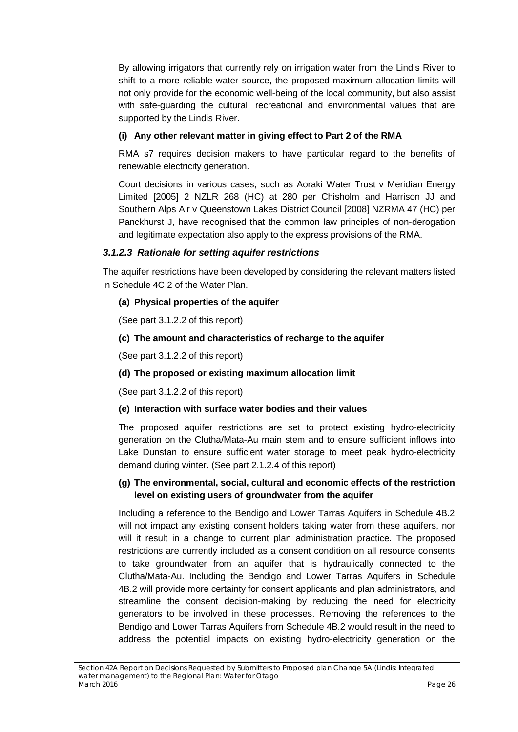By allowing irrigators that currently rely on irrigation water from the Lindis River to shift to a more reliable water source, the proposed maximum allocation limits will not only provide for the economic well-being of the local community, but also assist with safe-guarding the cultural, recreational and environmental values that are supported by the Lindis River.

**(i) Any other relevant matter in giving effect to Part 2 of the RMA**

RMA s7 requires decision makers to have particular regard to the benefits of renewable electricity generation.

Court decisions in various cases, such as Aoraki Water Trust v Meridian Energy Limited [2005] 2 NZLR 268 (HC) at 280 per Chisholm and Harrison JJ and Southern Alps Air v Queenstown Lakes District Council [2008] NZRMA 47 (HC) per Panckhurst J, have recognised that the common law principles of non-derogation and legitimate expectation also apply to the express provisions of the RMA.

### *3.1.2.3 Rationale for setting aquifer restrictions*

The aquifer restrictions have been developed by considering the relevant matters listed in Schedule 4C.2 of the Water Plan.

**(a) Physical properties of the aquifer**

(See part 3.1.2.2 of this report)

**(c) The amount and characteristics of recharge to the aquifer**

(See part 3.1.2.2 of this report)

**(d) The proposed or existing maximum allocation limit**

(See part 3.1.2.2 of this report)

**(e) Interaction with surface water bodies and their values**

The proposed aquifer restrictions are set to protect existing hydro-electricity generation on the Clutha/Mata-Au main stem and to ensure sufficient inflows into Lake Dunstan to ensure sufficient water storage to meet peak hydro-electricity demand during winter. (See part 2.1.2.4 of this report)

**(g) The environmental, social, cultural and economic effects of the restriction level on existing users of groundwater from the aquifer**

Including a reference to the Bendigo and Lower Tarras Aquifers in Schedule 4B.2 will not impact any existing consent holders taking water from these aquifers, nor will it result in a change to current plan administration practice. The proposed restrictions are currently included as a consent condition on all resource consents to take groundwater from an aquifer that is hydraulically connected to the Clutha/Mata-Au. Including the Bendigo and Lower Tarras Aquifers in Schedule 4B.2 will provide more certainty for consent applicants and plan administrators, and streamline the consent decision-making by reducing the need for electricity generators to be involved in these processes. Removing the references to the Bendigo and Lower Tarras Aquifers from Schedule 4B.2 would result in the need to address the potential impacts on existing hydro-electricity generation on the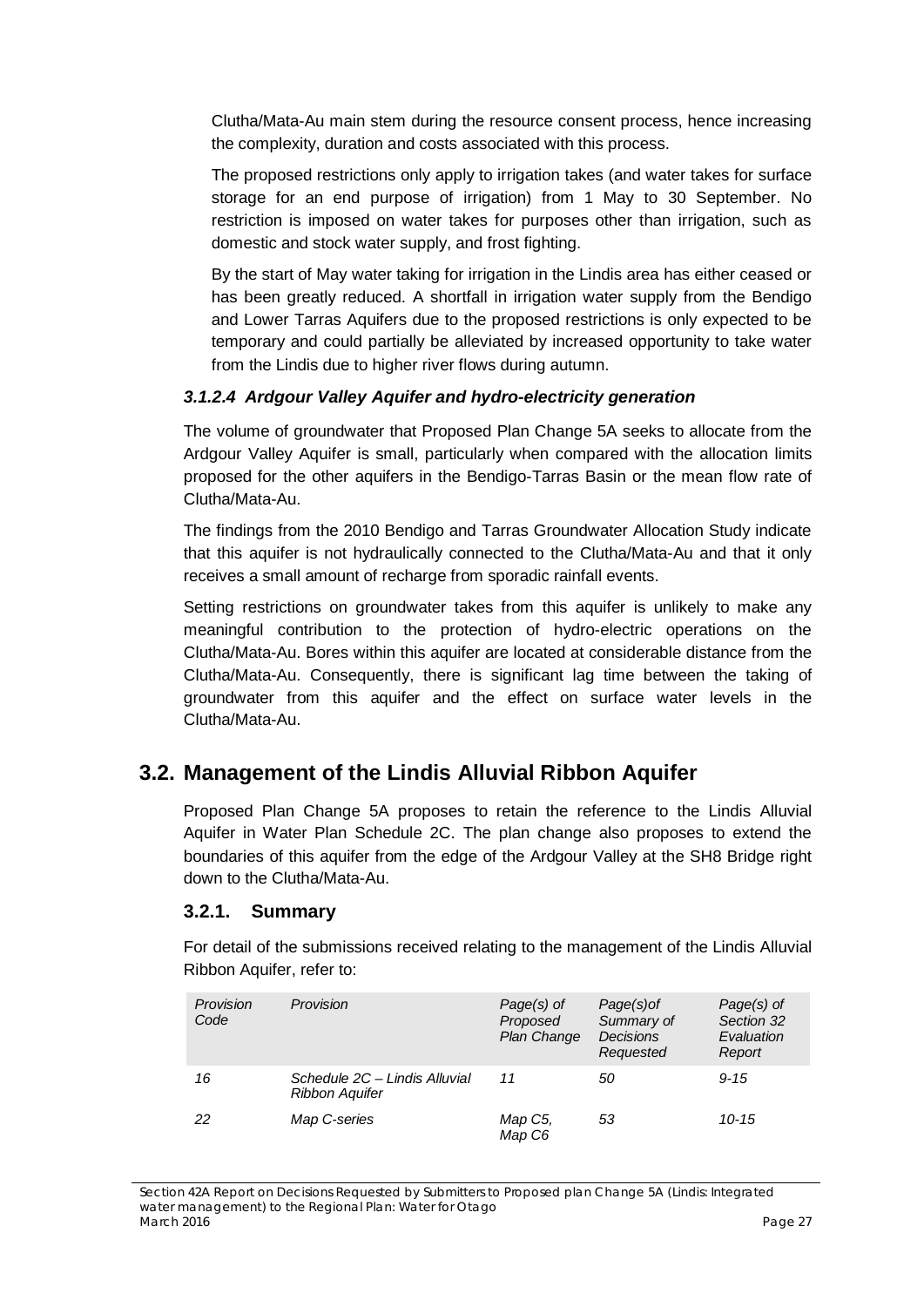Clutha/Mata-Au main stem during the resource consent process, hence increasing the complexity, duration and costs associated with this process.

The proposed restrictions only apply to irrigation takes (and water takes for surface storage for an end purpose of irrigation) from 1 May to 30 September. No restriction is imposed on water takes for purposes other than irrigation, such as domestic and stock water supply, and frost fighting.

By the start of May water taking for irrigation in the Lindis area has either ceased or has been greatly reduced. A shortfall in irrigation water supply from the Bendigo and Lower Tarras Aquifers due to the proposed restrictions is only expected to be temporary and could partially be alleviated by increased opportunity to take water from the Lindis due to higher river flows during autumn.

#### *3.1.2.4 Ardgour Valley Aquifer and hydro-electricity generation*

The volume of groundwater that Proposed Plan Change 5A seeks to allocate from the Ardgour Valley Aquifer is small, particularly when compared with the allocation limits proposed for the other aquifers in the Bendigo-Tarras Basin or the mean flow rate of Clutha/Mata-Au.

The findings from the 2010 Bendigo and Tarras Groundwater Allocation Study indicate that this aquifer is not hydraulically connected to the Clutha/Mata-Au and that it only receives a small amount of recharge from sporadic rainfall events.

Setting restrictions on groundwater takes from this aquifer is unlikely to make any meaningful contribution to the protection of hydro-electric operations on the Clutha/Mata-Au. Bores within this aquifer are located at considerable distance from the Clutha/Mata-Au. Consequently, there is significant lag time between the taking of groundwater from this aquifer and the effect on surface water levels in the Clutha/Mata-Au.

## 3.2. Management of the Lindis Alluvial Ribbon Aquifer

Proposed Plan Change 5A proposes to retain the reference to the Lindis Alluvial Aquifer in Water Plan Schedule 2C. The plan change also proposes to extend the boundaries of this aquifer from the edge of the Ardgour Valley at the SH8 Bridge right down to the Clutha/Mata-Au.

### 3.2.1. Summary

For detail of the submissions received relating to the management of the Lindis Alluvial Ribbon Aquifer, refer to:

| *Provision Code* | *Provision* | *Page(s) of Proposed Plan Change* | *Page(s)of Summary of Decisions Requested* | *Page(s) of Section 32 Evaluation Report* |
|---|---|---|---|---|
| *16* | *Schedule 2C – Lindis Alluvial Ribbon Aquifer* | *11* | *50* | *9-15* |
| *22* | *Map C-series* | *Map C5, Map C6* | *53* | *10-15* |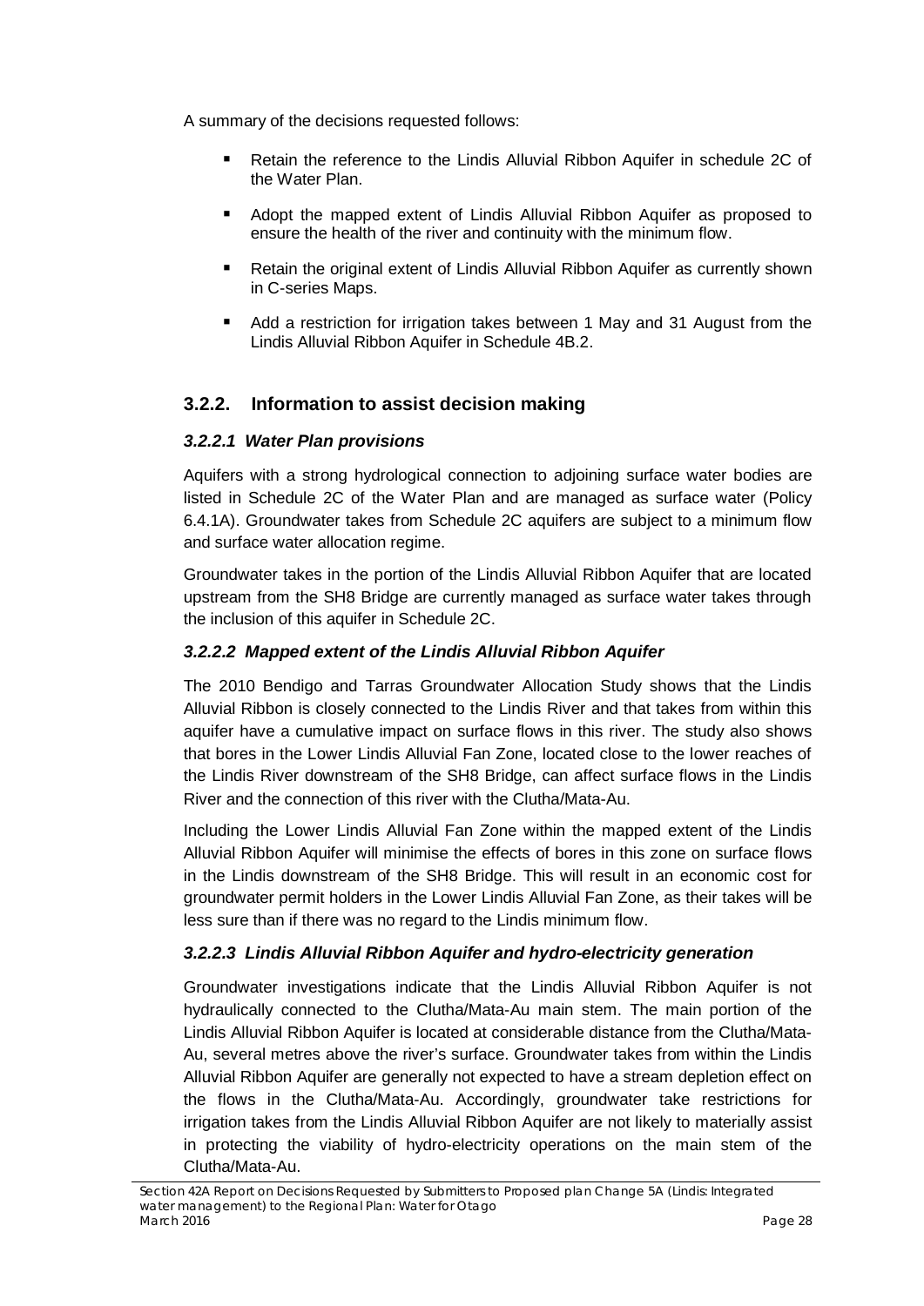A summary of the decisions requested follows:

- Retain the reference to the Lindis Alluvial Ribbon Aquifer in schedule 2C of the Water Plan.
- Adopt the mapped extent of Lindis Alluvial Ribbon Aquifer as proposed to ensure the health of the river and continuity with the minimum flow.
- Retain the original extent of Lindis Alluvial Ribbon Aquifer as currently shown in C-series Maps.
- Add a restriction for irrigation takes between 1 May and 31 August from the Lindis Alluvial Ribbon Aquifer in Schedule 4B.2.

## 3.2.2. Information to assist decision making

### *3.2.2.1 Water Plan provisions*

Aquifers with a strong hydrological connection to adjoining surface water bodies are listed in Schedule 2C of the Water Plan and are managed as surface water (Policy 6.4.1A). Groundwater takes from Schedule 2C aquifers are subject to a minimum flow and surface water allocation regime.

Groundwater takes in the portion of the Lindis Alluvial Ribbon Aquifer that are located upstream from the SH8 Bridge are currently managed as surface water takes through the inclusion of this aquifer in Schedule 2C.

### *3.2.2.2 Mapped extent of the Lindis Alluvial Ribbon Aquifer*

The 2010 Bendigo and Tarras Groundwater Allocation Study shows that the Lindis Alluvial Ribbon is closely connected to the Lindis River and that takes from within this aquifer have a cumulative impact on surface flows in this river. The study also shows that bores in the Lower Lindis Alluvial Fan Zone, located close to the lower reaches of the Lindis River downstream of the SH8 Bridge, can affect surface flows in the Lindis River and the connection of this river with the Clutha/Mata-Au.

Including the Lower Lindis Alluvial Fan Zone within the mapped extent of the Lindis Alluvial Ribbon Aquifer will minimise the effects of bores in this zone on surface flows in the Lindis downstream of the SH8 Bridge. This will result in an economic cost for groundwater permit holders in the Lower Lindis Alluvial Fan Zone, as their takes will be less sure than if there was no regard to the Lindis minimum flow.

### *3.2.2.3 Lindis Alluvial Ribbon Aquifer and hydro-electricity generation*

Groundwater investigations indicate that the Lindis Alluvial Ribbon Aquifer is not hydraulically connected to the Clutha/Mata-Au main stem. The main portion of the Lindis Alluvial Ribbon Aquifer is located at considerable distance from the Clutha/Mata-Au, several metres above the river's surface. Groundwater takes from within the Lindis Alluvial Ribbon Aquifer are generally not expected to have a stream depletion effect on the flows in the Clutha/Mata-Au. Accordingly, groundwater take restrictions for irrigation takes from the Lindis Alluvial Ribbon Aquifer are not likely to materially assist in protecting the viability of hydro-electricity operations on the main stem of the Clutha/Mata-Au.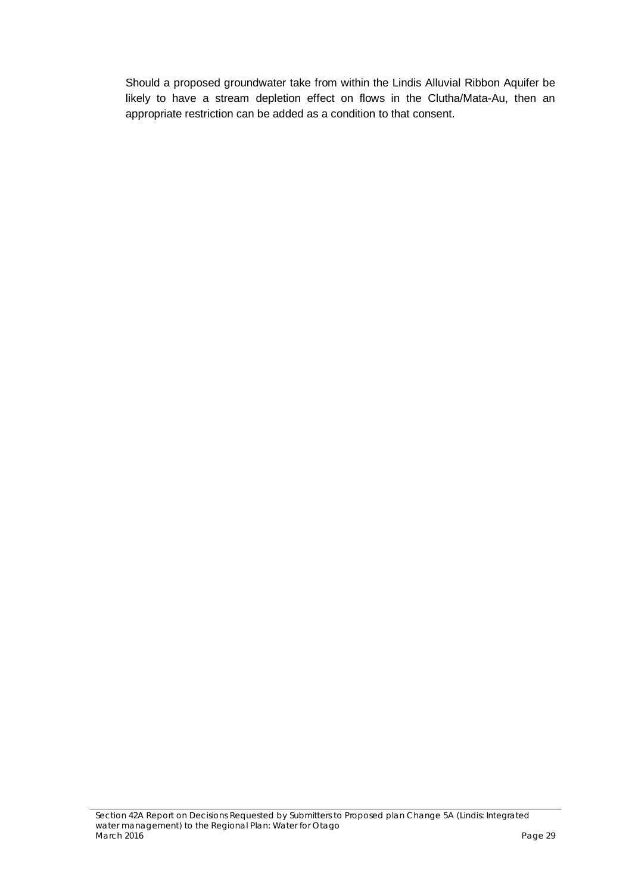Should a proposed groundwater take from within the Lindis Alluvial Ribbon Aquifer be likely to have a stream depletion effect on flows in the Clutha/Mata-Au, then an appropriate restriction can be added as a condition to that consent.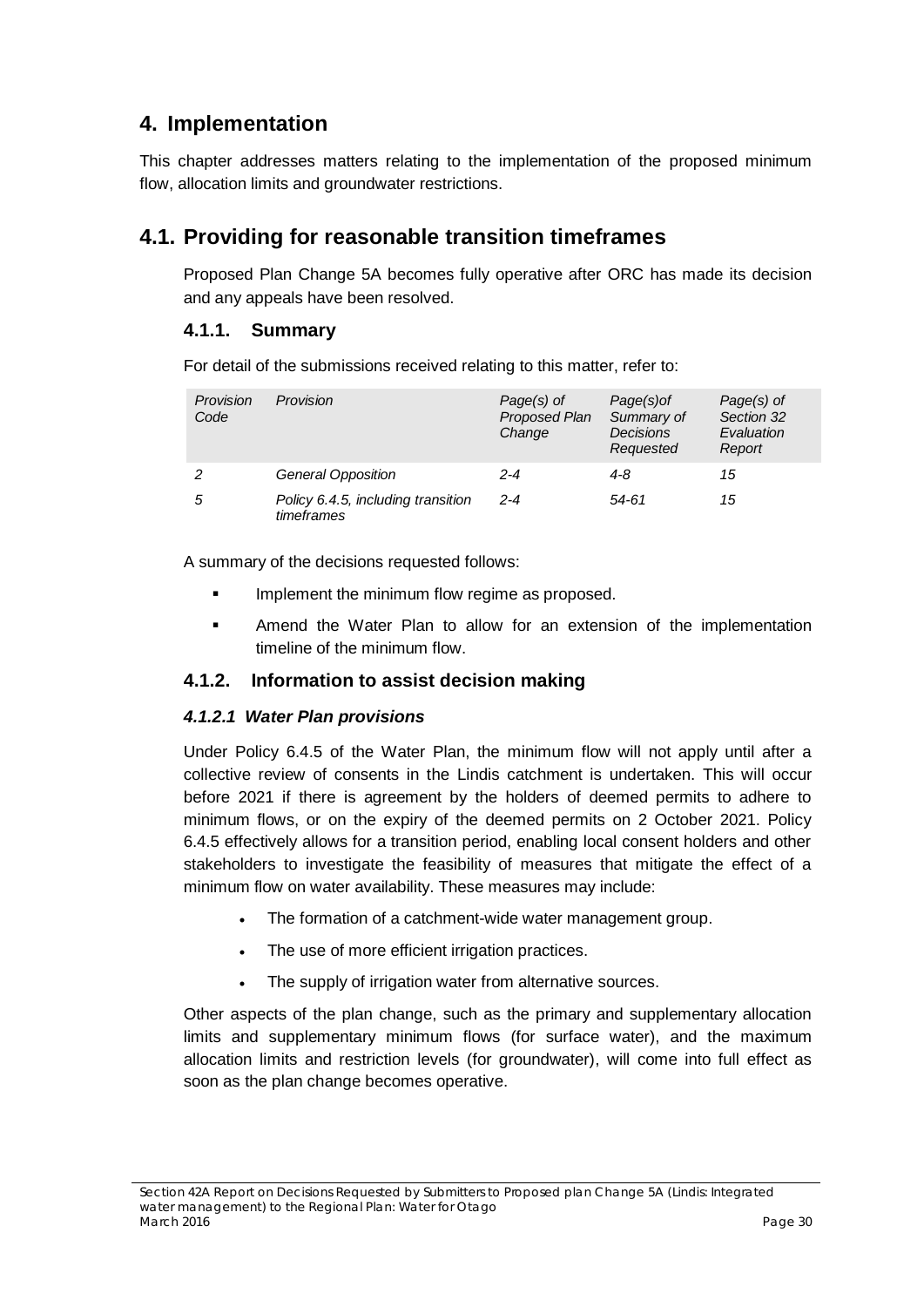# 4. Implementation

This chapter addresses matters relating to the implementation of the proposed minimum flow, allocation limits and groundwater restrictions.

## 4.1. Providing for reasonable transition timeframes

Proposed Plan Change 5A becomes fully operative after ORC has made its decision and any appeals have been resolved.

### 4.1.1. Summary

For detail of the submissions received relating to this matter, refer to:

| *Provision Code* | *Provision* | *Page(s) of Proposed Plan Change* | *Page(s)of Summary of Decisions Requested* | *Page(s) of Section 32 Evaluation Report* |
|---|---|---|---|---|
| *2* | *General Opposition* | *2-4* | *4-8* | *15* |
| *5* | *Policy 6.4.5, including transition timeframes* | *2-4* | *54-61* | *15* |

A summary of the decisions requested follows:

- Implement the minimum flow regime as proposed.
- Amend the Water Plan to allow for an extension of the implementation timeline of the minimum flow.

### 4.1.2. Information to assist decision making

#### *4.1.2.1 Water Plan provisions*

Under Policy 6.4.5 of the Water Plan, the minimum flow will not apply until after a collective review of consents in the Lindis catchment is undertaken. This will occur before 2021 if there is agreement by the holders of deemed permits to adhere to minimum flows, or on the expiry of the deemed permits on 2 October 2021. Policy 6.4.5 effectively allows for a transition period, enabling local consent holders and other stakeholders to investigate the feasibility of measures that mitigate the effect of a minimum flow on water availability. These measures may include:

- The formation of a catchment-wide water management group.
- The use of more efficient irrigation practices.
- The supply of irrigation water from alternative sources.

Other aspects of the plan change, such as the primary and supplementary allocation limits and supplementary minimum flows (for surface water), and the maximum allocation limits and restriction levels (for groundwater), will come into full effect as soon as the plan change becomes operative.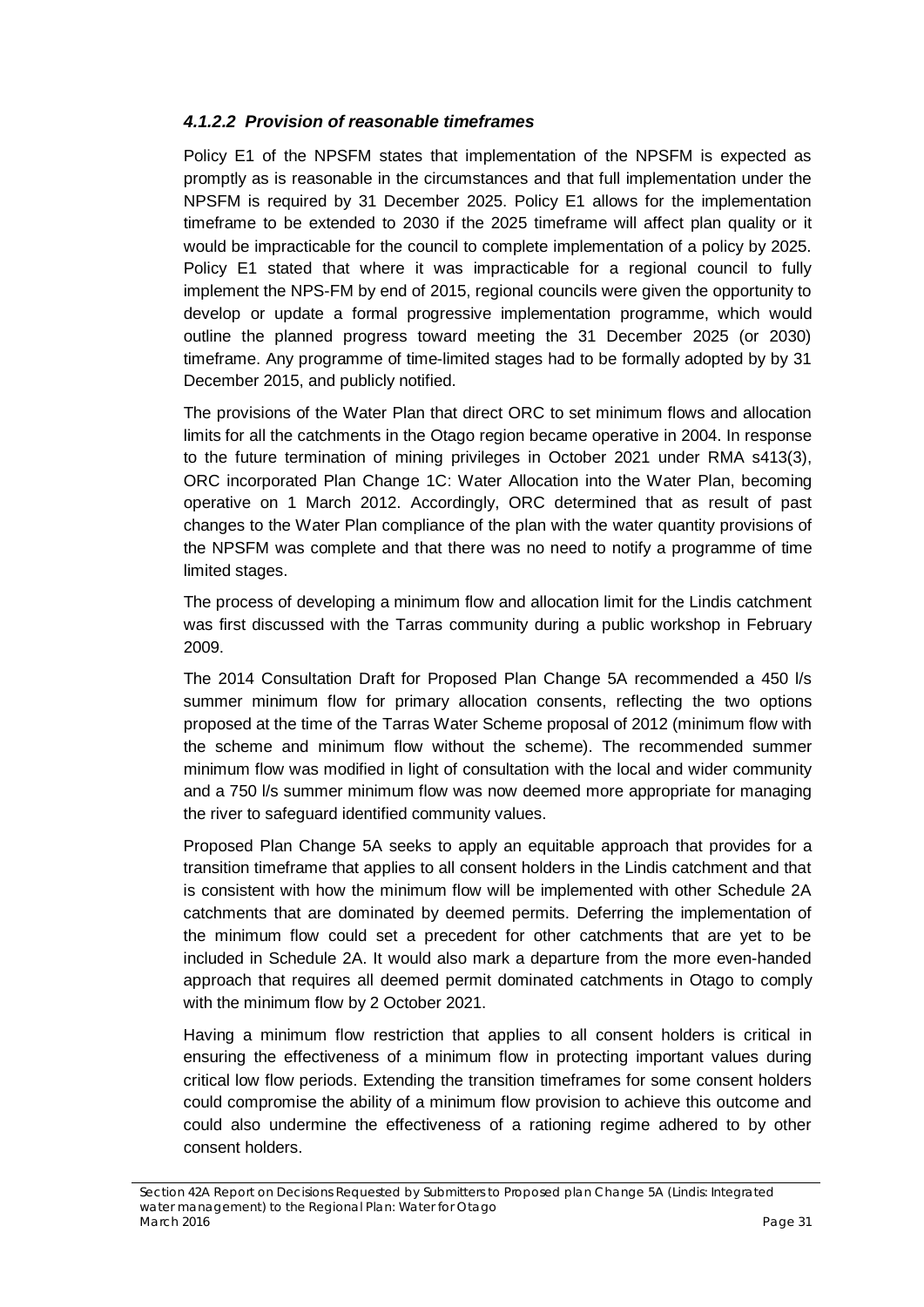#### *4.1.2.2 Provision of reasonable timeframes*

Policy E1 of the NPSFM states that implementation of the NPSFM is expected as promptly as is reasonable in the circumstances and that full implementation under the NPSFM is required by 31 December 2025. Policy E1 allows for the implementation timeframe to be extended to 2030 if the 2025 timeframe will affect plan quality or it would be impracticable for the council to complete implementation of a policy by 2025. Policy E1 stated that where it was impracticable for a regional council to fully implement the NPS-FM by end of 2015, regional councils were given the opportunity to develop or update a formal progressive implementation programme, which would outline the planned progress toward meeting the 31 December 2025 (or 2030) timeframe. Any programme of time-limited stages had to be formally adopted by by 31 December 2015, and publicly notified.

The provisions of the Water Plan that direct ORC to set minimum flows and allocation limits for all the catchments in the Otago region became operative in 2004. In response to the future termination of mining privileges in October 2021 under RMA s413(3), ORC incorporated Plan Change 1C: Water Allocation into the Water Plan, becoming operative on 1 March 2012. Accordingly, ORC determined that as result of past changes to the Water Plan compliance of the plan with the water quantity provisions of the NPSFM was complete and that there was no need to notify a programme of time limited stages.

The process of developing a minimum flow and allocation limit for the Lindis catchment was first discussed with the Tarras community during a public workshop in February 2009.

The 2014 Consultation Draft for Proposed Plan Change 5A recommended a 450 l/s summer minimum flow for primary allocation consents, reflecting the two options proposed at the time of the Tarras Water Scheme proposal of 2012 (minimum flow with the scheme and minimum flow without the scheme). The recommended summer minimum flow was modified in light of consultation with the local and wider community and a 750 l/s summer minimum flow was now deemed more appropriate for managing the river to safeguard identified community values.

Proposed Plan Change 5A seeks to apply an equitable approach that provides for a transition timeframe that applies to all consent holders in the Lindis catchment and that is consistent with how the minimum flow will be implemented with other Schedule 2A catchments that are dominated by deemed permits. Deferring the implementation of the minimum flow could set a precedent for other catchments that are yet to be included in Schedule 2A. It would also mark a departure from the more even-handed approach that requires all deemed permit dominated catchments in Otago to comply with the minimum flow by 2 October 2021.

Having a minimum flow restriction that applies to all consent holders is critical in ensuring the effectiveness of a minimum flow in protecting important values during critical low flow periods. Extending the transition timeframes for some consent holders could compromise the ability of a minimum flow provision to achieve this outcome and could also undermine the effectiveness of a rationing regime adhered to by other consent holders.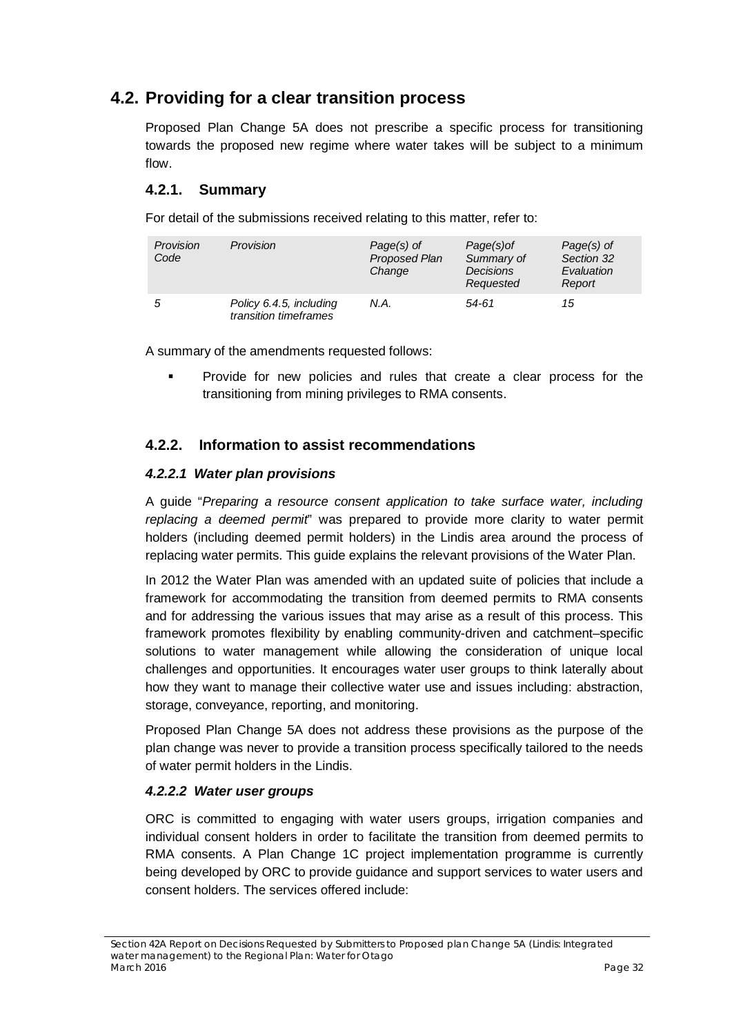## 4.2. Providing for a clear transition process

Proposed Plan Change 5A does not prescribe a specific process for transitioning towards the proposed new regime where water takes will be subject to a minimum flow.

### 4.2.1. Summary

For detail of the submissions received relating to this matter, refer to:

| *Provision Code* | *Provision* | *Page(s) of Proposed Plan Change* | *Page(s)of Summary of Decisions Requested* | *Page(s) of Section 32 Evaluation Report* |
|---|---|---|---|---|
| *5* | *Policy 6.4.5, including transition timeframes* | *N.A.* | *54-61* | *15* |

A summary of the amendments requested follows:

- Provide for new policies and rules that create a clear process for the transitioning from mining privileges to RMA consents.

### 4.2.2. Information to assist recommendations

#### *4.2.2.1 Water plan provisions*

A guide "*Preparing a resource consent application to take surface water, including replacing a deemed permit*" was prepared to provide more clarity to water permit holders (including deemed permit holders) in the Lindis area around the process of replacing water permits. This guide explains the relevant provisions of the Water Plan.

In 2012 the Water Plan was amended with an updated suite of policies that include a framework for accommodating the transition from deemed permits to RMA consents and for addressing the various issues that may arise as a result of this process. This framework promotes flexibility by enabling community-driven and catchment–specific solutions to water management while allowing the consideration of unique local challenges and opportunities. It encourages water user groups to think laterally about how they want to manage their collective water use and issues including: abstraction, storage, conveyance, reporting, and monitoring.

Proposed Plan Change 5A does not address these provisions as the purpose of the plan change was never to provide a transition process specifically tailored to the needs of water permit holders in the Lindis.

#### *4.2.2.2 Water user groups*

ORC is committed to engaging with water users groups, irrigation companies and individual consent holders in order to facilitate the transition from deemed permits to RMA consents. A Plan Change 1C project implementation programme is currently being developed by ORC to provide guidance and support services to water users and consent holders. The services offered include: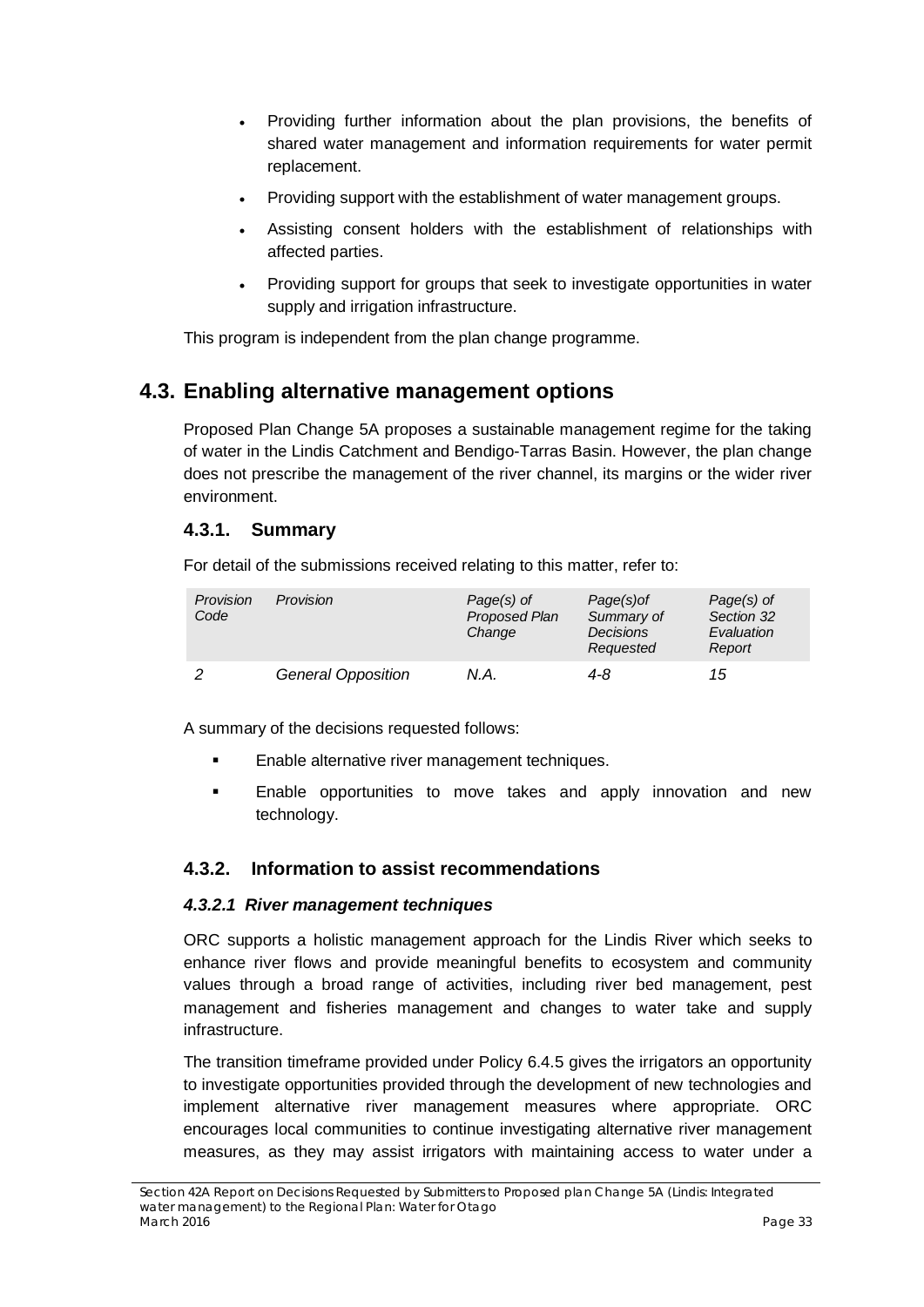- Providing further information about the plan provisions, the benefits of shared water management and information requirements for water permit replacement.
- Providing support with the establishment of water management groups.
- Assisting consent holders with the establishment of relationships with affected parties.
- Providing support for groups that seek to investigate opportunities in water supply and irrigation infrastructure.

This program is independent from the plan change programme.

## 4.3. Enabling alternative management options

Proposed Plan Change 5A proposes a sustainable management regime for the taking of water in the Lindis Catchment and Bendigo-Tarras Basin. However, the plan change does not prescribe the management of the river channel, its margins or the wider river environment.

### 4.3.1. Summary

For detail of the submissions received relating to this matter, refer to:

| *Provision Code* | *Provision* | *Page(s) of Proposed Plan Change* | *Page(s)of Summary of Decisions Requested* | *Page(s) of Section 32 Evaluation Report* |
|---|---|---|---|---|
| *2* | *General Opposition* | *N.A.* | *4-8* | *15* |

A summary of the decisions requested follows:

- Enable alternative river management techniques.
- Enable opportunities to move takes and apply innovation and new technology.

### 4.3.2. Information to assist recommendations

#### *4.3.2.1 River management techniques*

ORC supports a holistic management approach for the Lindis River which seeks to enhance river flows and provide meaningful benefits to ecosystem and community values through a broad range of activities, including river bed management, pest management and fisheries management and changes to water take and supply infrastructure.

The transition timeframe provided under Policy 6.4.5 gives the irrigators an opportunity to investigate opportunities provided through the development of new technologies and implement alternative river management measures where appropriate. ORC encourages local communities to continue investigating alternative river management measures, as they may assist irrigators with maintaining access to water under a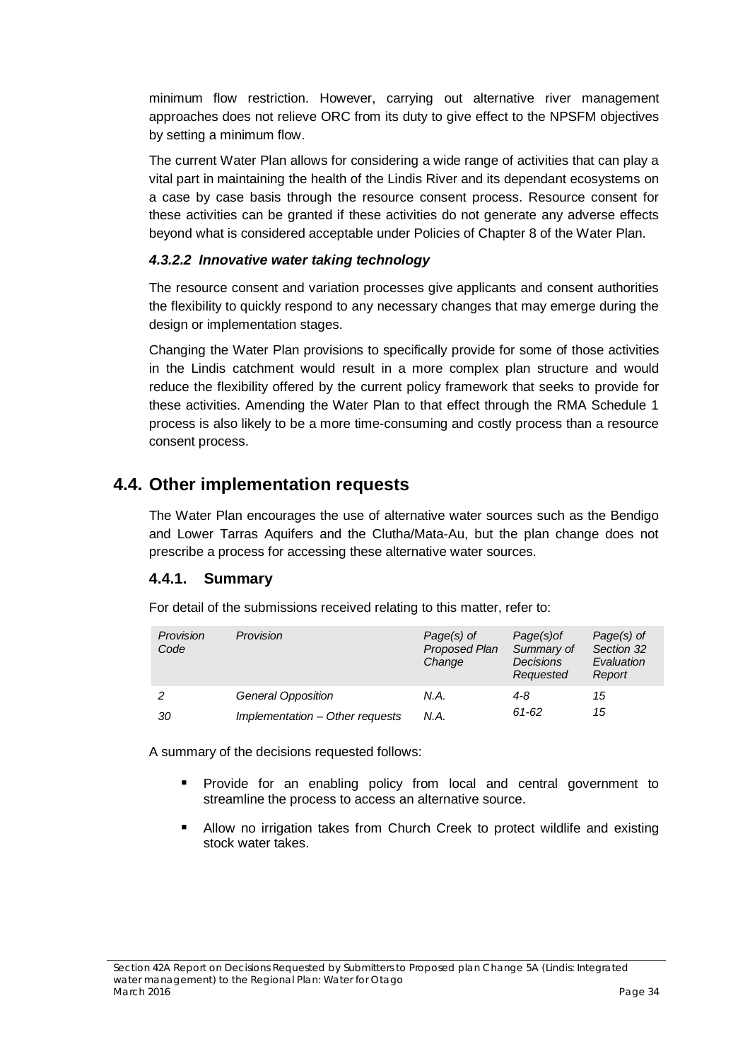minimum flow restriction. However, carrying out alternative river management approaches does not relieve ORC from its duty to give effect to the NPSFM objectives by setting a minimum flow.

The current Water Plan allows for considering a wide range of activities that can play a vital part in maintaining the health of the Lindis River and its dependant ecosystems on a case by case basis through the resource consent process. Resource consent for these activities can be granted if these activities do not generate any adverse effects beyond what is considered acceptable under Policies of Chapter 8 of the Water Plan.

#### *4.3.2.2 Innovative water taking technology*

The resource consent and variation processes give applicants and consent authorities the flexibility to quickly respond to any necessary changes that may emerge during the design or implementation stages.

Changing the Water Plan provisions to specifically provide for some of those activities in the Lindis catchment would result in a more complex plan structure and would reduce the flexibility offered by the current policy framework that seeks to provide for these activities. Amending the Water Plan to that effect through the RMA Schedule 1 process is also likely to be a more time-consuming and costly process than a resource consent process.

## 4.4. Other implementation requests

The Water Plan encourages the use of alternative water sources such as the Bendigo and Lower Tarras Aquifers and the Clutha/Mata-Au, but the plan change does not prescribe a process for accessing these alternative water sources.

### 4.4.1. Summary

For detail of the submissions received relating to this matter, refer to:

| *Provision Code* | *Provision* | *Page(s) of Proposed Plan Change* | *Page(s)of Summary of Decisions Requested* | *Page(s) of Section 32 Evaluation Report* |
|---|---|---|---|---|
| *2* | *General Opposition* | *N.A.* | *4-8* | *15* |
| *30* | *Implementation – Other requests* | *N.A.* | *61-62* | *15* |

A summary of the decisions requested follows:

- Provide for an enabling policy from local and central government to streamline the process to access an alternative source.
- Allow no irrigation takes from Church Creek to protect wildlife and existing stock water takes.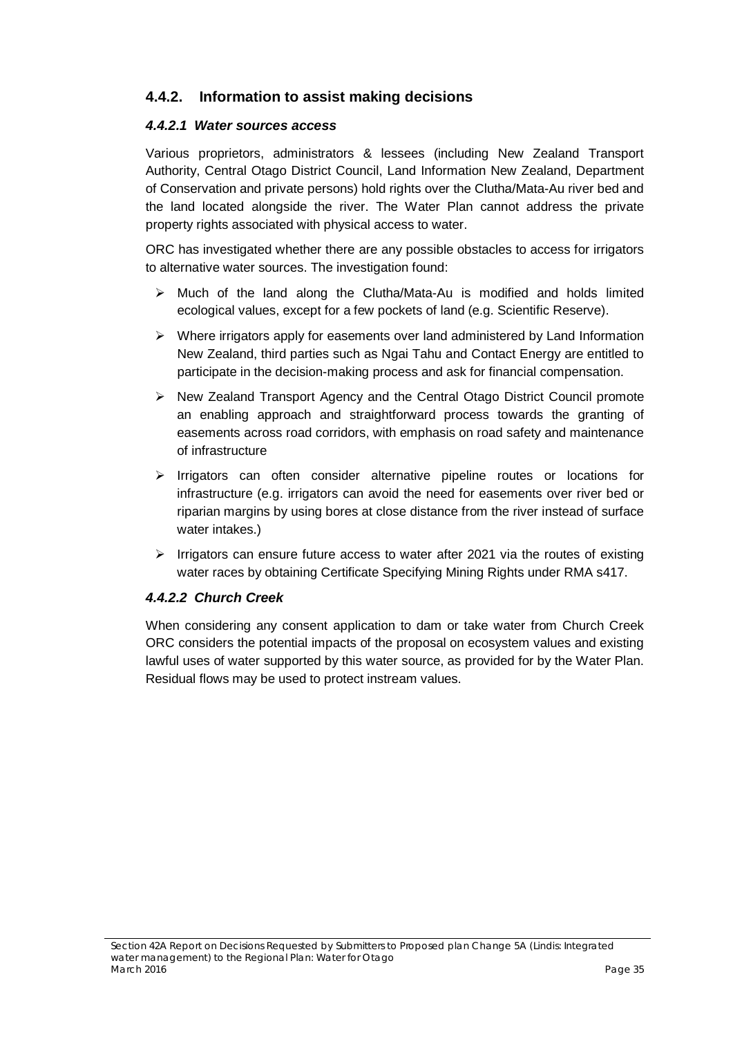### 4.4.2. Information to assist making decisions

#### *4.4.2.1 Water sources access*

Various proprietors, administrators & lessees (including New Zealand Transport Authority, Central Otago District Council, Land Information New Zealand, Department of Conservation and private persons) hold rights over the Clutha/Mata-Au river bed and the land located alongside the river. The Water Plan cannot address the private property rights associated with physical access to water.

ORC has investigated whether there are any possible obstacles to access for irrigators to alternative water sources. The investigation found:

- Much of the land along the Clutha/Mata-Au is modified and holds limited ecological values, except for a few pockets of land (e.g. Scientific Reserve).
- Where irrigators apply for easements over land administered by Land Information New Zealand, third parties such as Ngai Tahu and Contact Energy are entitled to participate in the decision-making process and ask for financial compensation.
- New Zealand Transport Agency and the Central Otago District Council promote an enabling approach and straightforward process towards the granting of easements across road corridors, with emphasis on road safety and maintenance of infrastructure
- Irrigators can often consider alternative pipeline routes or locations for infrastructure (e.g. irrigators can avoid the need for easements over river bed or riparian margins by using bores at close distance from the river instead of surface water intakes.)
- Irrigators can ensure future access to water after 2021 via the routes of existing water races by obtaining Certificate Specifying Mining Rights under RMA s417.

#### *4.4.2.2 Church Creek*

When considering any consent application to dam or take water from Church Creek ORC considers the potential impacts of the proposal on ecosystem values and existing lawful uses of water supported by this water source, as provided for by the Water Plan. Residual flows may be used to protect instream values.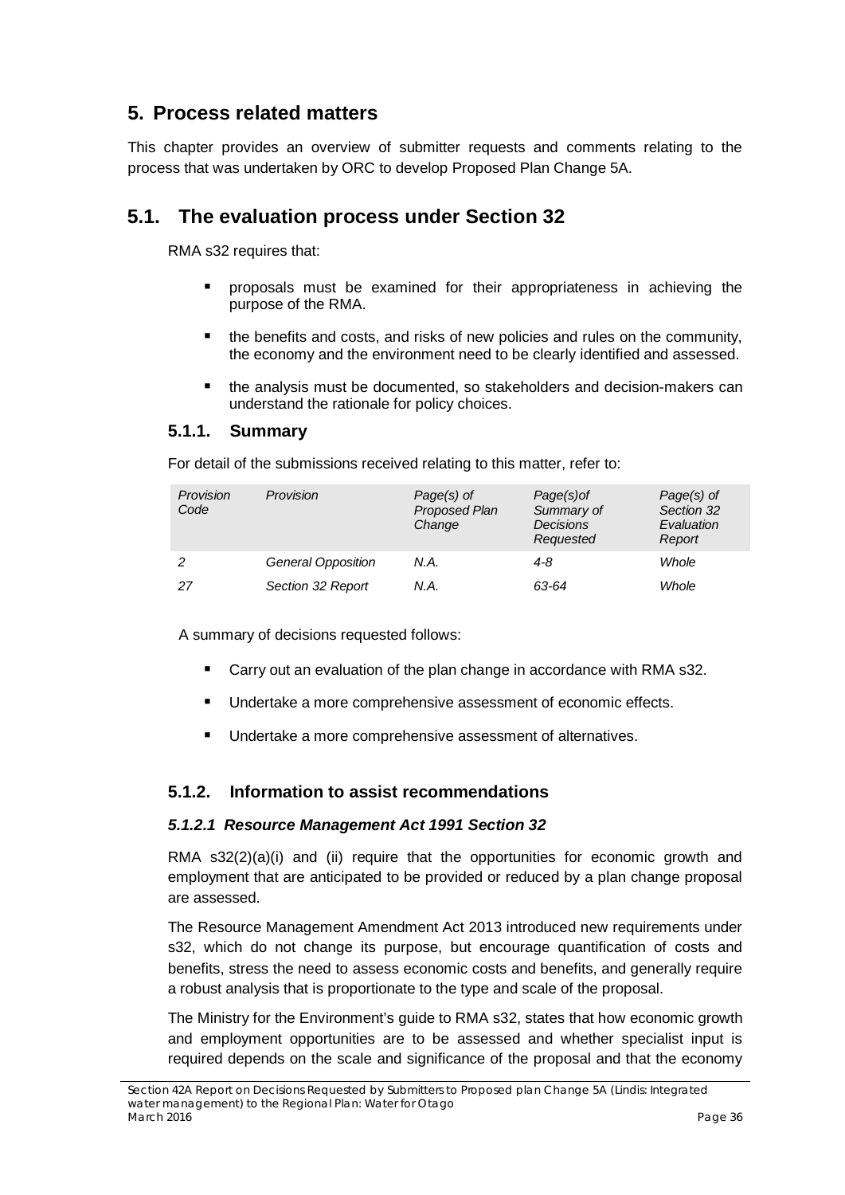# 5. Process related matters

This chapter provides an overview of submitter requests and comments relating to the process that was undertaken by ORC to develop Proposed Plan Change 5A.

## 5.1. The evaluation process under Section 32

RMA s32 requires that:

- proposals must be examined for their appropriateness in achieving the purpose of the RMA.
- the benefits and costs, and risks of new policies and rules on the community, the economy and the environment need to be clearly identified and assessed.
- the analysis must be documented, so stakeholders and decision-makers can understand the rationale for policy choices.

### 5.1.1. Summary

For detail of the submissions received relating to this matter, refer to:

| *Provision Code* | *Provision* | *Page(s) of Proposed Plan Change* | *Page(s)of Summary of Decisions Requested* | *Page(s) of Section 32 Evaluation Report* |
|---|---|---|---|---|
| *2* | *General Opposition* | *N.A.* | *4-8* | *Whole* |
| *27* | *Section 32 Report* | *N.A.* | *63-64* | *Whole* |

A summary of decisions requested follows:

- Carry out an evaluation of the plan change in accordance with RMA s32.
- Undertake a more comprehensive assessment of economic effects.
- Undertake a more comprehensive assessment of alternatives.

### 5.1.2. Information to assist recommendations

#### *5.1.2.1 Resource Management Act 1991 Section 32*

RMA s32(2)(a)(i) and (ii) require that the opportunities for economic growth and employment that are anticipated to be provided or reduced by a plan change proposal are assessed.

The Resource Management Amendment Act 2013 introduced new requirements under s32, which do not change its purpose, but encourage quantification of costs and benefits, stress the need to assess economic costs and benefits, and generally require a robust analysis that is proportionate to the type and scale of the proposal.

The Ministry for the Environment's guide to RMA s32, states that how economic growth and employment opportunities are to be assessed and whether specialist input is required depends on the scale and significance of the proposal and that the economy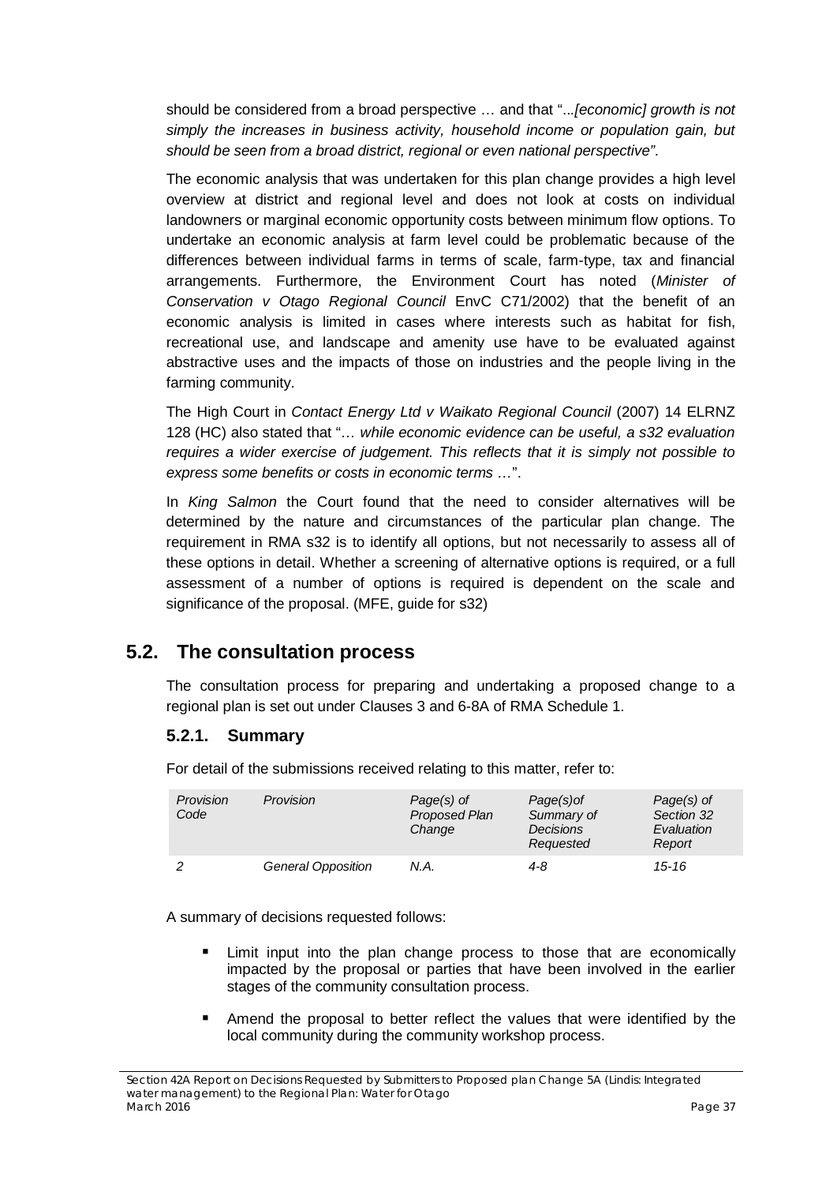should be considered from a broad perspective … and that "*...[economic] growth is not simply the increases in business activity, household income or population gain, but should be seen from a broad district, regional or even national perspective"*.

The economic analysis that was undertaken for this plan change provides a high level overview at district and regional level and does not look at costs on individual landowners or marginal economic opportunity costs between minimum flow options. To undertake an economic analysis at farm level could be problematic because of the differences between individual farms in terms of scale, farm-type, tax and financial arrangements. Furthermore, the Environment Court has noted (*Minister of Conservation v Otago Regional Council* EnvC C71/2002) that the benefit of an economic analysis is limited in cases where interests such as habitat for fish, recreational use, and landscape and amenity use have to be evaluated against abstractive uses and the impacts of those on industries and the people living in the farming community.

The High Court in *Contact Energy Ltd v Waikato Regional Council* (2007) 14 ELRNZ 128 (HC) also stated that "*… while economic evidence can be useful, a s32 evaluation requires a wider exercise of judgement. This reflects that it is simply not possible to express some benefits or costs in economic terms …*".

In *King Salmon* the Court found that the need to consider alternatives will be determined by the nature and circumstances of the particular plan change. The requirement in RMA s32 is to identify all options, but not necessarily to assess all of these options in detail. Whether a screening of alternative options is required, or a full assessment of a number of options is required is dependent on the scale and significance of the proposal. (MFE, guide for s32)

## 5.2. The consultation process

The consultation process for preparing and undertaking a proposed change to a regional plan is set out under Clauses 3 and 6-8A of RMA Schedule 1.

### 5.2.1. Summary

For detail of the submissions received relating to this matter, refer to:

| *Provision Code* | *Provision* | *Page(s) of Proposed Plan Change* | *Page(s)of Summary of Decisions Requested* | *Page(s) of Section 32 Evaluation Report* |
|---|---|---|---|---|
| *2* | *General Opposition* | *N.A.* | *4-8* | *15-16* |

A summary of decisions requested follows:

- Limit input into the plan change process to those that are economically impacted by the proposal or parties that have been involved in the earlier stages of the community consultation process.
- Amend the proposal to better reflect the values that were identified by the local community during the community workshop process.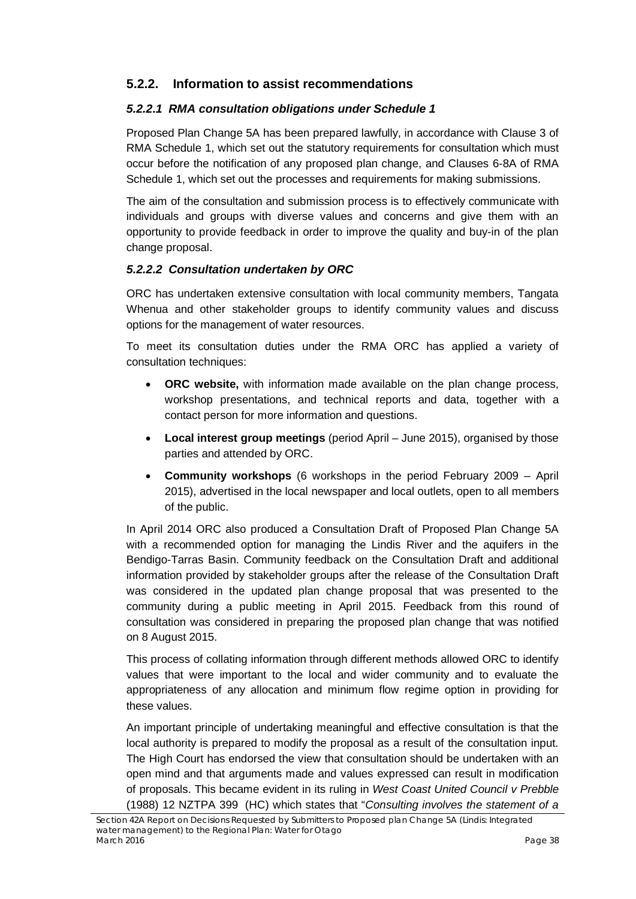### 5.2.2. Information to assist recommendations

#### *5.2.2.1 RMA consultation obligations under Schedule 1*

Proposed Plan Change 5A has been prepared lawfully, in accordance with Clause 3 of RMA Schedule 1, which set out the statutory requirements for consultation which must occur before the notification of any proposed plan change, and Clauses 6-8A of RMA Schedule 1, which set out the processes and requirements for making submissions.

The aim of the consultation and submission process is to effectively communicate with individuals and groups with diverse values and concerns and give them with an opportunity to provide feedback in order to improve the quality and buy-in of the plan change proposal.

#### *5.2.2.2 Consultation undertaken by ORC*

ORC has undertaken extensive consultation with local community members, Tangata Whenua and other stakeholder groups to identify community values and discuss options for the management of water resources.

To meet its consultation duties under the RMA ORC has applied a variety of consultation techniques:

- **ORC website,** with information made available on the plan change process, workshop presentations, and technical reports and data, together with a contact person for more information and questions.
- **Local interest group meetings** (period April – June 2015), organised by those parties and attended by ORC.
- **Community workshops** (6 workshops in the period February 2009 – April 2015), advertised in the local newspaper and local outlets, open to all members of the public.

In April 2014 ORC also produced a Consultation Draft of Proposed Plan Change 5A with a recommended option for managing the Lindis River and the aquifers in the Bendigo-Tarras Basin. Community feedback on the Consultation Draft and additional information provided by stakeholder groups after the release of the Consultation Draft was considered in the updated plan change proposal that was presented to the community during a public meeting in April 2015. Feedback from this round of consultation was considered in preparing the proposed plan change that was notified on 8 August 2015.

This process of collating information through different methods allowed ORC to identify values that were important to the local and wider community and to evaluate the appropriateness of any allocation and minimum flow regime option in providing for these values.

An important principle of undertaking meaningful and effective consultation is that the local authority is prepared to modify the proposal as a result of the consultation input. The High Court has endorsed the view that consultation should be undertaken with an open mind and that arguments made and values expressed can result in modification of proposals. This became evident in its ruling in *West Coast United Council v Prebble* (1988) 12 NZTPA 399 (HC) which states that "*Consulting involves the statement of a*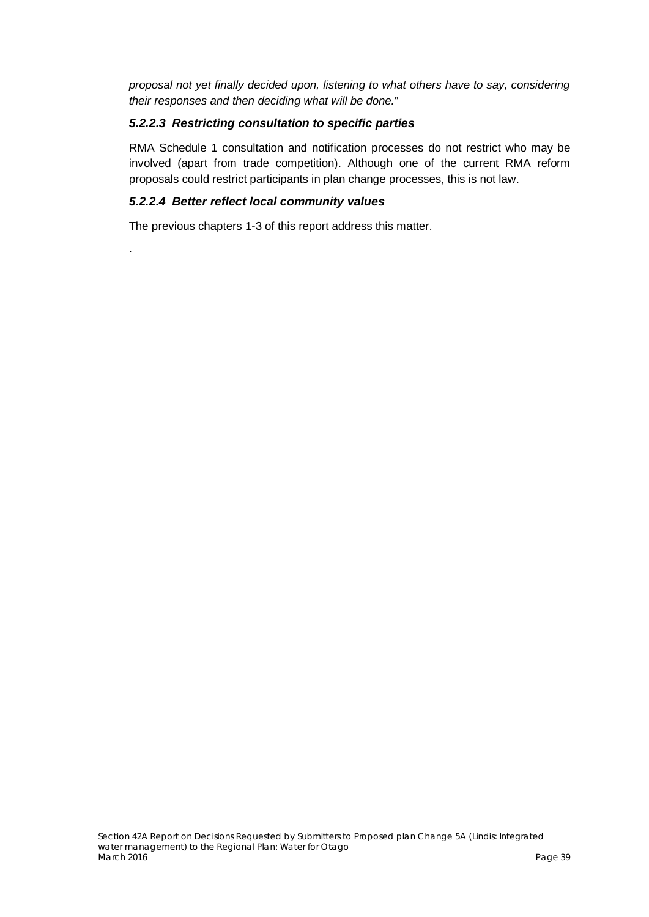*proposal not yet finally decided upon, listening to what others have to say, considering their responses and then deciding what will be done.*"

#### *5.2.2.3 Restricting consultation to specific parties*

RMA Schedule 1 consultation and notification processes do not restrict who may be involved (apart from trade competition). Although one of the current RMA reform proposals could restrict participants in plan change processes, this is not law.

#### *5.2.2.4 Better reflect local community values*

The previous chapters 1-3 of this report address this matter.

.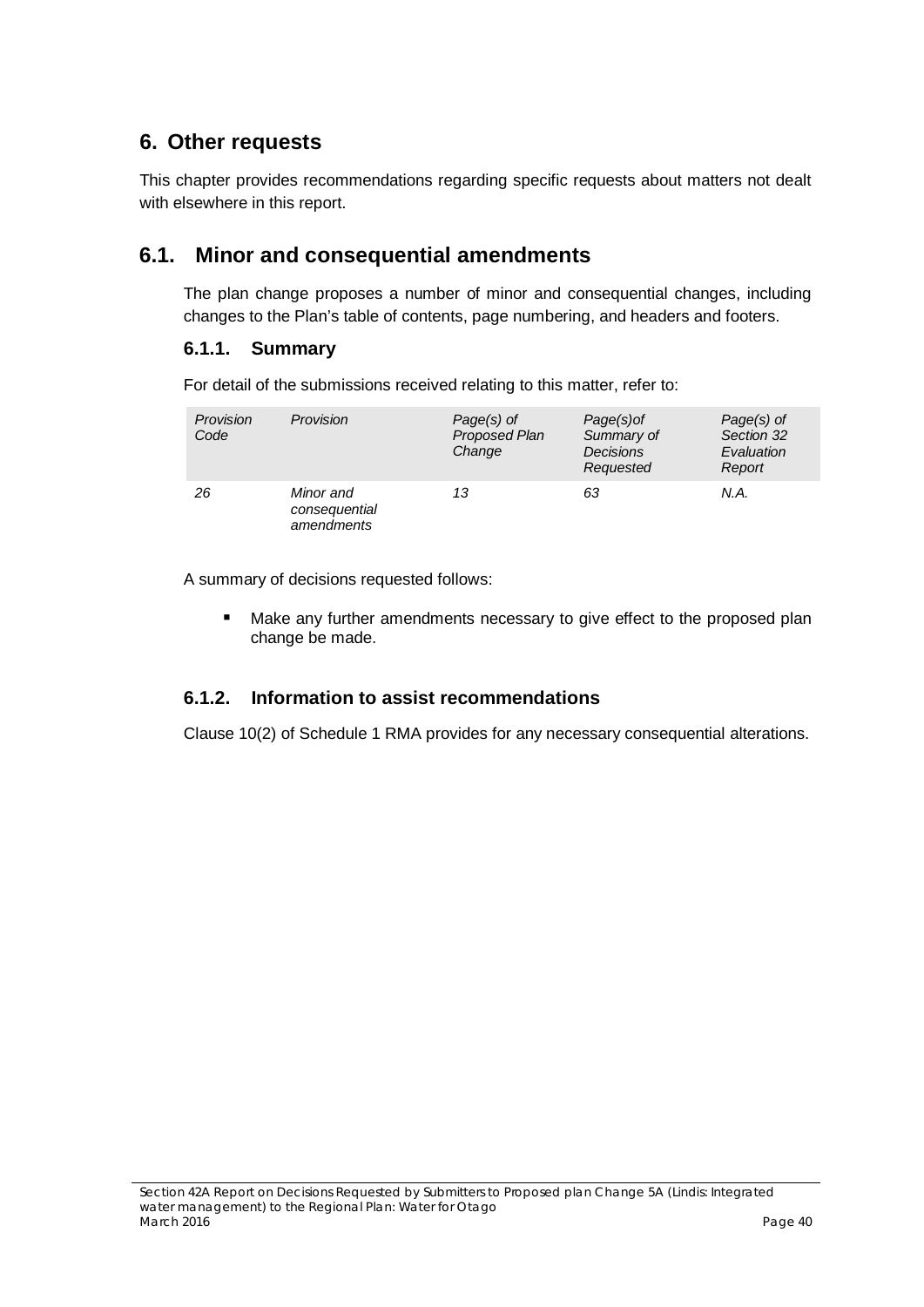# 6. Other requests

This chapter provides recommendations regarding specific requests about matters not dealt with elsewhere in this report.

## 6.1. Minor and consequential amendments

The plan change proposes a number of minor and consequential changes, including changes to the Plan's table of contents, page numbering, and headers and footers.

### 6.1.1. Summary

For detail of the submissions received relating to this matter, refer to:

| *Provision Code* | *Provision* | *Page(s) of Proposed Plan Change* | *Page(s)of Summary of Decisions Requested* | *Page(s) of Section 32 Evaluation Report* |
|---|---|---|---|---|
| *26* | *Minor and consequential amendments* | *13* | *63* | *N.A.* |

A summary of decisions requested follows:

- Make any further amendments necessary to give effect to the proposed plan change be made.

### 6.1.2. Information to assist recommendations

Clause 10(2) of Schedule 1 RMA provides for any necessary consequential alterations.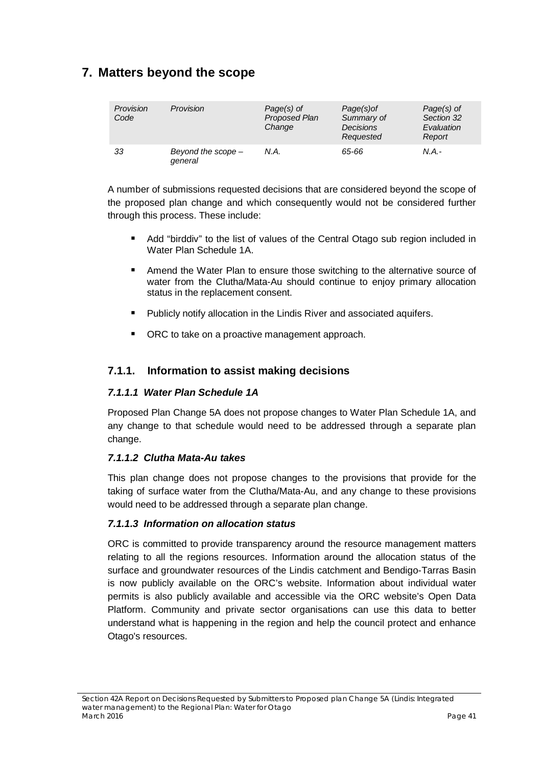# 7. Matters beyond the scope

| *Provision Code* | *Provision* | *Page(s) of Proposed Plan Change* | *Page(s)of Summary of Decisions Requested* | *Page(s) of Section 32 Evaluation Report* |
|---|---|---|---|---|
| *33* | *Beyond the scope – general* | *N.A.* | *65-66* | *N.A.-* |

A number of submissions requested decisions that are considered beyond the scope of the proposed plan change and which consequently would not be considered further through this process. These include:

- Add "birddiv" to the list of values of the Central Otago sub region included in Water Plan Schedule 1A.
- Amend the Water Plan to ensure those switching to the alternative source of water from the Clutha/Mata-Au should continue to enjoy primary allocation status in the replacement consent.
- Publicly notify allocation in the Lindis River and associated aquifers.
- ORC to take on a proactive management approach.

## 7.1.1. Information to assist making decisions

### *7.1.1.1 Water Plan Schedule 1A*

Proposed Plan Change 5A does not propose changes to Water Plan Schedule 1A, and any change to that schedule would need to be addressed through a separate plan change.

### *7.1.1.2 Clutha Mata-Au takes*

This plan change does not propose changes to the provisions that provide for the taking of surface water from the Clutha/Mata-Au, and any change to these provisions would need to be addressed through a separate plan change.

### *7.1.1.3 Information on allocation status*

ORC is committed to provide transparency around the resource management matters relating to all the regions resources. Information around the allocation status of the surface and groundwater resources of the Lindis catchment and Bendigo-Tarras Basin is now publicly available on the ORC's website. Information about individual water permits is also publicly available and accessible via the ORC website's Open Data Platform. Community and private sector organisations can use this data to better understand what is happening in the region and help the council protect and enhance Otago's resources.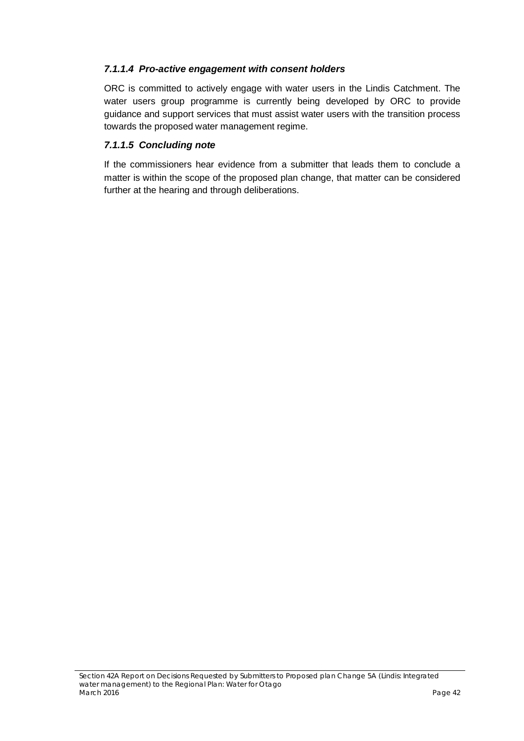#### *7.1.1.4 Pro-active engagement with consent holders*

ORC is committed to actively engage with water users in the Lindis Catchment. The water users group programme is currently being developed by ORC to provide guidance and support services that must assist water users with the transition process towards the proposed water management regime.

#### *7.1.1.5 Concluding note*

If the commissioners hear evidence from a submitter that leads them to conclude a matter is within the scope of the proposed plan change, that matter can be considered further at the hearing and through deliberations.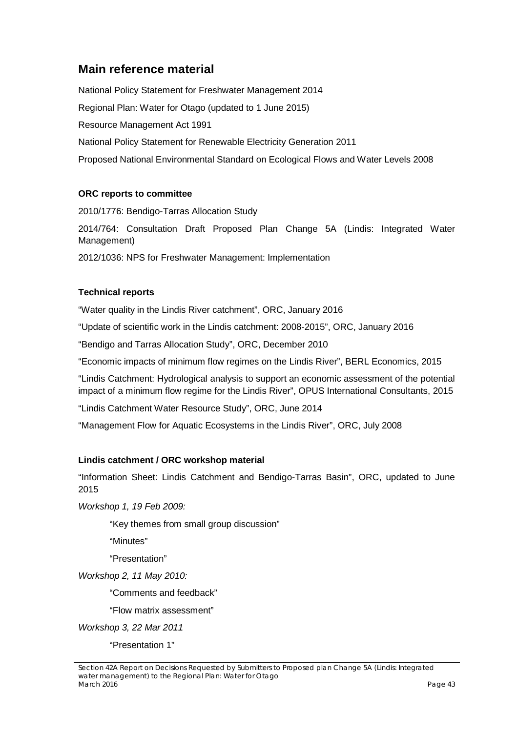## Main reference material

National Policy Statement for Freshwater Management 2014

Regional Plan: Water for Otago (updated to 1 June 2015)

Resource Management Act 1991

National Policy Statement for Renewable Electricity Generation 2011

Proposed National Environmental Standard on Ecological Flows and Water Levels 2008

**ORC reports to committee**

2010/1776: Bendigo-Tarras Allocation Study

2014/764: Consultation Draft Proposed Plan Change 5A (Lindis: Integrated Water Management)

2012/1036: NPS for Freshwater Management: Implementation

**Technical reports**

"Water quality in the Lindis River catchment", ORC, January 2016

"Update of scientific work in the Lindis catchment: 2008-2015", ORC, January 2016

"Bendigo and Tarras Allocation Study", ORC, December 2010

"Economic impacts of minimum flow regimes on the Lindis River", BERL Economics, 2015

"Lindis Catchment: Hydrological analysis to support an economic assessment of the potential impact of a minimum flow regime for the Lindis River", OPUS International Consultants, 2015

"Lindis Catchment Water Resource Study", ORC, June 2014

"Management Flow for Aquatic Ecosystems in the Lindis River", ORC, July 2008

**Lindis catchment / ORC workshop material**

"Information Sheet: Lindis Catchment and Bendigo-Tarras Basin", ORC, updated to June 2015

*Workshop 1, 19 Feb 2009:*

"Key themes from small group discussion"

"Minutes"

"Presentation"

*Workshop 2, 11 May 2010:*

"Comments and feedback"

"Flow matrix assessment"

*Workshop 3, 22 Mar 2011*

"Presentation 1"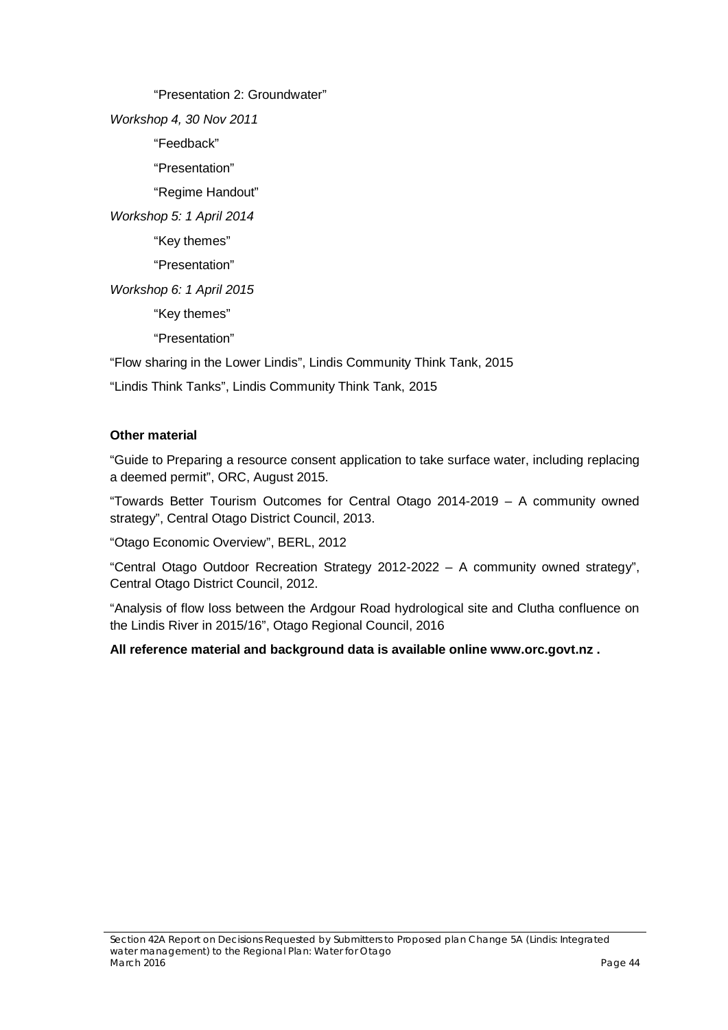"Presentation 2: Groundwater"

*Workshop 4, 30 Nov 2011*

"Feedback"

"Presentation"

"Regime Handout"

*Workshop 5: 1 April 2014*

"Key themes"

"Presentation"

*Workshop 6: 1 April 2015*

"Key themes"

"Presentation"

"Flow sharing in the Lower Lindis", Lindis Community Think Tank, 2015

"Lindis Think Tanks", Lindis Community Think Tank, 2015

**Other material**

"Guide to Preparing a resource consent application to take surface water, including replacing a deemed permit", ORC, August 2015.

"Towards Better Tourism Outcomes for Central Otago 2014-2019 – A community owned strategy", Central Otago District Council, 2013.

"Otago Economic Overview", BERL, 2012

"Central Otago Outdoor Recreation Strategy 2012-2022 – A community owned strategy", Central Otago District Council, 2012.

"Analysis of flow loss between the Ardgour Road hydrological site and Clutha confluence on the Lindis River in 2015/16", Otago Regional Council, 2016

**All reference material and background data is available online www.orc.govt.nz .**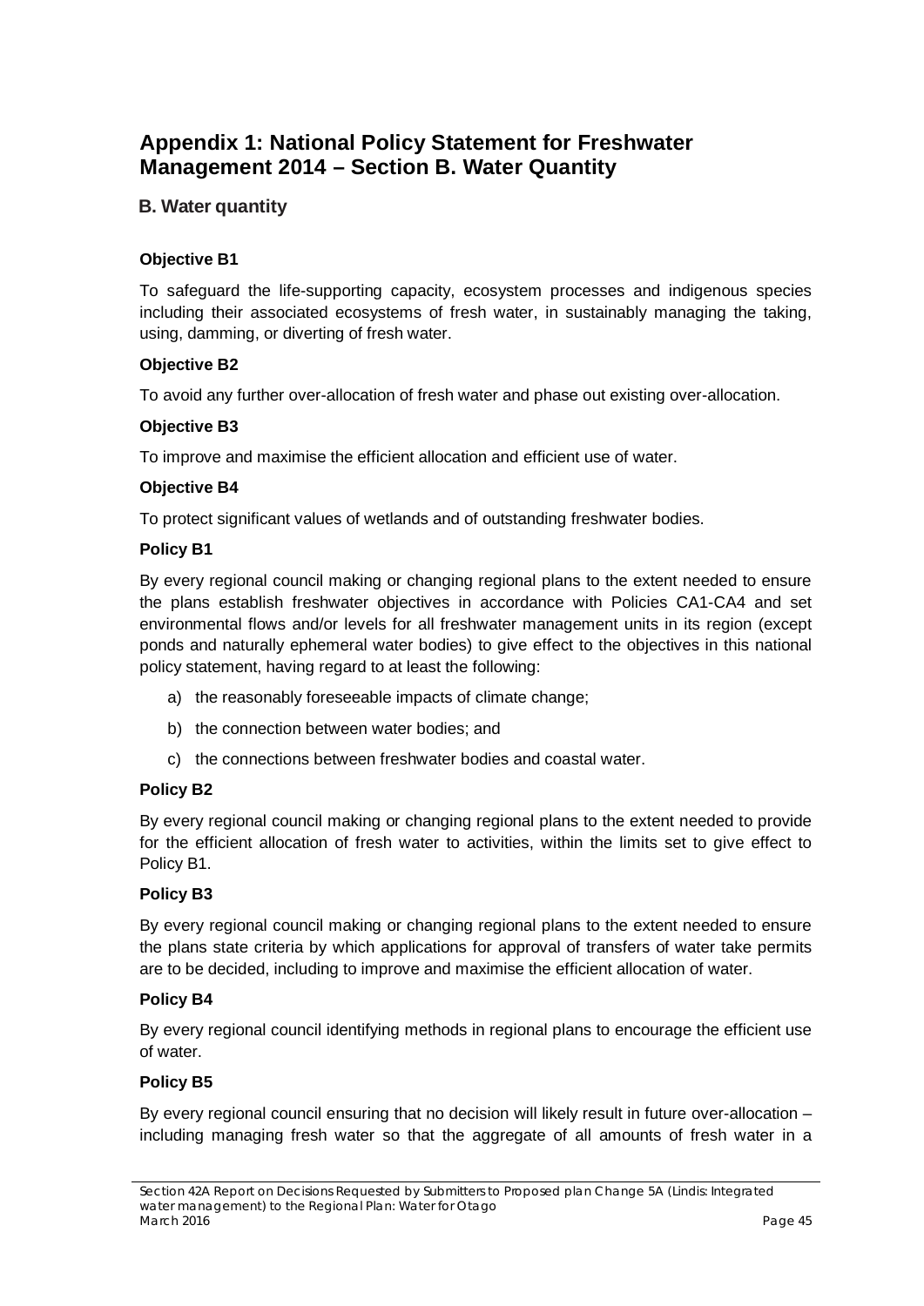# Appendix 1: National Policy Statement for Freshwater Management 2014 – Section B. Water Quantity

## B. Water quantity

**Objective B1**

To safeguard the life-supporting capacity, ecosystem processes and indigenous species including their associated ecosystems of fresh water, in sustainably managing the taking, using, damming, or diverting of fresh water.

**Objective B2**

To avoid any further over-allocation of fresh water and phase out existing over-allocation.

**Objective B3**

To improve and maximise the efficient allocation and efficient use of water.

**Objective B4**

To protect significant values of wetlands and of outstanding freshwater bodies.

**Policy B1**

By every regional council making or changing regional plans to the extent needed to ensure the plans establish freshwater objectives in accordance with Policies CA1-CA4 and set environmental flows and/or levels for all freshwater management units in its region (except ponds and naturally ephemeral water bodies) to give effect to the objectives in this national policy statement, having regard to at least the following:

a) the reasonably foreseeable impacts of climate change;

b) the connection between water bodies; and

c) the connections between freshwater bodies and coastal water.

**Policy B2**

By every regional council making or changing regional plans to the extent needed to provide for the efficient allocation of fresh water to activities, within the limits set to give effect to Policy B1.

**Policy B3**

By every regional council making or changing regional plans to the extent needed to ensure the plans state criteria by which applications for approval of transfers of water take permits are to be decided, including to improve and maximise the efficient allocation of water.

**Policy B4**

By every regional council identifying methods in regional plans to encourage the efficient use of water.

**Policy B5**

By every regional council ensuring that no decision will likely result in future over-allocation – including managing fresh water so that the aggregate of all amounts of fresh water in a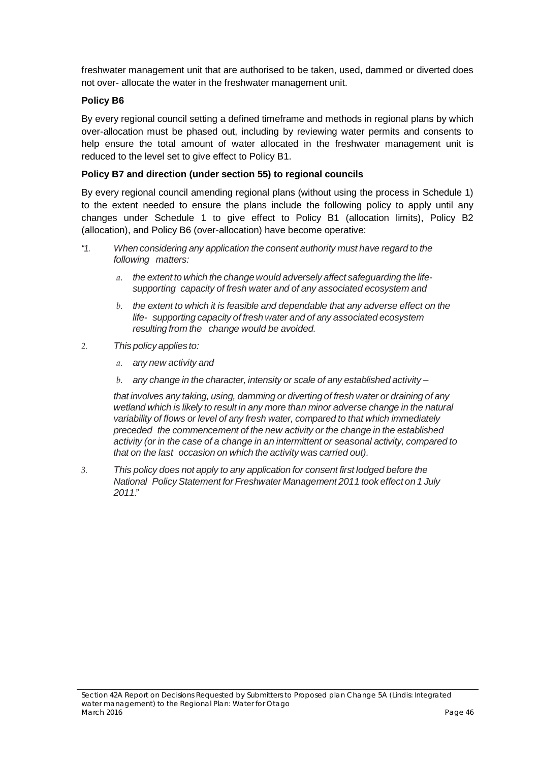freshwater management unit that are authorised to be taken, used, dammed or diverted does not over- allocate the water in the freshwater management unit.

**Policy B6**

By every regional council setting a defined timeframe and methods in regional plans by which over-allocation must be phased out, including by reviewing water permits and consents to help ensure the total amount of water allocated in the freshwater management unit is reduced to the level set to give effect to Policy B1.

**Policy B7 and direction (under section 55) to regional councils**

By every regional council amending regional plans (without using the process in Schedule 1) to the extent needed to ensure the plans include the following policy to apply until any changes under Schedule 1 to give effect to Policy B1 (allocation limits), Policy B2 (allocation), and Policy B6 (over-allocation) have become operative:

*"1. When considering any application the consent authority must have regard to the following matters:*

*a. the extent to which the change would adversely affect safeguarding the life-supporting capacity of fresh water and of any associated ecosystem and*

*b. the extent to which it is feasible and dependable that any adverse effect on the life- supporting capacity of fresh water and of any associated ecosystem resulting from the change would be avoided.*

*2. This policy applies to:*

*a. any new activity and*

*b. any change in the character, intensity or scale of any established activity –*

*that involves any taking, using, damming or diverting of fresh water or draining of any wetland which is likely to result in any more than minor adverse change in the natural variability of flows or level of any fresh water, compared to that which immediately preceded the commencement of the new activity or the change in the established activity (or in the case of a change in an intermittent or seasonal activity, compared to that on the last occasion on which the activity was carried out).*

*3. This policy does not apply to any application for consent first lodged before the National Policy Statement for Freshwater Management 2011 took effect on 1 July 2011."*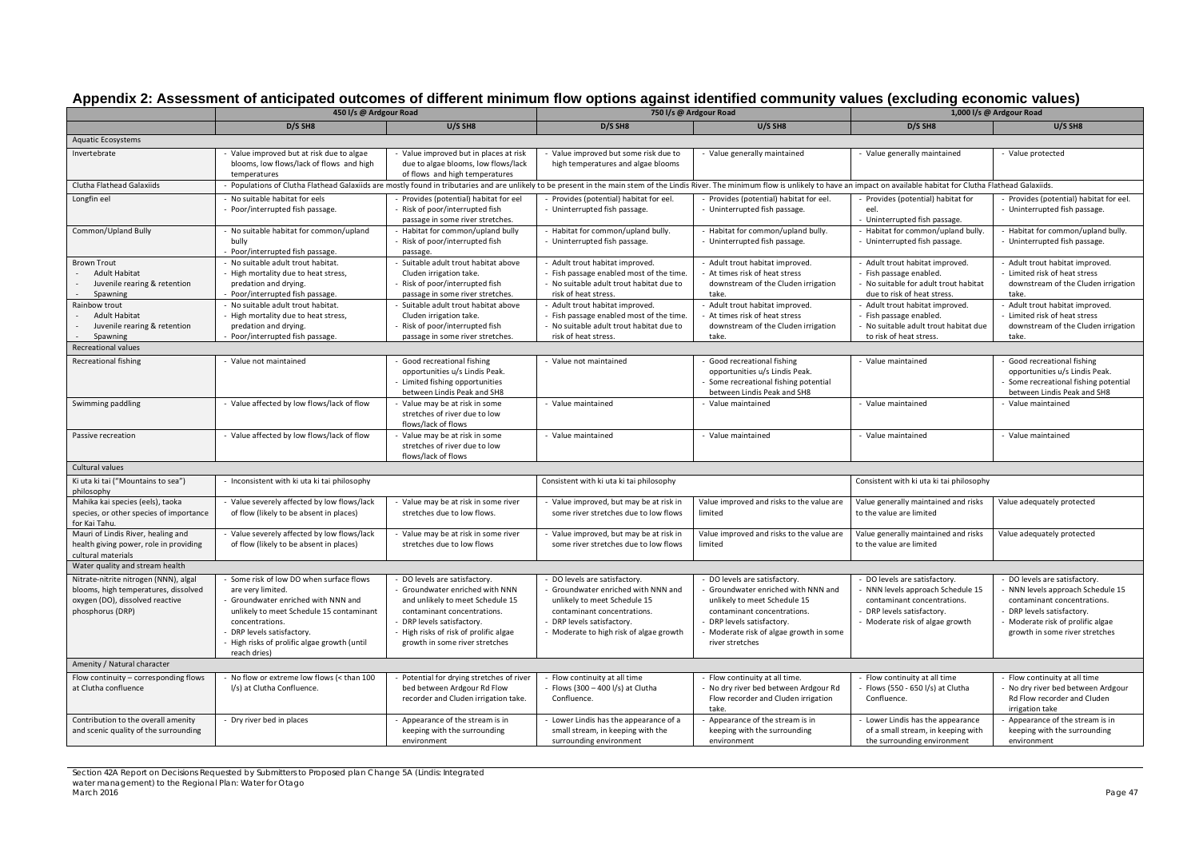## Appendix 2: Assessment of anticipated outcomes of different minimum flow options against identified community values (excluding economic values)

| | 450 l/s @ Ardgour Road | | 750 l/s @ Ardgour Road | | 1,000 l/s @ Ardgour Road | |
|---|---|---|---|---|---|---|
| | D/S SH8 | U/S SH8 | D/S SH8 | U/S SH8 | D/S SH8 | U/S SH8 |
| **Aquatic Ecosystems** | | | | | | |
| Invertebrate | - Value improved but at risk due to algae blooms, low flows/lack of flows and high temperatures | - Value improved but in places at risk due to algae blooms, low flows/lack of flows and high temperatures | - Value improved but some risk due to high temperatures and algae blooms | - Value generally maintained | - Value generally maintained | - Value protected |
| Clutha Flathead Galaxiids | - Populations of Clutha Flathead Galaxiids are mostly found in tributaries and are unlikely to be present in the main stem of the Lindis River. The minimum flow is unlikely to have an impact on available habitat for Clutha Flathead Galaxiids. | | | | | |
| Longfin eel | - No suitable habitat for eels<br>- Poor/interrupted fish passage. | - Provides (potential) habitat for eel<br>- Risk of poor/interrupted fish passage in some river stretches. | - Provides (potential) habitat for eel.<br>- Uninterrupted fish passage. | - Provides (potential) habitat for eel.<br>- Uninterrupted fish passage. | - Provides (potential) habitat for eel.<br>- Uninterrupted fish passage. | - Provides (potential) habitat for eel.<br>- Uninterrupted fish passage. |
| Common/Upland Bully | - No suitable habitat for common/upland bully<br>- Poor/interrupted fish passage. | - Habitat for common/upland bully<br>- Risk of poor/interrupted fish passage. | - Habitat for common/upland bully.<br>- Uninterrupted fish passage. | - Habitat for common/upland bully.<br>- Uninterrupted fish passage. | - Habitat for common/upland bully.<br>- Uninterrupted fish passage. | - Habitat for common/upland bully.<br>- Uninterrupted fish passage. |
| Brown Trout<br>- Adult Habitat<br>- Juvenile rearing & retention<br>- Spawning | - No suitable adult trout habitat.<br>- High mortality due to heat stress, predation and drying.<br>- Poor/interrupted fish passage. | - Suitable adult trout habitat above Cluden irrigation take.<br>- Risk of poor/interrupted fish passage in some river stretches. | - Adult trout habitat improved.<br>- Fish passage enabled most of the time.<br>- No suitable adult trout habitat due to risk of heat stress. | - Adult trout habitat improved.<br>- At times risk of heat stress downstream of the Cluden irrigation take. | - Adult trout habitat improved.<br>- Fish passage enabled.<br>- No suitable for adult trout habitat due to risk of heat stress. | - Adult trout habitat improved.<br>- Limited risk of heat stress downstream of the Cluden irrigation take. |
| Rainbow trout<br>- Adult Habitat<br>- Juvenile rearing & retention<br>- Spawning | - No suitable adult trout habitat.<br>- High mortality due to heat stress, predation and drying.<br>- Poor/interrupted fish passage. | - Suitable adult trout habitat above Cluden irrigation take.<br>- Risk of poor/interrupted fish passage in some river stretches. | - Adult trout habitat improved.<br>- Fish passage enabled most of the time.<br>- No suitable adult trout habitat due to risk of heat stress. | - Adult trout habitat improved.<br>- At times risk of heat stress downstream of the Cluden irrigation take. | - Adult trout habitat improved.<br>- Fish passage enabled.<br>- No suitable adult trout habitat due to risk of heat stress. | - Adult trout habitat improved.<br>- Limited risk of heat stress downstream of the Cluden irrigation take. |
| **Recreational values** | | | | | | |
| Recreational fishing | - Value not maintained | - Good recreational fishing opportunities u/s Lindis Peak.<br>- Limited fishing opportunities between Lindis Peak and SH8 | - Value not maintained | - Good recreational fishing opportunities u/s Lindis Peak.<br>- Some recreational fishing potential between Lindis Peak and SH8 | - Value maintained | - Good recreational fishing opportunities u/s Lindis Peak.<br>- Some recreational fishing potential between Lindis Peak and SH8 |
| Swimming paddling | - Value affected by low flows/lack of flow | - Value may be at risk in some stretches of river due to low flows/lack of flows | - Value maintained | - Value maintained | - Value maintained | - Value maintained |
| Passive recreation | - Value affected by low flows/lack of flow | - Value may be at risk in some stretches of river due to low flows/lack of flows | - Value maintained | - Value maintained | - Value maintained | - Value maintained |
| **Cultural values** | | | | | | |
| Ki uta ki tai ("Mountains to sea") philosophy | - Inconsistent with ki uta ki tai philosophy | | Consistent with ki uta ki tai philosophy | | Consistent with ki uta ki tai philosophy | |
| Mahika kai species (eels), taoka species, or other species of importance for Kai Tahu. | - Value severely affected by low flows/lack of flow (likely to be absent in places) | - Value may be at risk in some river stretches due to low flows. | - Value improved, but may be at risk in some river stretches due to low flows | Value improved and risks to the value are limited | Value generally maintained and risks to the value are limited | Value adequately protected |
| Mauri of Lindis River, healing and health giving power, role in providing cultural materials | - Value severely affected by low flows/lack of flow (likely to be absent in places) | - Value may be at risk in some river stretches due to low flows | - Value improved, but may be at risk in some river stretches due to low flows | Value improved and risks to the value are limited | Value generally maintained and risks to the value are limited | Value adequately protected |
| **Water quality and stream health** | | | | | | |
| Nitrate-nitrite nitrogen (NNN), algal blooms, high temperatures, dissolved oxygen (DO), dissolved reactive phosphorus (DRP) | - Some risk of low DO when surface flows are very limited.<br>- Groundwater enriched with NNN and unlikely to meet Schedule 15 contaminant concentrations.<br>- DRP levels satisfactory.<br>- High risks of prolific algae growth (until reach dries) | - DO levels are satisfactory.<br>- Groundwater enriched with NNN and unlikely to meet Schedule 15 contaminant concentrations.<br>- DRP levels satisfactory.<br>- High risks of risk of prolific algae growth in some river stretches | - DO levels are satisfactory.<br>- Groundwater enriched with NNN and unlikely to meet Schedule 15 contaminant concentrations.<br>- DRP levels satisfactory.<br>- Moderate to high risk of algae growth | - DO levels are satisfactory.<br>- Groundwater enriched with NNN and unlikely to meet Schedule 15 contaminant concentrations.<br>- DRP levels satisfactory.<br>- Moderate risk of algae growth in some river stretches | - DO levels are satisfactory.<br>- NNN levels approach Schedule 15 contaminant concentrations.<br>- DRP levels satisfactory.<br>- Moderate risk of algae growth | - DO levels are satisfactory.<br>- NNN levels approach Schedule 15 contaminant concentrations.<br>- DRP levels satisfactory.<br>- Moderate risk of prolific algae growth in some river stretches |
| **Amenity / Natural character** | | | | | | |
| Flow continuity – corresponding flows at Clutha confluence | - No flow or extreme low flows (< than 100 l/s) at Clutha Confluence. | - Potential for drying stretches of river bed between Ardgour Rd Flow recorder and Cluden irrigation take. | - Flow continuity at all time<br>- Flows (300 – 400 l/s) at Clutha Confluence. | - Flow continuity at all time.<br>- No dry river bed between Ardgour Rd Flow recorder and Cluden irrigation take. | - Flow continuity at all time<br>- Flows (550 - 650 l/s) at Clutha Confluence. | - Flow continuity at all time<br>- No dry river bed between Ardgour Rd Flow recorder and Cluden irrigation take |
| Contribution to the overall amenity and scenic quality of the surrounding | - Dry river bed in places | - Appearance of the stream is in keeping with the surrounding environment | - Lower Lindis has the appearance of a small stream, in keeping with the surrounding environment | - Appearance of the stream is in keeping with the surrounding environment | - Lower Lindis has the appearance of a small stream, in keeping with the surrounding environment | - Appearance of the stream is in keeping with the surrounding environment |